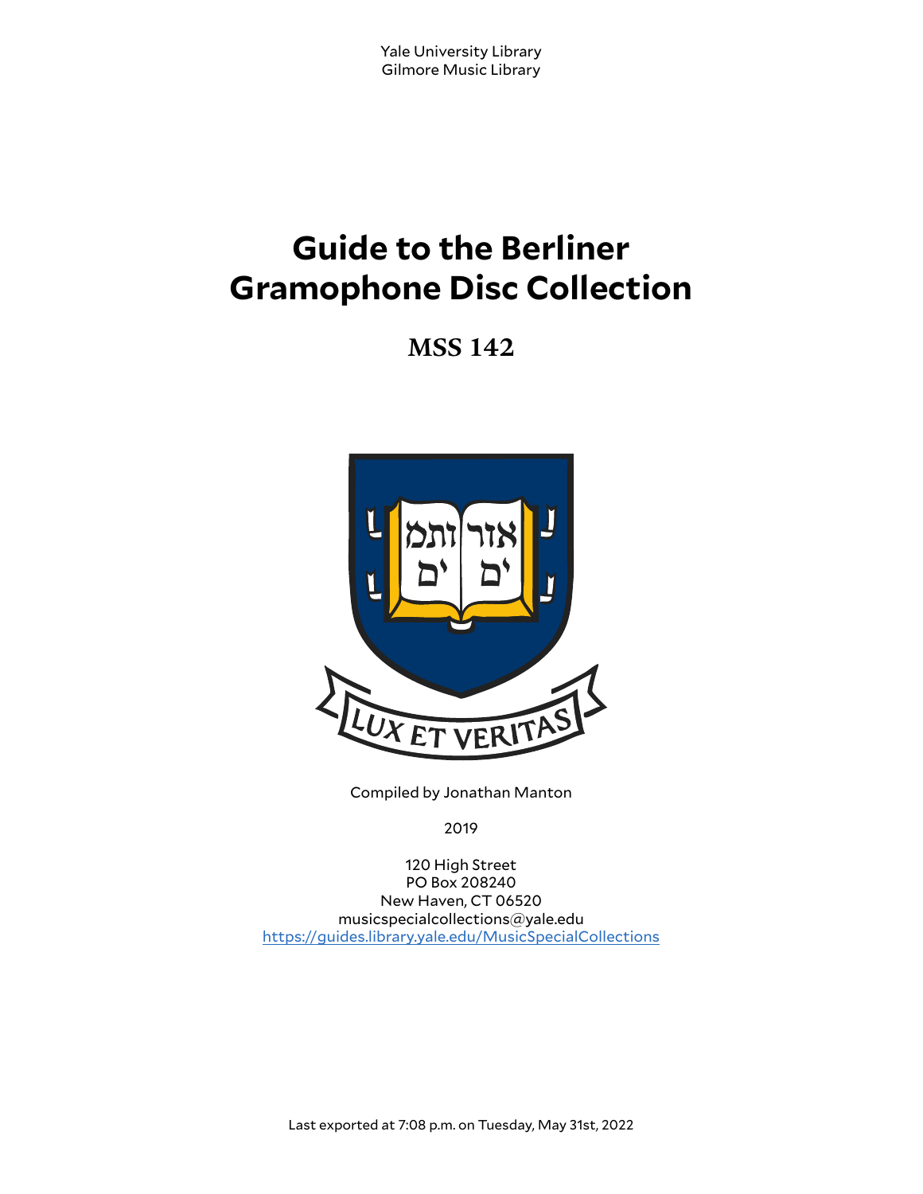Yale University Library
Gilmore Music Library

# Guide to the Berliner Gramophone Disc Collection

## MSS 142

Compiled by Jonathan Manton

2019

120 High Street
PO Box 208240
New Haven, CT 06520
musicspecialcollections@yale.edu
https://guides.library.yale.edu/MusicSpecialCollections

Last exported at 7:08 p.m. on Tuesday, May 31st, 2022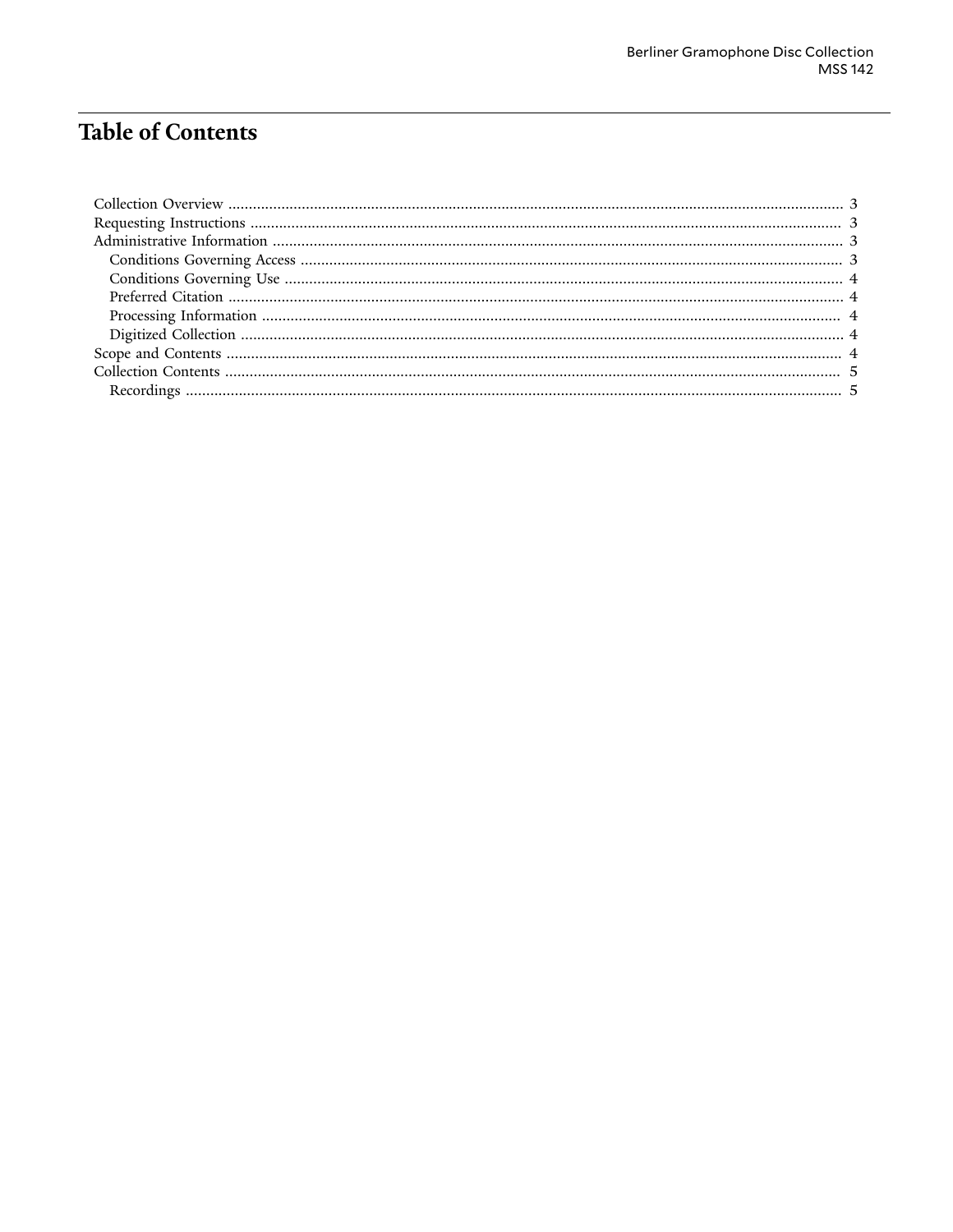# Table of Contents

- Collection Overview ........ 3
- Requesting Instructions ........ 3
- Administrative Information ........ 3
  - Conditions Governing Access ........ 3
  - Conditions Governing Use ........ 4
  - Preferred Citation ........ 4
  - Processing Information ........ 4
  - Digitized Collection ........ 4
- Scope and Contents ........ 4
- Collection Contents ........ 5
  - Recordings ........ 5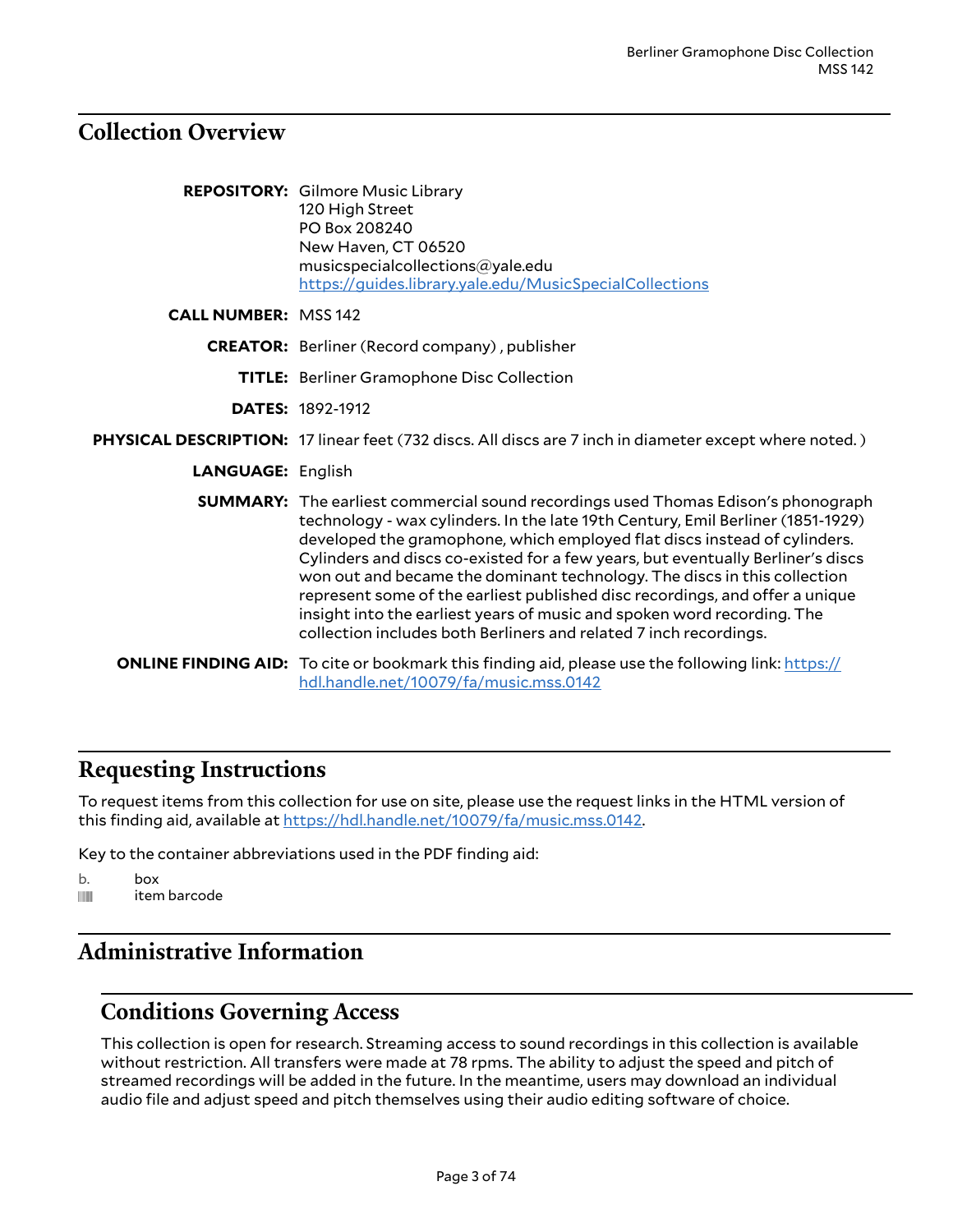## Collection Overview

**REPOSITORY:** Gilmore Music Library
120 High Street
PO Box 208240
New Haven, CT 06520
musicspecialcollections@yale.edu
https://guides.library.yale.edu/MusicSpecialCollections

**CALL NUMBER:** MSS 142

**CREATOR:** Berliner (Record company) , publisher

**TITLE:** Berliner Gramophone Disc Collection

**DATES:** 1892-1912

**PHYSICAL DESCRIPTION:** 17 linear feet (732 discs. All discs are 7 inch in diameter except where noted. )

**LANGUAGE:** English

**SUMMARY:** The earliest commercial sound recordings used Thomas Edison's phonograph technology - wax cylinders. In the late 19th Century, Emil Berliner (1851-1929) developed the gramophone, which employed flat discs instead of cylinders. Cylinders and discs co-existed for a few years, but eventually Berliner's discs won out and became the dominant technology. The discs in this collection represent some of the earliest published disc recordings, and offer a unique insight into the earliest years of music and spoken word recording. The collection includes both Berliners and related 7 inch recordings.

**ONLINE FINDING AID:** To cite or bookmark this finding aid, please use the following link: https://hdl.handle.net/10079/fa/music.mss.0142

## Requesting Instructions

To request items from this collection for use on site, please use the request links in the HTML version of this finding aid, available at https://hdl.handle.net/10079/fa/music.mss.0142.

Key to the container abbreviations used in the PDF finding aid:

b. box
|||||| item barcode

## Administrative Information

### Conditions Governing Access

This collection is open for research. Streaming access to sound recordings in this collection is available without restriction. All transfers were made at 78 rpms. The ability to adjust the speed and pitch of streamed recordings will be added in the future. In the meantime, users may download an individual audio file and adjust speed and pitch themselves using their audio editing software of choice.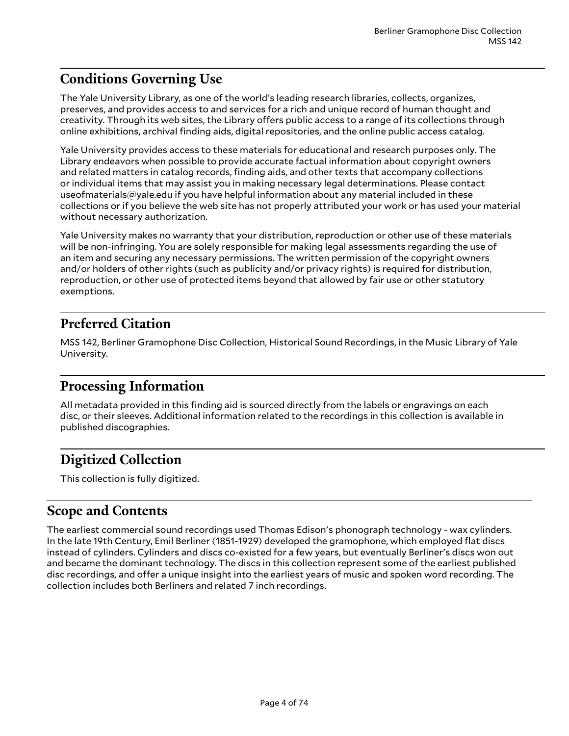## Conditions Governing Use

The Yale University Library, as one of the world's leading research libraries, collects, organizes, preserves, and provides access to and services for a rich and unique record of human thought and creativity. Through its web sites, the Library offers public access to a range of its collections through online exhibitions, archival finding aids, digital repositories, and the online public access catalog.

Yale University provides access to these materials for educational and research purposes only. The Library endeavors when possible to provide accurate factual information about copyright owners and related matters in catalog records, finding aids, and other texts that accompany collections or individual items that may assist you in making necessary legal determinations. Please contact useofmaterials@yale.edu if you have helpful information about any material included in these collections or if you believe the web site has not properly attributed your work or has used your material without necessary authorization.

Yale University makes no warranty that your distribution, reproduction or other use of these materials will be non-infringing. You are solely responsible for making legal assessments regarding the use of an item and securing any necessary permissions. The written permission of the copyright owners and/or holders of other rights (such as publicity and/or privacy rights) is required for distribution, reproduction, or other use of protected items beyond that allowed by fair use or other statutory exemptions.

## Preferred Citation

MSS 142, Berliner Gramophone Disc Collection, Historical Sound Recordings, in the Music Library of Yale University.

## Processing Information

All metadata provided in this finding aid is sourced directly from the labels or engravings on each disc, or their sleeves. Additional information related to the recordings in this collection is available in published discographies.

## Digitized Collection

This collection is fully digitized.

## Scope and Contents

The earliest commercial sound recordings used Thomas Edison's phonograph technology - wax cylinders. In the late 19th Century, Emil Berliner (1851-1929) developed the gramophone, which employed flat discs instead of cylinders. Cylinders and discs co-existed for a few years, but eventually Berliner's discs won out and became the dominant technology. The discs in this collection represent some of the earliest published disc recordings, and offer a unique insight into the earliest years of music and spoken word recording. The collection includes both Berliners and related 7 inch recordings.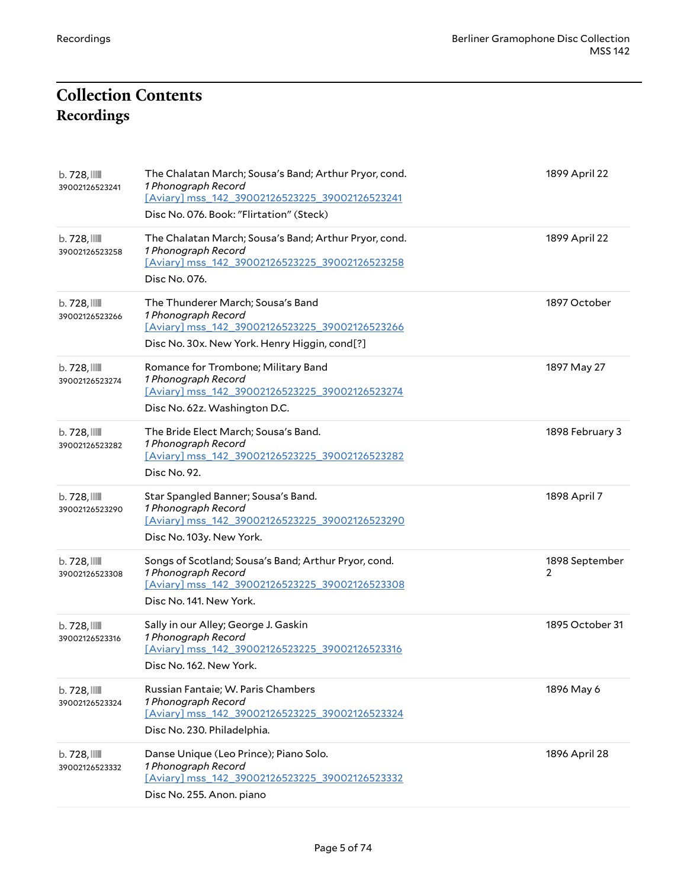# Collection Contents

## Recordings

| | | |
|---|---|---|
| b. 728, 39002126523241 | The Chalatan March; Sousa's Band; Arthur Pryor, cond.<br>*1 Phonograph Record*<br>[Aviary] mss_142_39002126523225_39002126523241<br>Disc No. 076. Book: "Flirtation" (Steck) | 1899 April 22 |
| b. 728, 39002126523258 | The Chalatan March; Sousa's Band; Arthur Pryor, cond.<br>*1 Phonograph Record*<br>[Aviary] mss_142_39002126523225_39002126523258<br>Disc No. 076. | 1899 April 22 |
| b. 728, 39002126523266 | The Thunderer March; Sousa's Band<br>*1 Phonograph Record*<br>[Aviary] mss_142_39002126523225_39002126523266<br>Disc No. 30x. New York. Henry Higgin, cond[?] | 1897 October |
| b. 728, 39002126523274 | Romance for Trombone; Military Band<br>*1 Phonograph Record*<br>[Aviary] mss_142_39002126523225_39002126523274<br>Disc No. 62z. Washington D.C. | 1897 May 27 |
| b. 728, 39002126523282 | The Bride Elect March; Sousa's Band.<br>*1 Phonograph Record*<br>[Aviary] mss_142_39002126523225_39002126523282<br>Disc No. 92. | 1898 February 3 |
| b. 728, 39002126523290 | Star Spangled Banner; Sousa's Band.<br>*1 Phonograph Record*<br>[Aviary] mss_142_39002126523225_39002126523290<br>Disc No. 103y. New York. | 1898 April 7 |
| b. 728, 39002126523308 | Songs of Scotland; Sousa's Band; Arthur Pryor, cond.<br>*1 Phonograph Record*<br>[Aviary] mss_142_39002126523225_39002126523308<br>Disc No. 141. New York. | 1898 September 2 |
| b. 728, 39002126523316 | Sally in our Alley; George J. Gaskin<br>*1 Phonograph Record*<br>[Aviary] mss_142_39002126523225_39002126523316<br>Disc No. 162. New York. | 1895 October 31 |
| b. 728, 39002126523324 | Russian Fantaie; W. Paris Chambers<br>*1 Phonograph Record*<br>[Aviary] mss_142_39002126523225_39002126523324<br>Disc No. 230. Philadelphia. | 1896 May 6 |
| b. 728, 39002126523332 | Danse Unique (Leo Prince); Piano Solo.<br>*1 Phonograph Record*<br>[Aviary] mss_142_39002126523225_39002126523332<br>Disc No. 255. Anon. piano | 1896 April 28 |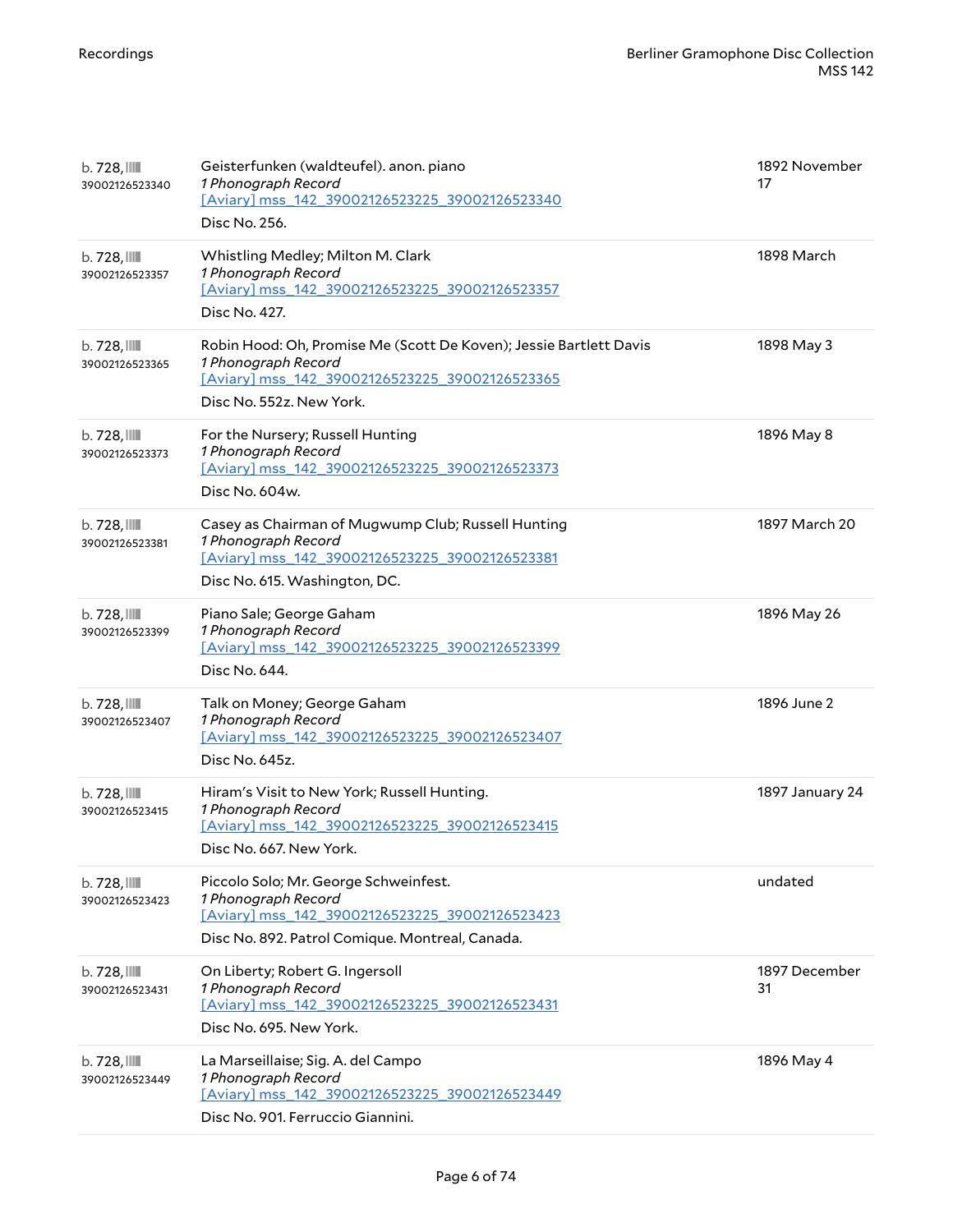| | | |
|---|---|---|
| b. 728, 39002126523340 | Geisterfunken (waldteufel). anon. piano<br>*1 Phonograph Record*<br>[Aviary] mss_142_39002126523225_39002126523340<br>Disc No. 256. | 1892 November 17 |
| b. 728, 39002126523357 | Whistling Medley; Milton M. Clark<br>*1 Phonograph Record*<br>[Aviary] mss_142_39002126523225_39002126523357<br>Disc No. 427. | 1898 March |
| b. 728, 39002126523365 | Robin Hood: Oh, Promise Me (Scott De Koven); Jessie Bartlett Davis<br>*1 Phonograph Record*<br>[Aviary] mss_142_39002126523225_39002126523365<br>Disc No. 552z. New York. | 1898 May 3 |
| b. 728, 39002126523373 | For the Nursery; Russell Hunting<br>*1 Phonograph Record*<br>[Aviary] mss_142_39002126523225_39002126523373<br>Disc No. 604w. | 1896 May 8 |
| b. 728, 39002126523381 | Casey as Chairman of Mugwump Club; Russell Hunting<br>*1 Phonograph Record*<br>[Aviary] mss_142_39002126523225_39002126523381<br>Disc No. 615. Washington, DC. | 1897 March 20 |
| b. 728, 39002126523399 | Piano Sale; George Gaham<br>*1 Phonograph Record*<br>[Aviary] mss_142_39002126523225_39002126523399<br>Disc No. 644. | 1896 May 26 |
| b. 728, 39002126523407 | Talk on Money; George Gaham<br>*1 Phonograph Record*<br>[Aviary] mss_142_39002126523225_39002126523407<br>Disc No. 645z. | 1896 June 2 |
| b. 728, 39002126523415 | Hiram's Visit to New York; Russell Hunting.<br>*1 Phonograph Record*<br>[Aviary] mss_142_39002126523225_39002126523415<br>Disc No. 667. New York. | 1897 January 24 |
| b. 728, 39002126523423 | Piccolo Solo; Mr. George Schweinfest.<br>*1 Phonograph Record*<br>[Aviary] mss_142_39002126523225_39002126523423<br>Disc No. 892. Patrol Comique. Montreal, Canada. | undated |
| b. 728, 39002126523431 | On Liberty; Robert G. Ingersoll<br>*1 Phonograph Record*<br>[Aviary] mss_142_39002126523225_39002126523431<br>Disc No. 695. New York. | 1897 December 31 |
| b. 728, 39002126523449 | La Marseillaise; Sig. A. del Campo<br>*1 Phonograph Record*<br>[Aviary] mss_142_39002126523225_39002126523449<br>Disc No. 901. Ferruccio Giannini. | 1896 May 4 |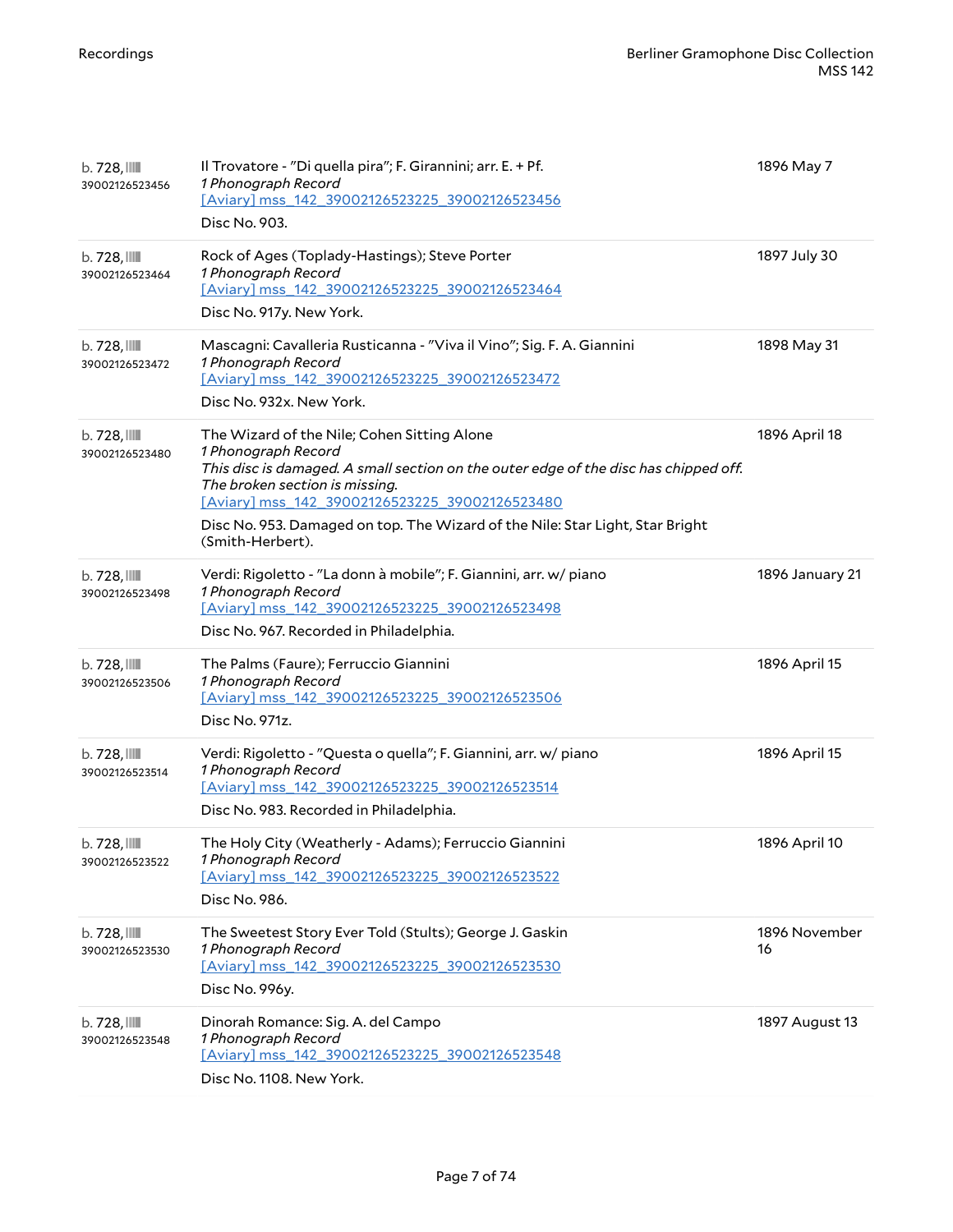| | | |
|---|---|---|
| b. 728, 39002126523456 | Il Trovatore - "Di quella pira"; F. Girannini; arr. E. + Pf.<br>*1 Phonograph Record*<br>[Aviary] mss_142_39002126523225_39002126523456<br>Disc No. 903. | 1896 May 7 |
| b. 728, 39002126523464 | Rock of Ages (Toplady-Hastings); Steve Porter<br>*1 Phonograph Record*<br>[Aviary] mss_142_39002126523225_39002126523464<br>Disc No. 917y. New York. | 1897 July 30 |
| b. 728, 39002126523472 | Mascagni: Cavalleria Rusticanna - "Viva il Vino"; Sig. F. A. Giannini<br>*1 Phonograph Record*<br>[Aviary] mss_142_39002126523225_39002126523472<br>Disc No. 932x. New York. | 1898 May 31 |
| b. 728, 39002126523480 | The Wizard of the Nile; Cohen Sitting Alone<br>*1 Phonograph Record*<br>*This disc is damaged. A small section on the outer edge of the disc has chipped off. The broken section is missing.*<br>[Aviary] mss_142_39002126523225_39002126523480<br>Disc No. 953. Damaged on top. The Wizard of the Nile: Star Light, Star Bright (Smith-Herbert). | 1896 April 18 |
| b. 728, 39002126523498 | Verdi: Rigoletto - "La donn à mobile"; F. Giannini, arr. w/ piano<br>*1 Phonograph Record*<br>[Aviary] mss_142_39002126523225_39002126523498<br>Disc No. 967. Recorded in Philadelphia. | 1896 January 21 |
| b. 728, 39002126523506 | The Palms (Faure); Ferruccio Giannini<br>*1 Phonograph Record*<br>[Aviary] mss_142_39002126523225_39002126523506<br>Disc No. 971z. | 1896 April 15 |
| b. 728, 39002126523514 | Verdi: Rigoletto - "Questa o quella"; F. Giannini, arr. w/ piano<br>*1 Phonograph Record*<br>[Aviary] mss_142_39002126523225_39002126523514<br>Disc No. 983. Recorded in Philadelphia. | 1896 April 15 |
| b. 728, 39002126523522 | The Holy City (Weatherly - Adams); Ferruccio Giannini<br>*1 Phonograph Record*<br>[Aviary] mss_142_39002126523225_39002126523522<br>Disc No. 986. | 1896 April 10 |
| b. 728, 39002126523530 | The Sweetest Story Ever Told (Stults); George J. Gaskin<br>*1 Phonograph Record*<br>[Aviary] mss_142_39002126523225_39002126523530<br>Disc No. 996y. | 1896 November 16 |
| b. 728, 39002126523548 | Dinorah Romance: Sig. A. del Campo<br>*1 Phonograph Record*<br>[Aviary] mss_142_39002126523225_39002126523548<br>Disc No. 1108. New York. | 1897 August 13 |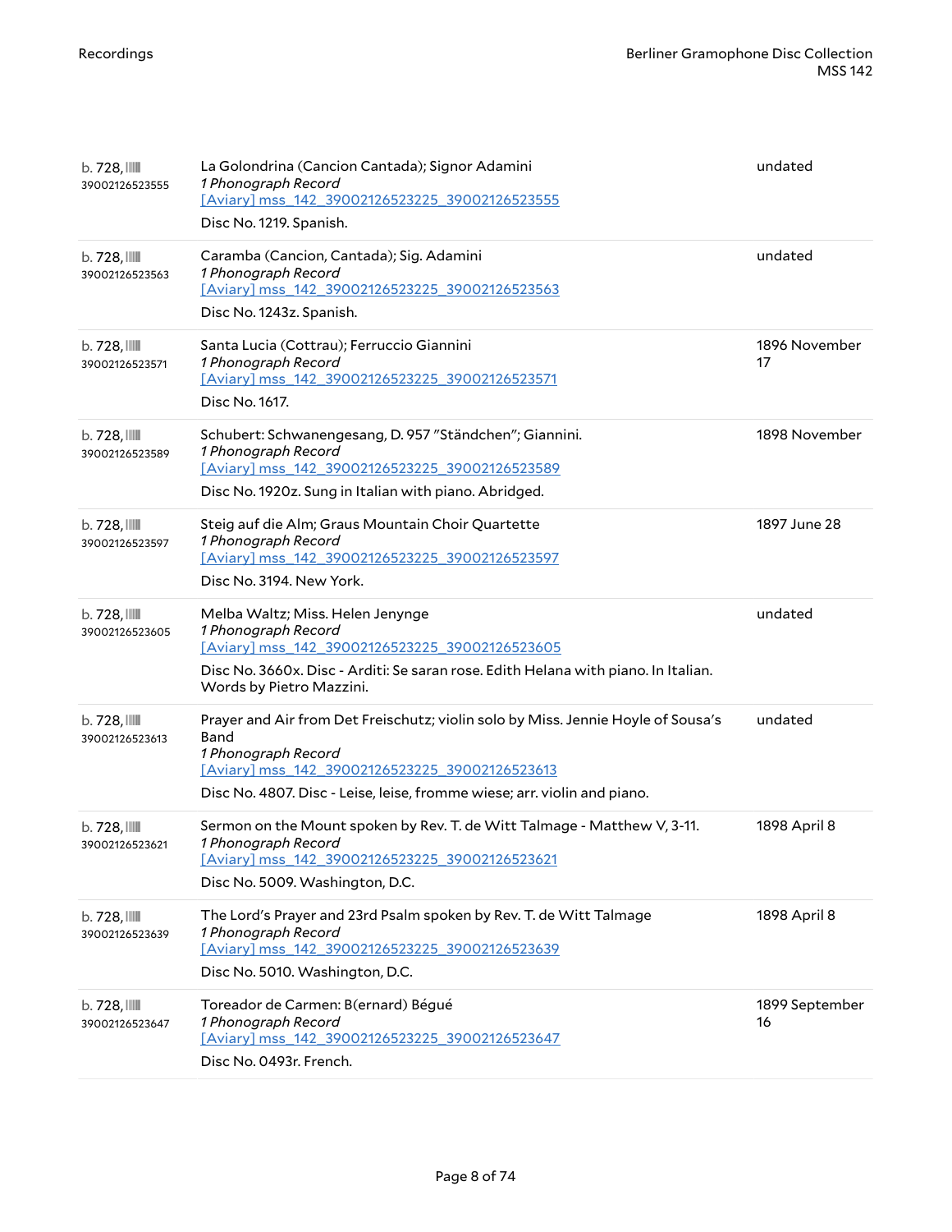| | | |
|---|---|---|
| b. 728, 39002126523555 | La Golondrina (Cancion Cantada); Signor Adamini<br>*1 Phonograph Record*<br>[Aviary] mss_142_39002126523225_39002126523555<br>Disc No. 1219. Spanish. | undated |
| b. 728, 39002126523563 | Caramba (Cancion, Cantada); Sig. Adamini<br>*1 Phonograph Record*<br>[Aviary] mss_142_39002126523225_39002126523563<br>Disc No. 1243z. Spanish. | undated |
| b. 728, 39002126523571 | Santa Lucia (Cottrau); Ferruccio Giannini<br>*1 Phonograph Record*<br>[Aviary] mss_142_39002126523225_39002126523571<br>Disc No. 1617. | 1896 November 17 |
| b. 728, 39002126523589 | Schubert: Schwanengesang, D. 957 "Ständchen"; Giannini.<br>*1 Phonograph Record*<br>[Aviary] mss_142_39002126523225_39002126523589<br>Disc No. 1920z. Sung in Italian with piano. Abridged. | 1898 November |
| b. 728, 39002126523597 | Steig auf die Alm; Graus Mountain Choir Quartette<br>*1 Phonograph Record*<br>[Aviary] mss_142_39002126523225_39002126523597<br>Disc No. 3194. New York. | 1897 June 28 |
| b. 728, 39002126523605 | Melba Waltz; Miss. Helen Jenynge<br>*1 Phonograph Record*<br>[Aviary] mss_142_39002126523225_39002126523605<br>Disc No. 3660x. Disc - Arditi: Se saran rose. Edith Helana with piano. In Italian. Words by Pietro Mazzini. | undated |
| b. 728, 39002126523613 | Prayer and Air from Det Freischutz; violin solo by Miss. Jennie Hoyle of Sousa's Band<br>*1 Phonograph Record*<br>[Aviary] mss_142_39002126523225_39002126523613<br>Disc No. 4807. Disc - Leise, leise, fromme wiese; arr. violin and piano. | undated |
| b. 728, 39002126523621 | Sermon on the Mount spoken by Rev. T. de Witt Talmage - Matthew V, 3-11.<br>*1 Phonograph Record*<br>[Aviary] mss_142_39002126523225_39002126523621<br>Disc No. 5009. Washington, D.C. | 1898 April 8 |
| b. 728, 39002126523639 | The Lord's Prayer and 23rd Psalm spoken by Rev. T. de Witt Talmage<br>*1 Phonograph Record*<br>[Aviary] mss_142_39002126523225_39002126523639<br>Disc No. 5010. Washington, D.C. | 1898 April 8 |
| b. 728, 39002126523647 | Toreador de Carmen: B(ernard) Bégué<br>*1 Phonograph Record*<br>[Aviary] mss_142_39002126523225_39002126523647<br>Disc No. 0493r. French. | 1899 September 16 |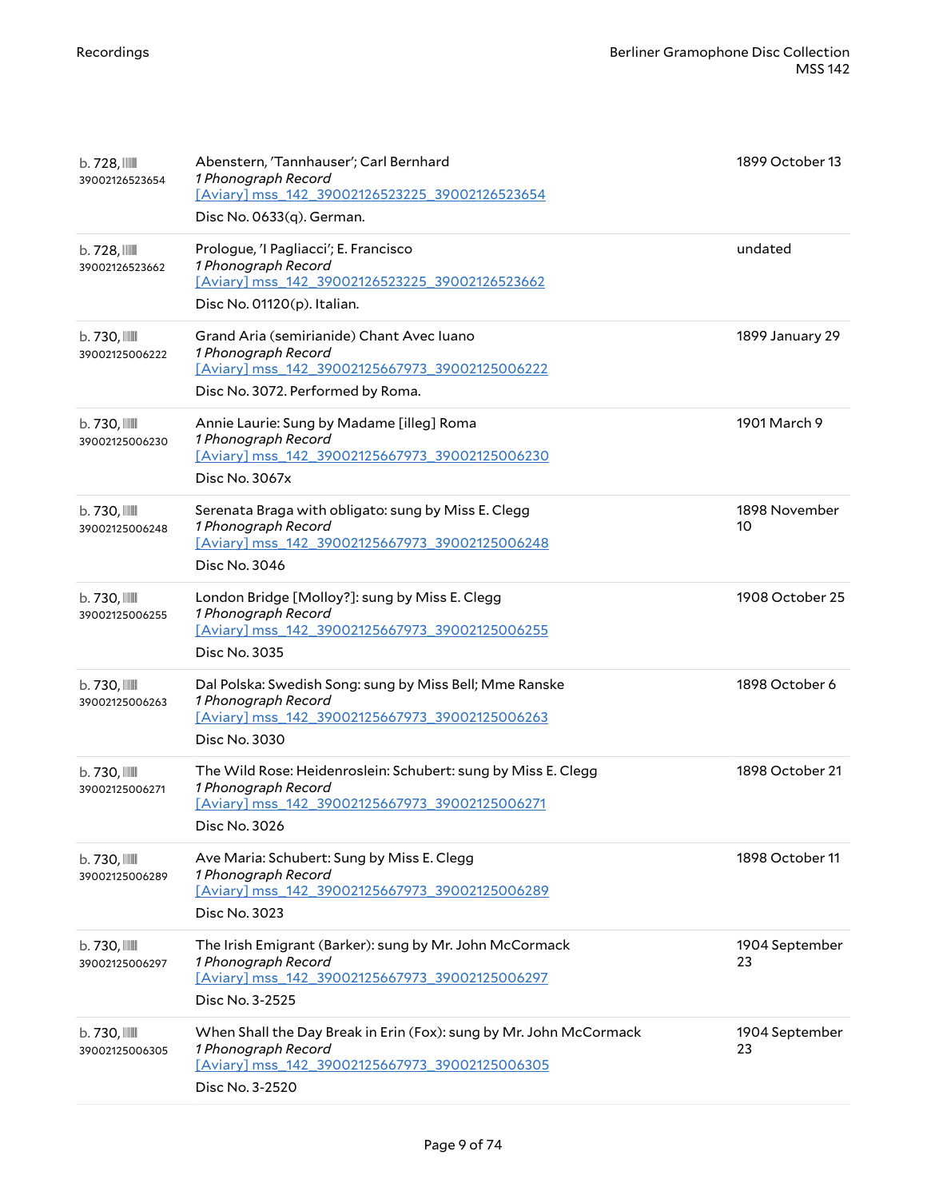| | | |
|---|---|---|
| b. 728, 39002126523654 | Abenstern, 'Tannhauser'; Carl Bernhard<br>*1 Phonograph Record*<br>[Aviary] mss_142_39002126523225_39002126523654<br>Disc No. 0633(q). German. | 1899 October 13 |
| b. 728, 39002126523662 | Prologue, 'I Pagliacci'; E. Francisco<br>*1 Phonograph Record*<br>[Aviary] mss_142_39002126523225_39002126523662<br>Disc No. 01120(p). Italian. | undated |
| b. 730, 39002125006222 | Grand Aria (semirianide) Chant Avec luano<br>*1 Phonograph Record*<br>[Aviary] mss_142_39002125667973_39002125006222<br>Disc No. 3072. Performed by Roma. | 1899 January 29 |
| b. 730, 39002125006230 | Annie Laurie: Sung by Madame [illeg] Roma<br>*1 Phonograph Record*<br>[Aviary] mss_142_39002125667973_39002125006230<br>Disc No. 3067x | 1901 March 9 |
| b. 730, 39002125006248 | Serenata Braga with obligato: sung by Miss E. Clegg<br>*1 Phonograph Record*<br>[Aviary] mss_142_39002125667973_39002125006248<br>Disc No. 3046 | 1898 November 10 |
| b. 730, 39002125006255 | London Bridge [Molloy?]: sung by Miss E. Clegg<br>*1 Phonograph Record*<br>[Aviary] mss_142_39002125667973_39002125006255<br>Disc No. 3035 | 1908 October 25 |
| b. 730, 39002125006263 | Dal Polska: Swedish Song: sung by Miss Bell; Mme Ranske<br>*1 Phonograph Record*<br>[Aviary] mss_142_39002125667973_39002125006263<br>Disc No. 3030 | 1898 October 6 |
| b. 730, 39002125006271 | The Wild Rose: Heidenroslein: Schubert: sung by Miss E. Clegg<br>*1 Phonograph Record*<br>[Aviary] mss_142_39002125667973_39002125006271<br>Disc No. 3026 | 1898 October 21 |
| b. 730, 39002125006289 | Ave Maria: Schubert: Sung by Miss E. Clegg<br>*1 Phonograph Record*<br>[Aviary] mss_142_39002125667973_39002125006289<br>Disc No. 3023 | 1898 October 11 |
| b. 730, 39002125006297 | The Irish Emigrant (Barker): sung by Mr. John McCormack<br>*1 Phonograph Record*<br>[Aviary] mss_142_39002125667973_39002125006297<br>Disc No. 3-2525 | 1904 September 23 |
| b. 730, 39002125006305 | When Shall the Day Break in Erin (Fox): sung by Mr. John McCormack<br>*1 Phonograph Record*<br>[Aviary] mss_142_39002125667973_39002125006305<br>Disc No. 3-2520 | 1904 September 23 |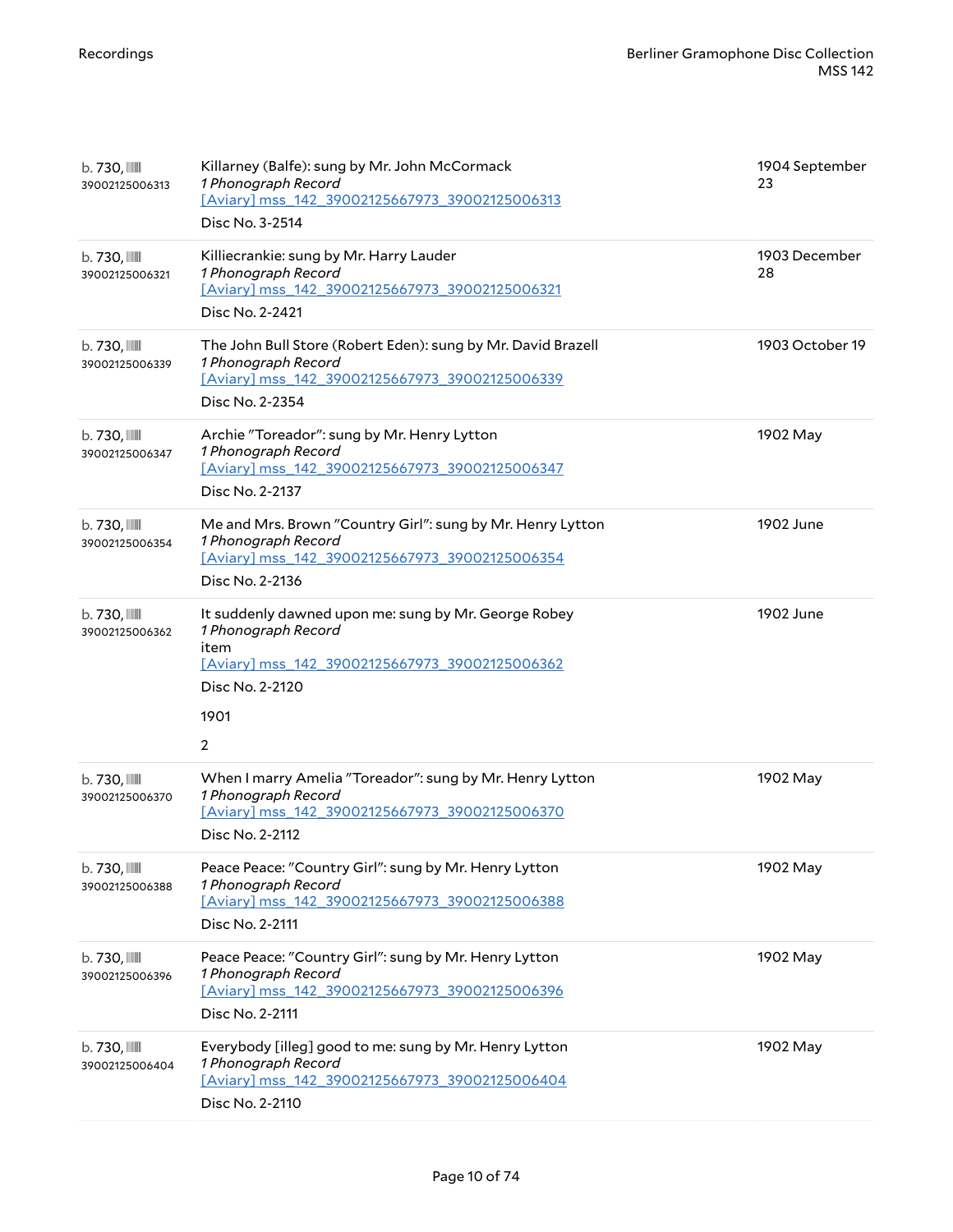| | | |
|---|---|---|
| b. 730, 39002125006313 | Killarney (Balfe): sung by Mr. John McCormack<br>*1 Phonograph Record*<br>[Aviary] mss_142_39002125667973_39002125006313<br>Disc No. 3-2514 | 1904 September 23 |
| b. 730, 39002125006321 | Killiecrankie: sung by Mr. Harry Lauder<br>*1 Phonograph Record*<br>[Aviary] mss_142_39002125667973_39002125006321<br>Disc No. 2-2421 | 1903 December 28 |
| b. 730, 39002125006339 | The John Bull Store (Robert Eden): sung by Mr. David Brazell<br>*1 Phonograph Record*<br>[Aviary] mss_142_39002125667973_39002125006339<br>Disc No. 2-2354 | 1903 October 19 |
| b. 730, 39002125006347 | Archie "Toreador": sung by Mr. Henry Lytton<br>*1 Phonograph Record*<br>[Aviary] mss_142_39002125667973_39002125006347<br>Disc No. 2-2137 | 1902 May |
| b. 730, 39002125006354 | Me and Mrs. Brown "Country Girl": sung by Mr. Henry Lytton<br>*1 Phonograph Record*<br>[Aviary] mss_142_39002125667973_39002125006354<br>Disc No. 2-2136 | 1902 June |
| b. 730, 39002125006362 | It suddenly dawned upon me: sung by Mr. George Robey<br>*1 Phonograph Record*<br>item<br>[Aviary] mss_142_39002125667973_39002125006362<br>Disc No. 2-2120<br>1901<br>2 | 1902 June |
| b. 730, 39002125006370 | When I marry Amelia "Toreador": sung by Mr. Henry Lytton<br>*1 Phonograph Record*<br>[Aviary] mss_142_39002125667973_39002125006370<br>Disc No. 2-2112 | 1902 May |
| b. 730, 39002125006388 | Peace Peace: "Country Girl": sung by Mr. Henry Lytton<br>*1 Phonograph Record*<br>[Aviary] mss_142_39002125667973_39002125006388<br>Disc No. 2-2111 | 1902 May |
| b. 730, 39002125006396 | Peace Peace: "Country Girl": sung by Mr. Henry Lytton<br>*1 Phonograph Record*<br>[Aviary] mss_142_39002125667973_39002125006396<br>Disc No. 2-2111 | 1902 May |
| b. 730, 39002125006404 | Everybody [illeg] good to me: sung by Mr. Henry Lytton<br>*1 Phonograph Record*<br>[Aviary] mss_142_39002125667973_39002125006404<br>Disc No. 2-2110 | 1902 May |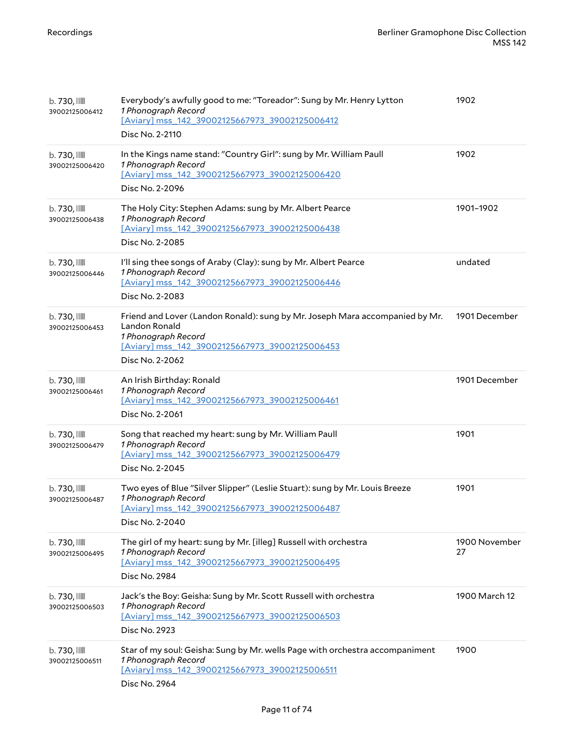| | | |
|---|---|---|
| b. 730, 39002125006412 | Everybody's awfully good to me: "Toreador": Sung by Mr. Henry Lytton<br>*1 Phonograph Record*<br>[Aviary] mss_142_39002125667973_39002125006412<br>Disc No. 2-2110 | 1902 |
| b. 730, 39002125006420 | In the Kings name stand: "Country Girl": sung by Mr. William Paull<br>*1 Phonograph Record*<br>[Aviary] mss_142_39002125667973_39002125006420<br>Disc No. 2-2096 | 1902 |
| b. 730, 39002125006438 | The Holy City: Stephen Adams: sung by Mr. Albert Pearce<br>*1 Phonograph Record*<br>[Aviary] mss_142_39002125667973_39002125006438<br>Disc No. 2-2085 | 1901–1902 |
| b. 730, 39002125006446 | I'll sing thee songs of Araby (Clay): sung by Mr. Albert Pearce<br>*1 Phonograph Record*<br>[Aviary] mss_142_39002125667973_39002125006446<br>Disc No. 2-2083 | undated |
| b. 730, 39002125006453 | Friend and Lover (Landon Ronald): sung by Mr. Joseph Mara accompanied by Mr. Landon Ronald<br>*1 Phonograph Record*<br>[Aviary] mss_142_39002125667973_39002125006453<br>Disc No. 2-2062 | 1901 December |
| b. 730, 39002125006461 | An Irish Birthday: Ronald<br>*1 Phonograph Record*<br>[Aviary] mss_142_39002125667973_39002125006461<br>Disc No. 2-2061 | 1901 December |
| b. 730, 39002125006479 | Song that reached my heart: sung by Mr. William Paull<br>*1 Phonograph Record*<br>[Aviary] mss_142_39002125667973_39002125006479<br>Disc No. 2-2045 | 1901 |
| b. 730, 39002125006487 | Two eyes of Blue "Silver Slipper" (Leslie Stuart): sung by Mr. Louis Breeze<br>*1 Phonograph Record*<br>[Aviary] mss_142_39002125667973_39002125006487<br>Disc No. 2-2040 | 1901 |
| b. 730, 39002125006495 | The girl of my heart: sung by Mr. [illeg] Russell with orchestra<br>*1 Phonograph Record*<br>[Aviary] mss_142_39002125667973_39002125006495<br>Disc No. 2984 | 1900 November 27 |
| b. 730, 39002125006503 | Jack's the Boy: Geisha: Sung by Mr. Scott Russell with orchestra<br>*1 Phonograph Record*<br>[Aviary] mss_142_39002125667973_39002125006503<br>Disc No. 2923 | 1900 March 12 |
| b. 730, 39002125006511 | Star of my soul: Geisha: Sung by Mr. wells Page with orchestra accompaniment<br>*1 Phonograph Record*<br>[Aviary] mss_142_39002125667973_39002125006511<br>Disc No. 2964 | 1900 |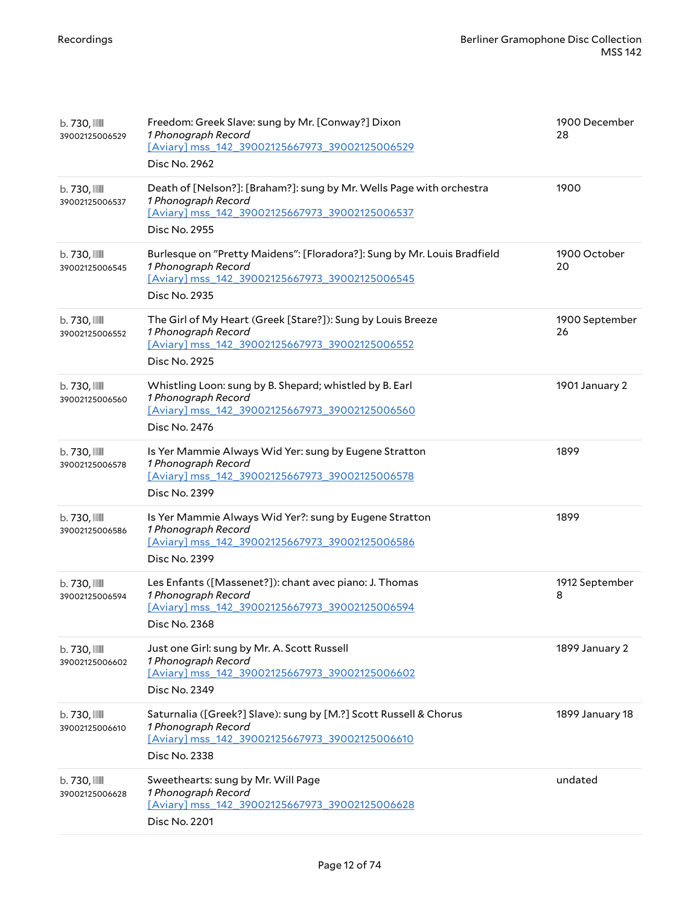| | | |
|---|---|---|
| b. 730, 39002125006529 | Freedom: Greek Slave: sung by Mr. [Conway?] Dixon<br>*1 Phonograph Record*<br>[Aviary] mss_142_39002125667973_39002125006529<br>Disc No. 2962 | 1900 December 28 |
| b. 730, 39002125006537 | Death of [Nelson?]: [Braham?]: sung by Mr. Wells Page with orchestra<br>*1 Phonograph Record*<br>[Aviary] mss_142_39002125667973_39002125006537<br>Disc No. 2955 | 1900 |
| b. 730, 39002125006545 | Burlesque on "Pretty Maidens": [Floradora?]: Sung by Mr. Louis Bradfield<br>*1 Phonograph Record*<br>[Aviary] mss_142_39002125667973_39002125006545<br>Disc No. 2935 | 1900 October 20 |
| b. 730, 39002125006552 | The Girl of My Heart (Greek [Stare?]): Sung by Louis Breeze<br>*1 Phonograph Record*<br>[Aviary] mss_142_39002125667973_39002125006552<br>Disc No. 2925 | 1900 September 26 |
| b. 730, 39002125006560 | Whistling Loon: sung by B. Shepard; whistled by B. Earl<br>*1 Phonograph Record*<br>[Aviary] mss_142_39002125667973_39002125006560<br>Disc No. 2476 | 1901 January 2 |
| b. 730, 39002125006578 | Is Yer Mammie Always Wid Yer: sung by Eugene Stratton<br>*1 Phonograph Record*<br>[Aviary] mss_142_39002125667973_39002125006578<br>Disc No. 2399 | 1899 |
| b. 730, 39002125006586 | Is Yer Mammie Always Wid Yer?: sung by Eugene Stratton<br>*1 Phonograph Record*<br>[Aviary] mss_142_39002125667973_39002125006586<br>Disc No. 2399 | 1899 |
| b. 730, 39002125006594 | Les Enfants ([Massenet?]): chant avec piano: J. Thomas<br>*1 Phonograph Record*<br>[Aviary] mss_142_39002125667973_39002125006594<br>Disc No. 2368 | 1912 September 8 |
| b. 730, 39002125006602 | Just one Girl: sung by Mr. A. Scott Russell<br>*1 Phonograph Record*<br>[Aviary] mss_142_39002125667973_39002125006602<br>Disc No. 2349 | 1899 January 2 |
| b. 730, 39002125006610 | Saturnalia ([Greek?] Slave): sung by [M.?] Scott Russell & Chorus<br>*1 Phonograph Record*<br>[Aviary] mss_142_39002125667973_39002125006610<br>Disc No. 2338 | 1899 January 18 |
| b. 730, 39002125006628 | Sweethearts: sung by Mr. Will Page<br>*1 Phonograph Record*<br>[Aviary] mss_142_39002125667973_39002125006628<br>Disc No. 2201 | undated |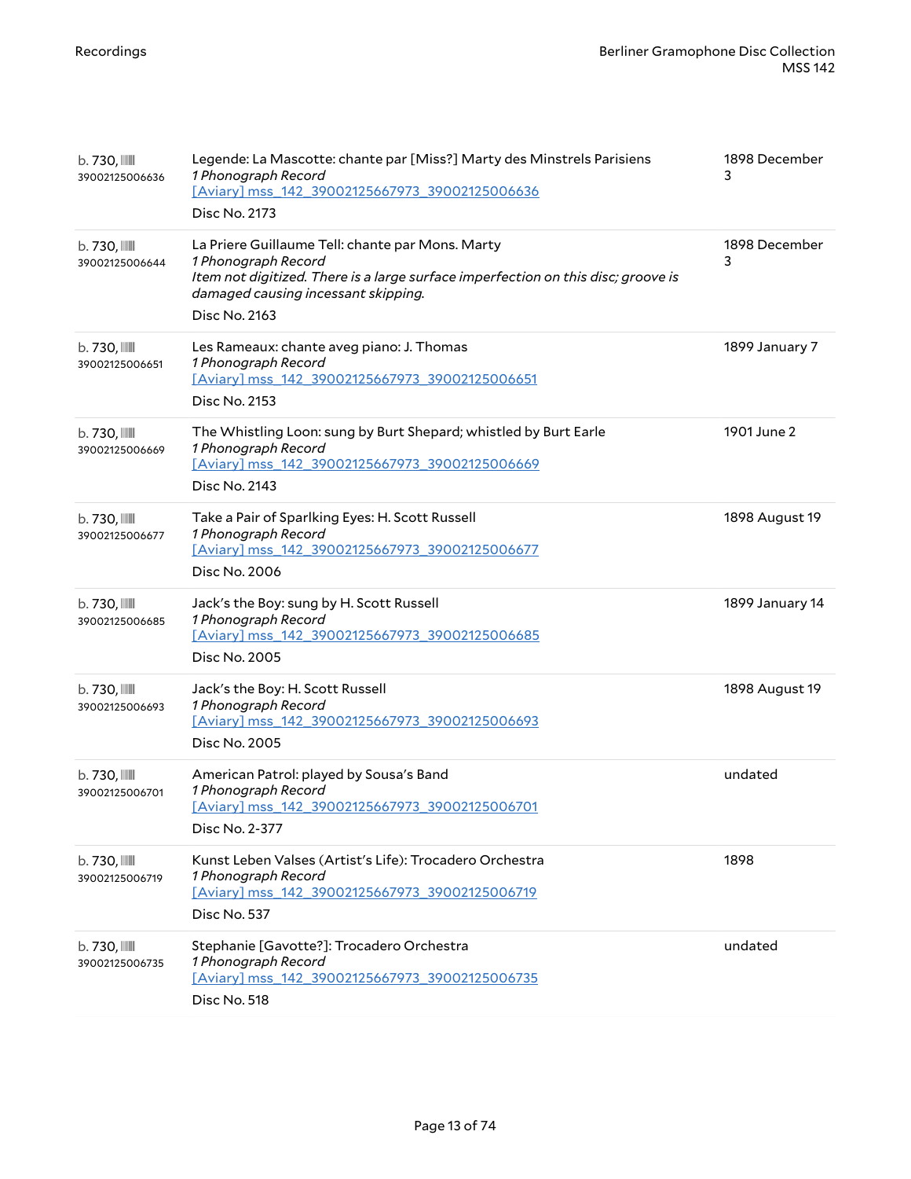| | | |
|---|---|---|
| b. 730, 39002125006636 | Legende: La Mascotte: chante par [Miss?] Marty des Minstrels Parisiens<br>*1 Phonograph Record*<br>[Aviary] mss_142_39002125667973_39002125006636<br>Disc No. 2173 | 1898 December 3 |
| b. 730, 39002125006644 | La Priere Guillaume Tell: chante par Mons. Marty<br>*1 Phonograph Record*<br>*Item not digitized. There is a large surface imperfection on this disc; groove is damaged causing incessant skipping.*<br>Disc No. 2163 | 1898 December 3 |
| b. 730, 39002125006651 | Les Rameaux: chante aveg piano: J. Thomas<br>*1 Phonograph Record*<br>[Aviary] mss_142_39002125667973_39002125006651<br>Disc No. 2153 | 1899 January 7 |
| b. 730, 39002125006669 | The Whistling Loon: sung by Burt Shepard; whistled by Burt Earle<br>*1 Phonograph Record*<br>[Aviary] mss_142_39002125667973_39002125006669<br>Disc No. 2143 | 1901 June 2 |
| b. 730, 39002125006677 | Take a Pair of Sparlking Eyes: H. Scott Russell<br>*1 Phonograph Record*<br>[Aviary] mss_142_39002125667973_39002125006677<br>Disc No. 2006 | 1898 August 19 |
| b. 730, 39002125006685 | Jack's the Boy: sung by H. Scott Russell<br>*1 Phonograph Record*<br>[Aviary] mss_142_39002125667973_39002125006685<br>Disc No. 2005 | 1899 January 14 |
| b. 730, 39002125006693 | Jack's the Boy: H. Scott Russell<br>*1 Phonograph Record*<br>[Aviary] mss_142_39002125667973_39002125006693<br>Disc No. 2005 | 1898 August 19 |
| b. 730, 39002125006701 | American Patrol: played by Sousa's Band<br>*1 Phonograph Record*<br>[Aviary] mss_142_39002125667973_39002125006701<br>Disc No. 2-377 | undated |
| b. 730, 39002125006719 | Kunst Leben Valses (Artist's Life): Trocadero Orchestra<br>*1 Phonograph Record*<br>[Aviary] mss_142_39002125667973_39002125006719<br>Disc No. 537 | 1898 |
| b. 730, 39002125006735 | Stephanie [Gavotte?]: Trocadero Orchestra<br>*1 Phonograph Record*<br>[Aviary] mss_142_39002125667973_39002125006735<br>Disc No. 518 | undated |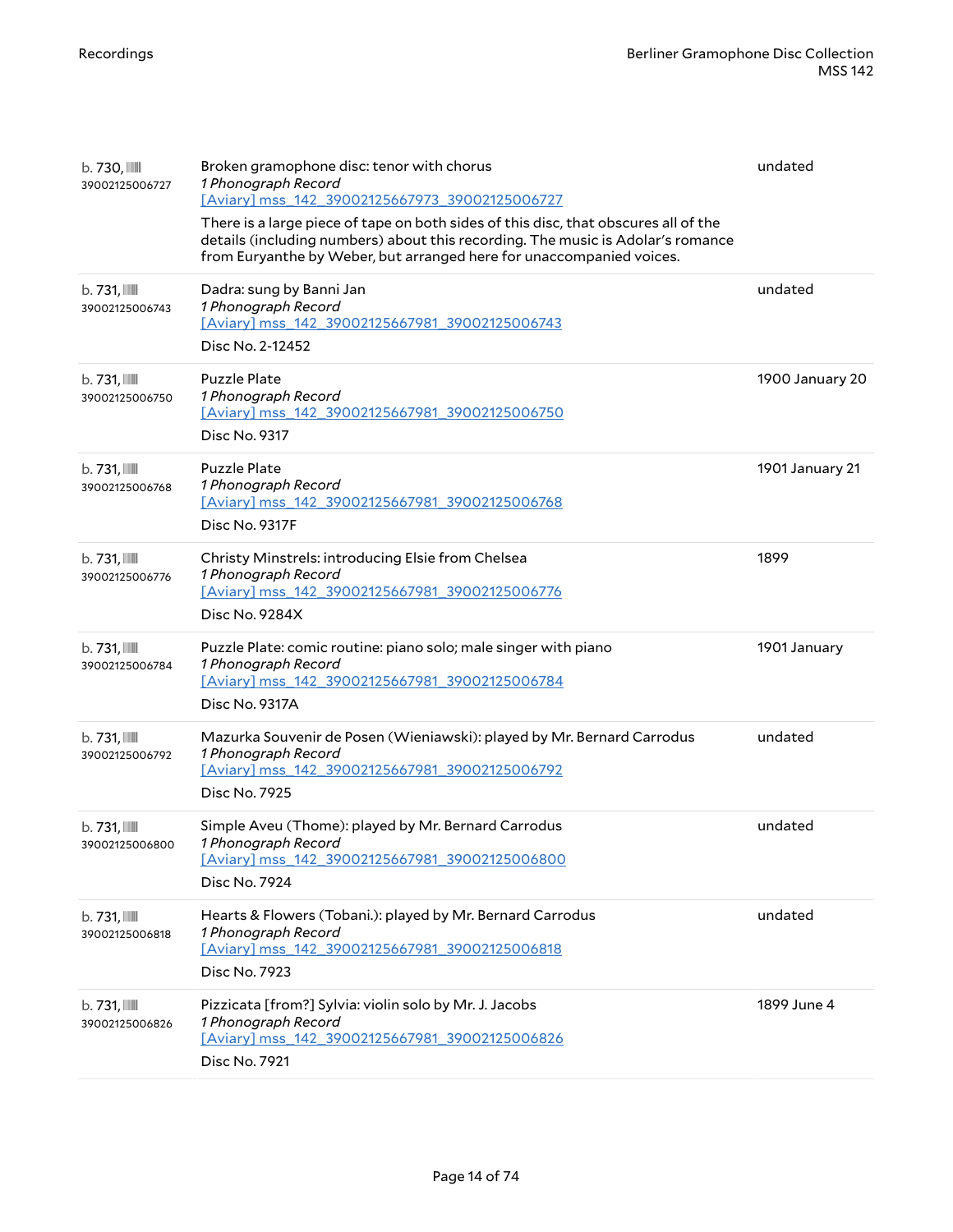| | | |
|---|---|---|
| b. 730, 39002125006727 | Broken gramophone disc: tenor with chorus<br>*1 Phonograph Record*<br>[Aviary] mss_142_39002125667973_39002125006727<br>There is a large piece of tape on both sides of this disc, that obscures all of the details (including numbers) about this recording. The music is Adolar's romance from Euryanthe by Weber, but arranged here for unaccompanied voices. | undated |
| b. 731, 39002125006743 | Dadra: sung by Banni Jan<br>*1 Phonograph Record*<br>[Aviary] mss_142_39002125667981_39002125006743<br>Disc No. 2-12452 | undated |
| b. 731, 39002125006750 | Puzzle Plate<br>*1 Phonograph Record*<br>[Aviary] mss_142_39002125667981_39002125006750<br>Disc No. 9317 | 1900 January 20 |
| b. 731, 39002125006768 | Puzzle Plate<br>*1 Phonograph Record*<br>[Aviary] mss_142_39002125667981_39002125006768<br>Disc No. 9317F | 1901 January 21 |
| b. 731, 39002125006776 | Christy Minstrels: introducing Elsie from Chelsea<br>*1 Phonograph Record*<br>[Aviary] mss_142_39002125667981_39002125006776<br>Disc No. 9284X | 1899 |
| b. 731, 39002125006784 | Puzzle Plate: comic routine: piano solo; male singer with piano<br>*1 Phonograph Record*<br>[Aviary] mss_142_39002125667981_39002125006784<br>Disc No. 9317A | 1901 January |
| b. 731, 39002125006792 | Mazurka Souvenir de Posen (Wieniawski): played by Mr. Bernard Carrodus<br>*1 Phonograph Record*<br>[Aviary] mss_142_39002125667981_39002125006792<br>Disc No. 7925 | undated |
| b. 731, 39002125006800 | Simple Aveu (Thome): played by Mr. Bernard Carrodus<br>*1 Phonograph Record*<br>[Aviary] mss_142_39002125667981_39002125006800<br>Disc No. 7924 | undated |
| b. 731, 39002125006818 | Hearts & Flowers (Tobani.): played by Mr. Bernard Carrodus<br>*1 Phonograph Record*<br>[Aviary] mss_142_39002125667981_39002125006818<br>Disc No. 7923 | undated |
| b. 731, 39002125006826 | Pizzicata [from?] Sylvia: violin solo by Mr. J. Jacobs<br>*1 Phonograph Record*<br>[Aviary] mss_142_39002125667981_39002125006826<br>Disc No. 7921 | 1899 June 4 |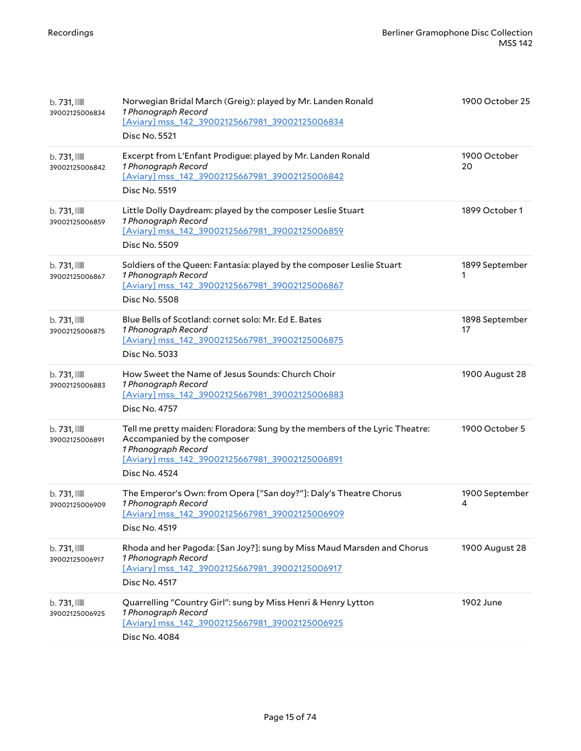| | | |
|---|---|---|
| b. 731, 39002125006834 | Norwegian Bridal March (Greig): played by Mr. Landen Ronald<br>*1 Phonograph Record*<br>[Aviary] mss_142_39002125667981_39002125006834<br>Disc No. 5521 | 1900 October 25 |
| b. 731, 39002125006842 | Excerpt from L'Enfant Prodigue: played by Mr. Landen Ronald<br>*1 Phonograph Record*<br>[Aviary] mss_142_39002125667981_39002125006842<br>Disc No. 5519 | 1900 October 20 |
| b. 731, 39002125006859 | Little Dolly Daydream: played by the composer Leslie Stuart<br>*1 Phonograph Record*<br>[Aviary] mss_142_39002125667981_39002125006859<br>Disc No. 5509 | 1899 October 1 |
| b. 731, 39002125006867 | Soldiers of the Queen: Fantasia: played by the composer Leslie Stuart<br>*1 Phonograph Record*<br>[Aviary] mss_142_39002125667981_39002125006867<br>Disc No. 5508 | 1899 September 1 |
| b. 731, 39002125006875 | Blue Bells of Scotland: cornet solo: Mr. Ed E. Bates<br>*1 Phonograph Record*<br>[Aviary] mss_142_39002125667981_39002125006875<br>Disc No. 5033 | 1898 September 17 |
| b. 731, 39002125006883 | How Sweet the Name of Jesus Sounds: Church Choir<br>*1 Phonograph Record*<br>[Aviary] mss_142_39002125667981_39002125006883<br>Disc No. 4757 | 1900 August 28 |
| b. 731, 39002125006891 | Tell me pretty maiden: Floradora: Sung by the members of the Lyric Theatre: Accompanied by the composer<br>*1 Phonograph Record*<br>[Aviary] mss_142_39002125667981_39002125006891<br>Disc No. 4524 | 1900 October 5 |
| b. 731, 39002125006909 | The Emperor's Own: from Opera ["San doy?"]: Daly's Theatre Chorus<br>*1 Phonograph Record*<br>[Aviary] mss_142_39002125667981_39002125006909<br>Disc No. 4519 | 1900 September 4 |
| b. 731, 39002125006917 | Rhoda and her Pagoda: [San Joy?]: sung by Miss Maud Marsden and Chorus<br>*1 Phonograph Record*<br>[Aviary] mss_142_39002125667981_39002125006917<br>Disc No. 4517 | 1900 August 28 |
| b. 731, 39002125006925 | Quarrelling "Country Girl": sung by Miss Henri & Henry Lytton<br>*1 Phonograph Record*<br>[Aviary] mss_142_39002125667981_39002125006925<br>Disc No. 4084 | 1902 June |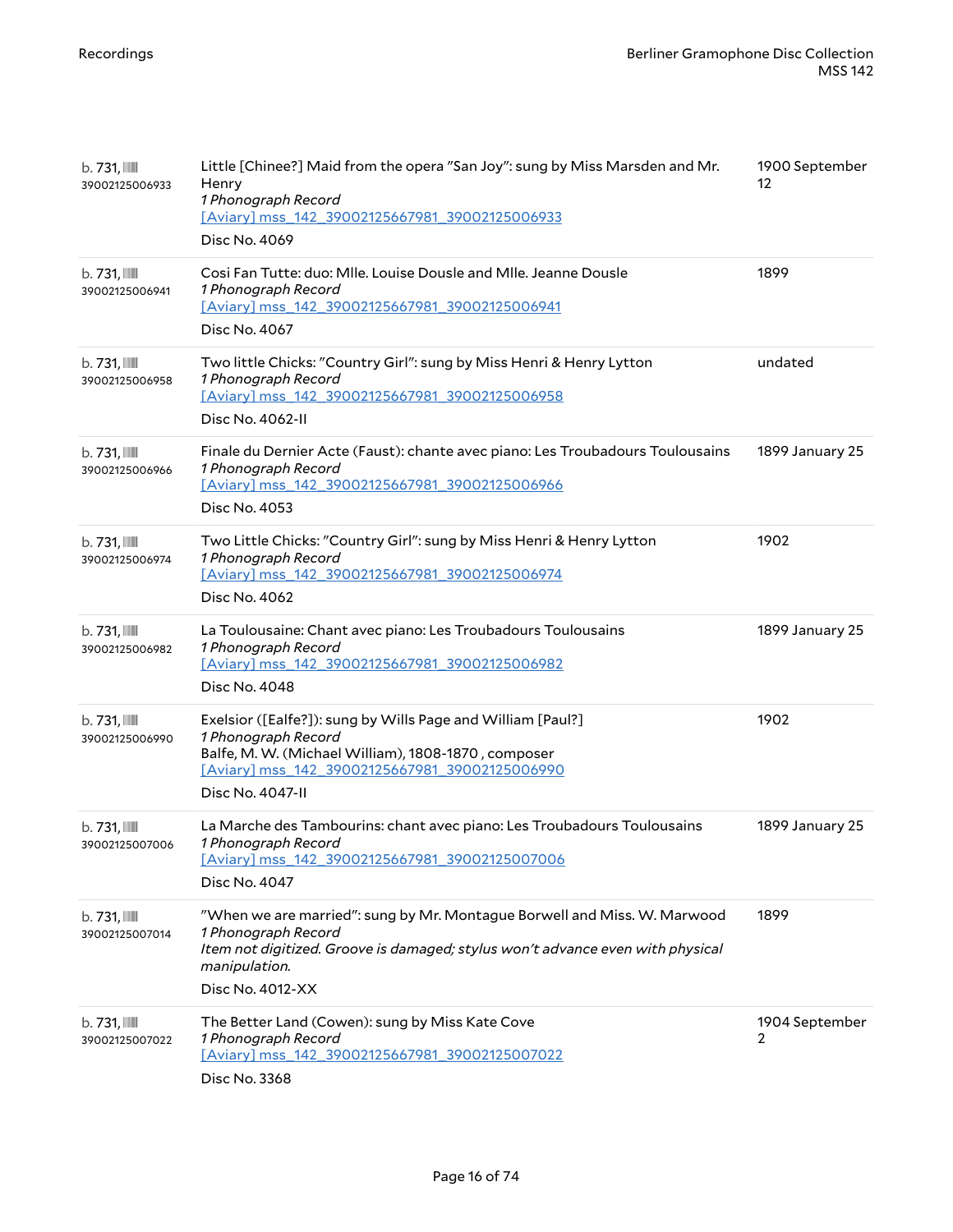| | | |
|---|---|---|
| b. 731, 39002125006933 | Little [Chinee?] Maid from the opera "San Joy": sung by Miss Marsden and Mr. Henry<br>*1 Phonograph Record*<br>[Aviary] mss_142_39002125667981_39002125006933<br>Disc No. 4069 | 1900 September 12 |
| b. 731, 39002125006941 | Cosi Fan Tutte: duo: Mlle. Louise Dousle and Mlle. Jeanne Dousle<br>*1 Phonograph Record*<br>[Aviary] mss_142_39002125667981_39002125006941<br>Disc No. 4067 | 1899 |
| b. 731, 39002125006958 | Two little Chicks: "Country Girl": sung by Miss Henri & Henry Lytton<br>*1 Phonograph Record*<br>[Aviary] mss_142_39002125667981_39002125006958<br>Disc No. 4062-II | undated |
| b. 731, 39002125006966 | Finale du Dernier Acte (Faust): chante avec piano: Les Troubadours Toulousains<br>*1 Phonograph Record*<br>[Aviary] mss_142_39002125667981_39002125006966<br>Disc No. 4053 | 1899 January 25 |
| b. 731, 39002125006974 | Two Little Chicks: "Country Girl": sung by Miss Henri & Henry Lytton<br>*1 Phonograph Record*<br>[Aviary] mss_142_39002125667981_39002125006974<br>Disc No. 4062 | 1902 |
| b. 731, 39002125006982 | La Toulousaine: Chant avec piano: Les Troubadours Toulousains<br>*1 Phonograph Record*<br>[Aviary] mss_142_39002125667981_39002125006982<br>Disc No. 4048 | 1899 January 25 |
| b. 731, 39002125006990 | Exelsior ([Ealfe?]): sung by Wills Page and William [Paul?]<br>*1 Phonograph Record*<br>Balfe, M. W. (Michael William), 1808-1870 , composer<br>[Aviary] mss_142_39002125667981_39002125006990<br>Disc No. 4047-II | 1902 |
| b. 731, 39002125007006 | La Marche des Tambourins: chant avec piano: Les Troubadours Toulousains<br>*1 Phonograph Record*<br>[Aviary] mss_142_39002125667981_39002125007006<br>Disc No. 4047 | 1899 January 25 |
| b. 731, 39002125007014 | "When we are married": sung by Mr. Montague Borwell and Miss. W. Marwood<br>*1 Phonograph Record*<br>*Item not digitized. Groove is damaged; stylus won't advance even with physical manipulation.*<br>Disc No. 4012-XX | 1899 |
| b. 731, 39002125007022 | The Better Land (Cowen): sung by Miss Kate Cove<br>*1 Phonograph Record*<br>[Aviary] mss_142_39002125667981_39002125007022<br>Disc No. 3368 | 1904 September 2 |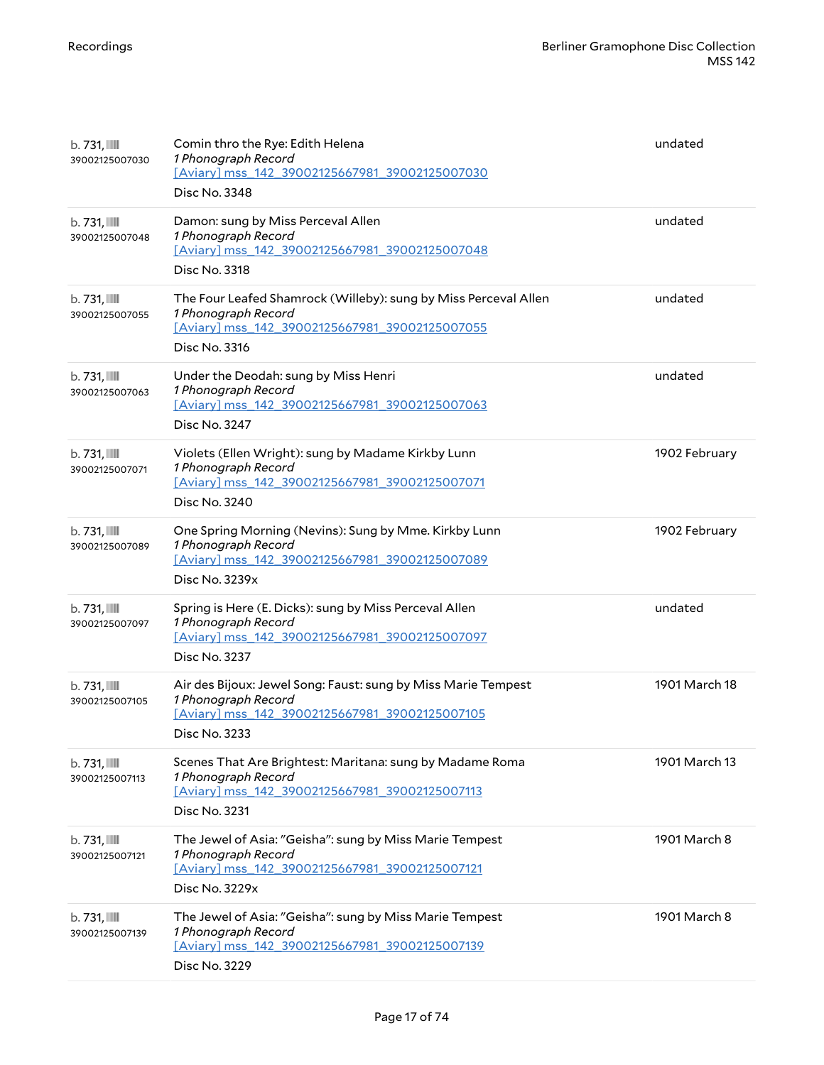| | | |
|---|---|---|
| b. 731, 39002125007030 | Comin thro the Rye: Edith Helena<br>*1 Phonograph Record*<br>[Aviary] mss_142_39002125667981_39002125007030<br>Disc No. 3348 | undated |
| b. 731, 39002125007048 | Damon: sung by Miss Perceval Allen<br>*1 Phonograph Record*<br>[Aviary] mss_142_39002125667981_39002125007048<br>Disc No. 3318 | undated |
| b. 731, 39002125007055 | The Four Leafed Shamrock (Willeby): sung by Miss Perceval Allen<br>*1 Phonograph Record*<br>[Aviary] mss_142_39002125667981_39002125007055<br>Disc No. 3316 | undated |
| b. 731, 39002125007063 | Under the Deodah: sung by Miss Henri<br>*1 Phonograph Record*<br>[Aviary] mss_142_39002125667981_39002125007063<br>Disc No. 3247 | undated |
| b. 731, 39002125007071 | Violets (Ellen Wright): sung by Madame Kirkby Lunn<br>*1 Phonograph Record*<br>[Aviary] mss_142_39002125667981_39002125007071<br>Disc No. 3240 | 1902 February |
| b. 731, 39002125007089 | One Spring Morning (Nevins): Sung by Mme. Kirkby Lunn<br>*1 Phonograph Record*<br>[Aviary] mss_142_39002125667981_39002125007089<br>Disc No. 3239x | 1902 February |
| b. 731, 39002125007097 | Spring is Here (E. Dicks): sung by Miss Perceval Allen<br>*1 Phonograph Record*<br>[Aviary] mss_142_39002125667981_39002125007097<br>Disc No. 3237 | undated |
| b. 731, 39002125007105 | Air des Bijoux: Jewel Song: Faust: sung by Miss Marie Tempest<br>*1 Phonograph Record*<br>[Aviary] mss_142_39002125667981_39002125007105<br>Disc No. 3233 | 1901 March 18 |
| b. 731, 39002125007113 | Scenes That Are Brightest: Maritana: sung by Madame Roma<br>*1 Phonograph Record*<br>[Aviary] mss_142_39002125667981_39002125007113<br>Disc No. 3231 | 1901 March 13 |
| b. 731, 39002125007121 | The Jewel of Asia: "Geisha": sung by Miss Marie Tempest<br>*1 Phonograph Record*<br>[Aviary] mss_142_39002125667981_39002125007121<br>Disc No. 3229x | 1901 March 8 |
| b. 731, 39002125007139 | The Jewel of Asia: "Geisha": sung by Miss Marie Tempest<br>*1 Phonograph Record*<br>[Aviary] mss_142_39002125667981_39002125007139<br>Disc No. 3229 | 1901 March 8 |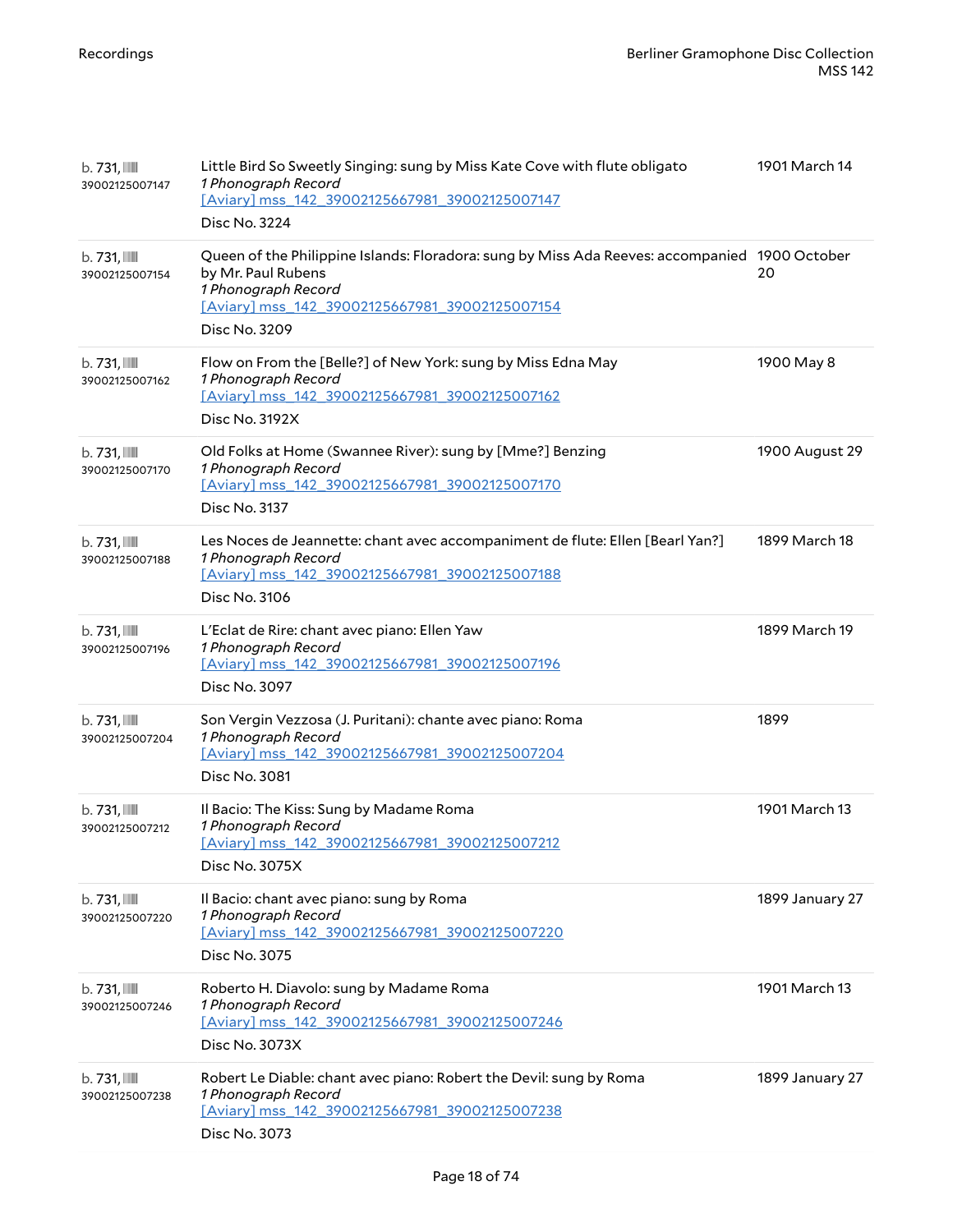| | | |
|---|---|---|
| b. 731, 39002125007147 | Little Bird So Sweetly Singing: sung by Miss Kate Cove with flute obligato<br>*1 Phonograph Record*<br>[Aviary] mss_142_39002125667981_39002125007147<br>Disc No. 3224 | 1901 March 14 |
| b. 731, 39002125007154 | Queen of the Philippine Islands: Floradora: sung by Miss Ada Reeves: accompanied by Mr. Paul Rubens<br>*1 Phonograph Record*<br>[Aviary] mss_142_39002125667981_39002125007154<br>Disc No. 3209 | 1900 October 20 |
| b. 731, 39002125007162 | Flow on From the [Belle?] of New York: sung by Miss Edna May<br>*1 Phonograph Record*<br>[Aviary] mss_142_39002125667981_39002125007162<br>Disc No. 3192X | 1900 May 8 |
| b. 731, 39002125007170 | Old Folks at Home (Swannee River): sung by [Mme?] Benzing<br>*1 Phonograph Record*<br>[Aviary] mss_142_39002125667981_39002125007170<br>Disc No. 3137 | 1900 August 29 |
| b. 731, 39002125007188 | Les Noces de Jeannette: chant avec accompaniment de flute: Ellen [Bearl Yan?]<br>*1 Phonograph Record*<br>[Aviary] mss_142_39002125667981_39002125007188<br>Disc No. 3106 | 1899 March 18 |
| b. 731, 39002125007196 | L'Eclat de Rire: chant avec piano: Ellen Yaw<br>*1 Phonograph Record*<br>[Aviary] mss_142_39002125667981_39002125007196<br>Disc No. 3097 | 1899 March 19 |
| b. 731, 39002125007204 | Son Vergin Vezzosa (J. Puritani): chante avec piano: Roma<br>*1 Phonograph Record*<br>[Aviary] mss_142_39002125667981_39002125007204<br>Disc No. 3081 | 1899 |
| b. 731, 39002125007212 | Il Bacio: The Kiss: Sung by Madame Roma<br>*1 Phonograph Record*<br>[Aviary] mss_142_39002125667981_39002125007212<br>Disc No. 3075X | 1901 March 13 |
| b. 731, 39002125007220 | Il Bacio: chant avec piano: sung by Roma<br>*1 Phonograph Record*<br>[Aviary] mss_142_39002125667981_39002125007220<br>Disc No. 3075 | 1899 January 27 |
| b. 731, 39002125007246 | Roberto H. Diavolo: sung by Madame Roma<br>*1 Phonograph Record*<br>[Aviary] mss_142_39002125667981_39002125007246<br>Disc No. 3073X | 1901 March 13 |
| b. 731, 39002125007238 | Robert Le Diable: chant avec piano: Robert the Devil: sung by Roma<br>*1 Phonograph Record*<br>[Aviary] mss_142_39002125667981_39002125007238<br>Disc No. 3073 | 1899 January 27 |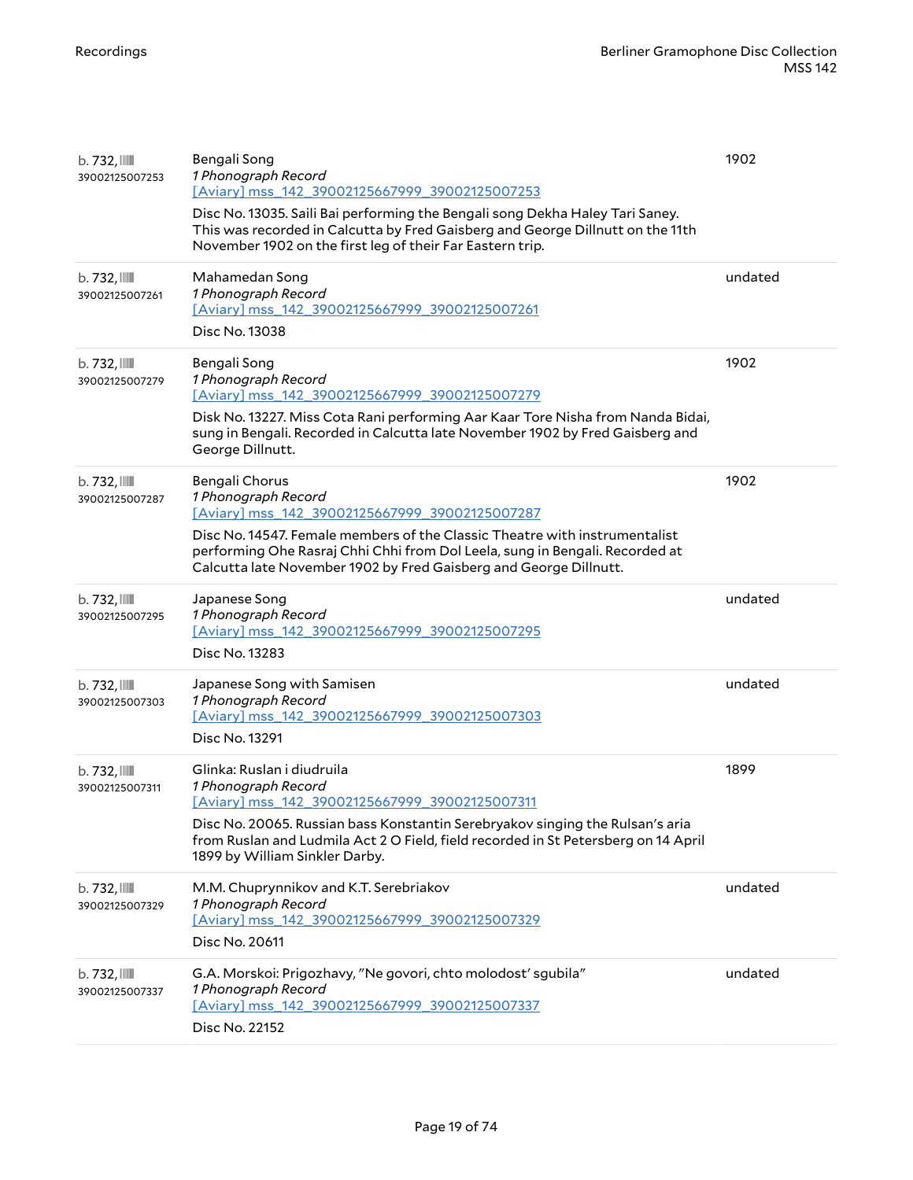| | | |
|---|---|---|
| b. 732, 39002125007253 | Bengali Song<br>*1 Phonograph Record*<br>[Aviary] mss_142_39002125667999_39002125007253<br>Disc No. 13035. Saili Bai performing the Bengali song Dekha Haley Tari Saney. This was recorded in Calcutta by Fred Gaisberg and George Dillnutt on the 11th November 1902 on the first leg of their Far Eastern trip. | 1902 |
| b. 732, 39002125007261 | Mahamedan Song<br>*1 Phonograph Record*<br>[Aviary] mss_142_39002125667999_39002125007261<br>Disc No. 13038 | undated |
| b. 732, 39002125007279 | Bengali Song<br>*1 Phonograph Record*<br>[Aviary] mss_142_39002125667999_39002125007279<br>Disk No. 13227. Miss Cota Rani performing Aar Kaar Tore Nisha from Nanda Bidai, sung in Bengali. Recorded in Calcutta late November 1902 by Fred Gaisberg and George Dillnutt. | 1902 |
| b. 732, 39002125007287 | Bengali Chorus<br>*1 Phonograph Record*<br>[Aviary] mss_142_39002125667999_39002125007287<br>Disc No. 14547. Female members of the Classic Theatre with instrumentalist performing Ohe Rasraj Chhi Chhi from Dol Leela, sung in Bengali. Recorded at Calcutta late November 1902 by Fred Gaisberg and George Dillnutt. | 1902 |
| b. 732, 39002125007295 | Japanese Song<br>*1 Phonograph Record*<br>[Aviary] mss_142_39002125667999_39002125007295<br>Disc No. 13283 | undated |
| b. 732, 39002125007303 | Japanese Song with Samisen<br>*1 Phonograph Record*<br>[Aviary] mss_142_39002125667999_39002125007303<br>Disc No. 13291 | undated |
| b. 732, 39002125007311 | Glinka: Ruslan i diudruila<br>*1 Phonograph Record*<br>[Aviary] mss_142_39002125667999_39002125007311<br>Disc No. 20065. Russian bass Konstantin Serebryakov singing the Rulsan's aria from Ruslan and Ludmila Act 2 O Field, field recorded in St Petersberg on 14 April 1899 by William Sinkler Darby. | 1899 |
| b. 732, 39002125007329 | M.M. Chuprynnikov and K.T. Serebriakov<br>*1 Phonograph Record*<br>[Aviary] mss_142_39002125667999_39002125007329<br>Disc No. 20611 | undated |
| b. 732, 39002125007337 | G.A. Morskoi: Prigozhavy, "Ne govori, chto molodost' sgubila"<br>*1 Phonograph Record*<br>[Aviary] mss_142_39002125667999_39002125007337<br>Disc No. 22152 | undated |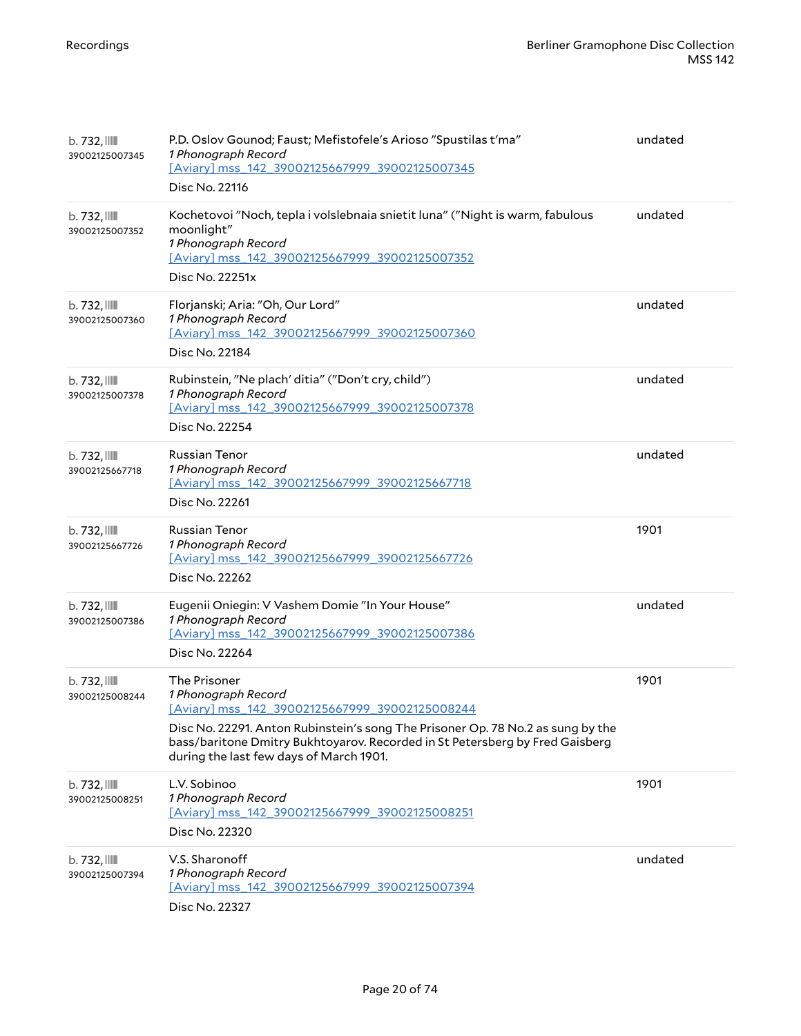| | | |
|---|---|---|
| b. 732, 39002125007345 | P.D. Oslov Gounod; Faust; Mefistofele's Arioso "Spustilas t'ma"<br>*1 Phonograph Record*<br>[Aviary] mss_142_39002125667999_39002125007345<br>Disc No. 22116 | undated |
| b. 732, 39002125007352 | Kochetovoi "Noch, tepla i volslebnaia snietit luna" ("Night is warm, fabulous moonlight"<br>*1 Phonograph Record*<br>[Aviary] mss_142_39002125667999_39002125007352<br>Disc No. 22251x | undated |
| b. 732, 39002125007360 | Florjanski; Aria: "Oh, Our Lord"<br>*1 Phonograph Record*<br>[Aviary] mss_142_39002125667999_39002125007360<br>Disc No. 22184 | undated |
| b. 732, 39002125007378 | Rubinstein, "Ne plach' ditia" ("Don't cry, child")<br>*1 Phonograph Record*<br>[Aviary] mss_142_39002125667999_39002125007378<br>Disc No. 22254 | undated |
| b. 732, 39002125667718 | Russian Tenor<br>*1 Phonograph Record*<br>[Aviary] mss_142_39002125667999_39002125667718<br>Disc No. 22261 | undated |
| b. 732, 39002125667726 | Russian Tenor<br>*1 Phonograph Record*<br>[Aviary] mss_142_39002125667999_39002125667726<br>Disc No. 22262 | 1901 |
| b. 732, 39002125007386 | Eugenii Oniegin: V Vashem Domie "In Your House"<br>*1 Phonograph Record*<br>[Aviary] mss_142_39002125667999_39002125007386<br>Disc No. 22264 | undated |
| b. 732, 39002125008244 | The Prisoner<br>*1 Phonograph Record*<br>[Aviary] mss_142_39002125667999_39002125008244<br>Disc No. 22291. Anton Rubinstein's song The Prisoner Op. 78 No.2 as sung by the bass/baritone Dmitry Bukhtoyarov. Recorded in St Petersberg by Fred Gaisberg during the last few days of March 1901. | 1901 |
| b. 732, 39002125008251 | L.V. Sobinoo<br>*1 Phonograph Record*<br>[Aviary] mss_142_39002125667999_39002125008251<br>Disc No. 22320 | 1901 |
| b. 732, 39002125007394 | V.S. Sharonoff<br>*1 Phonograph Record*<br>[Aviary] mss_142_39002125667999_39002125007394<br>Disc No. 22327 | undated |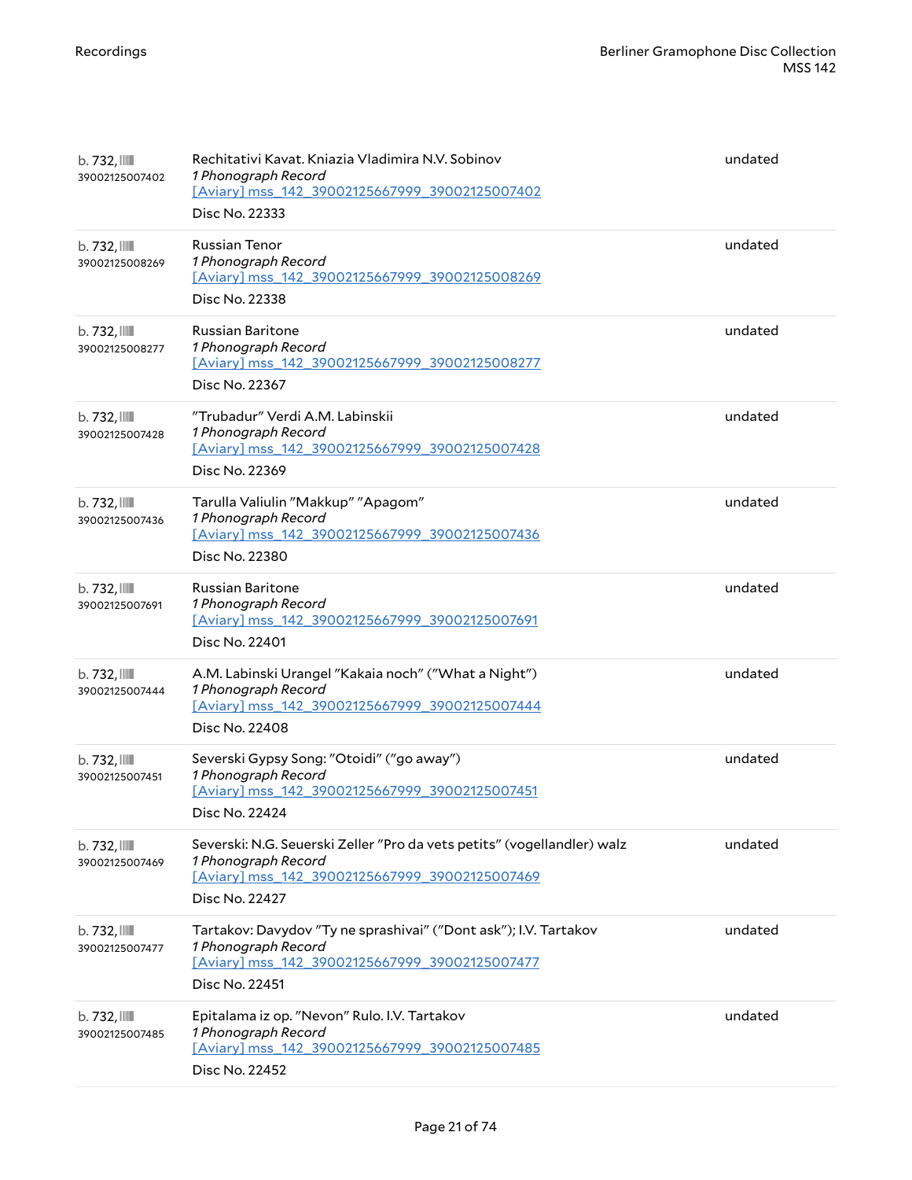| | | |
|---|---|---|
| b. 732, 39002125007402 | Rechitativi Kavat. Kniazia Vladimira N.V. Sobinov<br>*1 Phonograph Record*<br>[Aviary] mss_142_39002125667999_39002125007402<br>Disc No. 22333 | undated |
| b. 732, 39002125008269 | Russian Tenor<br>*1 Phonograph Record*<br>[Aviary] mss_142_39002125667999_39002125008269<br>Disc No. 22338 | undated |
| b. 732, 39002125008277 | Russian Baritone<br>*1 Phonograph Record*<br>[Aviary] mss_142_39002125667999_39002125008277<br>Disc No. 22367 | undated |
| b. 732, 39002125007428 | "Trubadur" Verdi A.M. Labinskii<br>*1 Phonograph Record*<br>[Aviary] mss_142_39002125667999_39002125007428<br>Disc No. 22369 | undated |
| b. 732, 39002125007436 | Tarulla Valiulin "Makkup" "Apagom"<br>*1 Phonograph Record*<br>[Aviary] mss_142_39002125667999_39002125007436<br>Disc No. 22380 | undated |
| b. 732, 39002125007691 | Russian Baritone<br>*1 Phonograph Record*<br>[Aviary] mss_142_39002125667999_39002125007691<br>Disc No. 22401 | undated |
| b. 732, 39002125007444 | A.M. Labinski Urangel "Kakaia noch" ("What a Night")<br>*1 Phonograph Record*<br>[Aviary] mss_142_39002125667999_39002125007444<br>Disc No. 22408 | undated |
| b. 732, 39002125007451 | Severski Gypsy Song: "Otoidi" ("go away")<br>*1 Phonograph Record*<br>[Aviary] mss_142_39002125667999_39002125007451<br>Disc No. 22424 | undated |
| b. 732, 39002125007469 | Severski: N.G. Seuerski Zeller "Pro da vets petits" (vogellandler) walz<br>*1 Phonograph Record*<br>[Aviary] mss_142_39002125667999_39002125007469<br>Disc No. 22427 | undated |
| b. 732, 39002125007477 | Tartakov: Davydov "Ty ne sprashivai" ("Dont ask"); I.V. Tartakov<br>*1 Phonograph Record*<br>[Aviary] mss_142_39002125667999_39002125007477<br>Disc No. 22451 | undated |
| b. 732, 39002125007485 | Epitalama iz op. "Nevon" Rulo. I.V. Tartakov<br>*1 Phonograph Record*<br>[Aviary] mss_142_39002125667999_39002125007485<br>Disc No. 22452 | undated |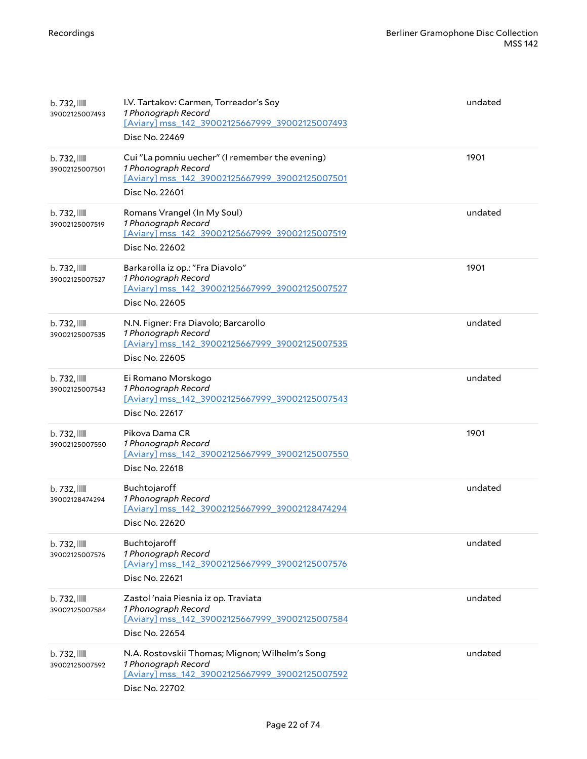| | | |
|---|---|---|
| b. 732, 39002125007493 | I.V. Tartakov: Carmen, Torreador's Soy<br>*1 Phonograph Record*<br>[Aviary] mss_142_39002125667999_39002125007493<br>Disc No. 22469 | undated |
| b. 732, 39002125007501 | Cui "La pomniu uecher" (I remember the evening)<br>*1 Phonograph Record*<br>[Aviary] mss_142_39002125667999_39002125007501<br>Disc No. 22601 | 1901 |
| b. 732, 39002125007519 | Romans Vrangel (In My Soul)<br>*1 Phonograph Record*<br>[Aviary] mss_142_39002125667999_39002125007519<br>Disc No. 22602 | undated |
| b. 732, 39002125007527 | Barkarolla iz op.: "Fra Diavolo"<br>*1 Phonograph Record*<br>[Aviary] mss_142_39002125667999_39002125007527<br>Disc No. 22605 | 1901 |
| b. 732, 39002125007535 | N.N. Figner: Fra Diavolo; Barcarollo<br>*1 Phonograph Record*<br>[Aviary] mss_142_39002125667999_39002125007535<br>Disc No. 22605 | undated |
| b. 732, 39002125007543 | Ei Romano Morskogo<br>*1 Phonograph Record*<br>[Aviary] mss_142_39002125667999_39002125007543<br>Disc No. 22617 | undated |
| b. 732, 39002125007550 | Pikova Dama CR<br>*1 Phonograph Record*<br>[Aviary] mss_142_39002125667999_39002125007550<br>Disc No. 22618 | 1901 |
| b. 732, 39002128474294 | Buchtojaroff<br>*1 Phonograph Record*<br>[Aviary] mss_142_39002125667999_39002128474294<br>Disc No. 22620 | undated |
| b. 732, 39002125007576 | Buchtojaroff<br>*1 Phonograph Record*<br>[Aviary] mss_142_39002125667999_39002125007576<br>Disc No. 22621 | undated |
| b. 732, 39002125007584 | Zastol 'naia Piesnia iz op. Traviata<br>*1 Phonograph Record*<br>[Aviary] mss_142_39002125667999_39002125007584<br>Disc No. 22654 | undated |
| b. 732, 39002125007592 | N.A. Rostovskii Thomas; Mignon; Wilhelm's Song<br>*1 Phonograph Record*<br>[Aviary] mss_142_39002125667999_39002125007592<br>Disc No. 22702 | undated |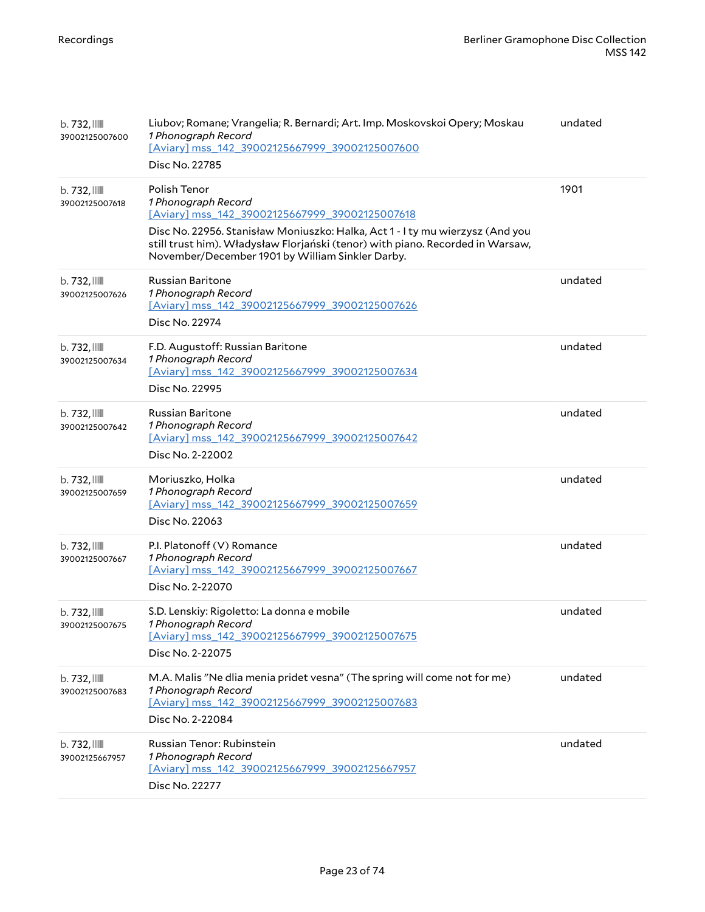| | | |
|---|---|---|
| b. 732, 39002125007600 | Liubov; Romane; Vrangelia; R. Bernardi; Art. Imp. Moskovskoi Opery; Moskau<br>*1 Phonograph Record*<br>[Aviary] mss_142_39002125667999_39002125007600<br>Disc No. 22785 | undated |
| b. 732, 39002125007618 | Polish Tenor<br>*1 Phonograph Record*<br>[Aviary] mss_142_39002125667999_39002125007618<br>Disc No. 22956. Stanisław Moniuszko: Halka, Act 1 - I ty mu wierzysz (And you still trust him). Władysław Florjański (tenor) with piano. Recorded in Warsaw, November/December 1901 by William Sinkler Darby. | 1901 |
| b. 732, 39002125007626 | Russian Baritone<br>*1 Phonograph Record*<br>[Aviary] mss_142_39002125667999_39002125007626<br>Disc No. 22974 | undated |
| b. 732, 39002125007634 | F.D. Augustoff: Russian Baritone<br>*1 Phonograph Record*<br>[Aviary] mss_142_39002125667999_39002125007634<br>Disc No. 22995 | undated |
| b. 732, 39002125007642 | Russian Baritone<br>*1 Phonograph Record*<br>[Aviary] mss_142_39002125667999_39002125007642<br>Disc No. 2-22002 | undated |
| b. 732, 39002125007659 | Moriuszko, Holka<br>*1 Phonograph Record*<br>[Aviary] mss_142_39002125667999_39002125007659<br>Disc No. 22063 | undated |
| b. 732, 39002125007667 | P.I. Platonoff (V) Romance<br>*1 Phonograph Record*<br>[Aviary] mss_142_39002125667999_39002125007667<br>Disc No. 2-22070 | undated |
| b. 732, 39002125007675 | S.D. Lenskiy: Rigoletto: La donna e mobile<br>*1 Phonograph Record*<br>[Aviary] mss_142_39002125667999_39002125007675<br>Disc No. 2-22075 | undated |
| b. 732, 39002125007683 | M.A. Malis "Ne dlia menia pridet vesna" (The spring will come not for me)<br>*1 Phonograph Record*<br>[Aviary] mss_142_39002125667999_39002125007683<br>Disc No. 2-22084 | undated |
| b. 732, 39002125667957 | Russian Tenor: Rubinstein<br>*1 Phonograph Record*<br>[Aviary] mss_142_39002125667999_39002125667957<br>Disc No. 22277 | undated |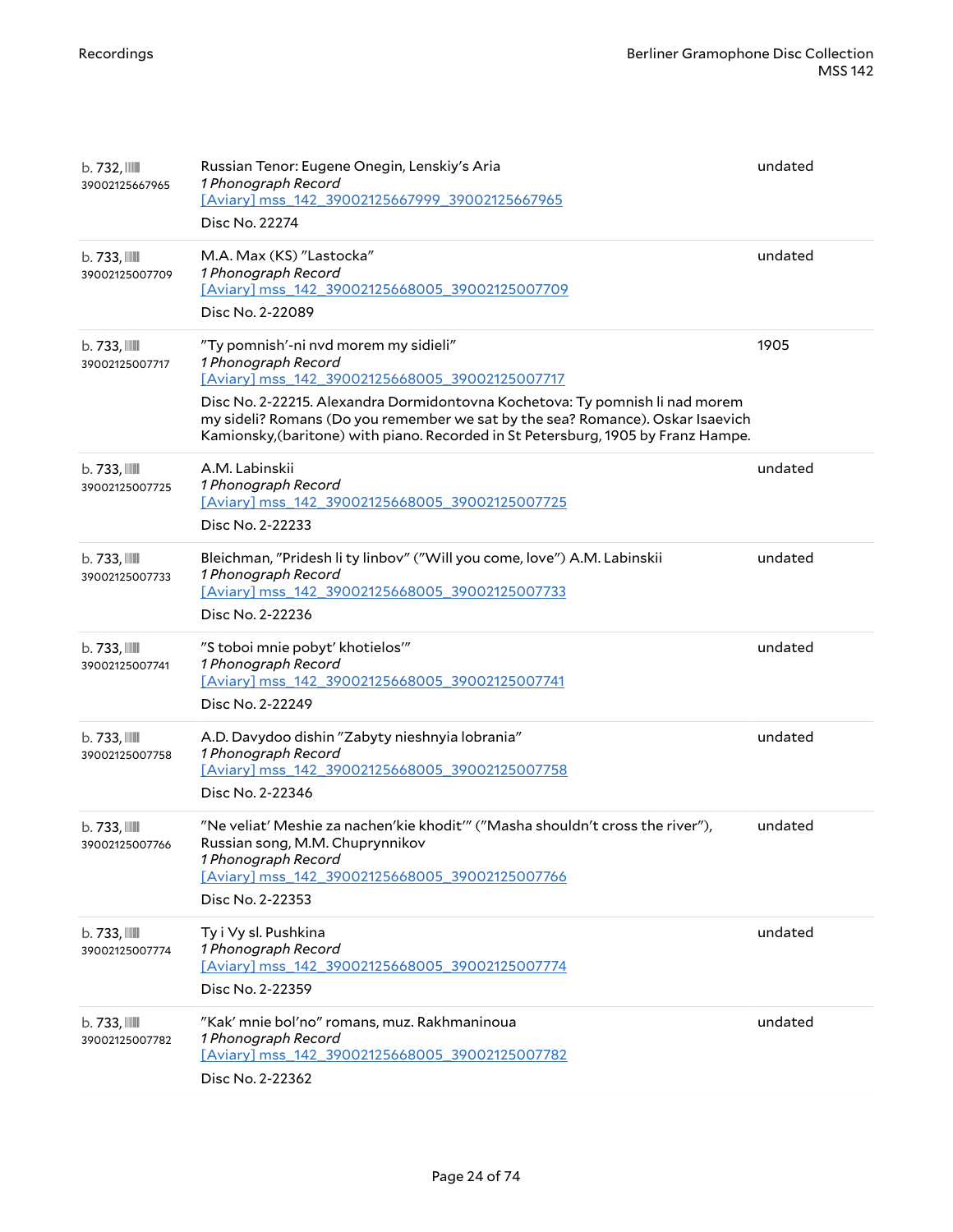| | | |
|---|---|---|
| b. 732, 39002125667965 | Russian Tenor: Eugene Onegin, Lenskiy's Aria<br>*1 Phonograph Record*<br>[Aviary] mss_142_39002125667999_39002125667965<br>Disc No. 22274 | undated |
| b. 733, 39002125007709 | M.A. Max (KS) "Lastocka"<br>*1 Phonograph Record*<br>[Aviary] mss_142_39002125668005_39002125007709<br>Disc No. 2-22089 | undated |
| b. 733, 39002125007717 | "Ty pomnish'-ni nvd morem my sidieli"<br>*1 Phonograph Record*<br>[Aviary] mss_142_39002125668005_39002125007717<br>Disc No. 2-22215. Alexandra Dormidontovna Kochetova: Ty pomnish li nad morem my sideli? Romans (Do you remember we sat by the sea? Romance). Oskar Isaevich Kamionsky,(baritone) with piano. Recorded in St Petersburg, 1905 by Franz Hampe. | 1905 |
| b. 733, 39002125007725 | A.M. Labinskii<br>*1 Phonograph Record*<br>[Aviary] mss_142_39002125668005_39002125007725<br>Disc No. 2-22233 | undated |
| b. 733, 39002125007733 | Bleichman, "Pridesh li ty linbov" ("Will you come, love") A.M. Labinskii<br>*1 Phonograph Record*<br>[Aviary] mss_142_39002125668005_39002125007733<br>Disc No. 2-22236 | undated |
| b. 733, 39002125007741 | "S toboi mnie pobyt' khotielos'"<br>*1 Phonograph Record*<br>[Aviary] mss_142_39002125668005_39002125007741<br>Disc No. 2-22249 | undated |
| b. 733, 39002125007758 | A.D. Davydoo dishin "Zabyty nieshnyia lobrania"<br>*1 Phonograph Record*<br>[Aviary] mss_142_39002125668005_39002125007758<br>Disc No. 2-22346 | undated |
| b. 733, 39002125007766 | "Ne veliat' Meshie za nachen'kie khodit'" ("Masha shouldn't cross the river"), Russian song, M.M. Chuprynnikov<br>*1 Phonograph Record*<br>[Aviary] mss_142_39002125668005_39002125007766<br>Disc No. 2-22353 | undated |
| b. 733, 39002125007774 | Ty i Vy sl. Pushkina<br>*1 Phonograph Record*<br>[Aviary] mss_142_39002125668005_39002125007774<br>Disc No. 2-22359 | undated |
| b. 733, 39002125007782 | "Kak' mnie bol'no" romans, muz. Rakhmaninoua<br>*1 Phonograph Record*<br>[Aviary] mss_142_39002125668005_39002125007782<br>Disc No. 2-22362 | undated |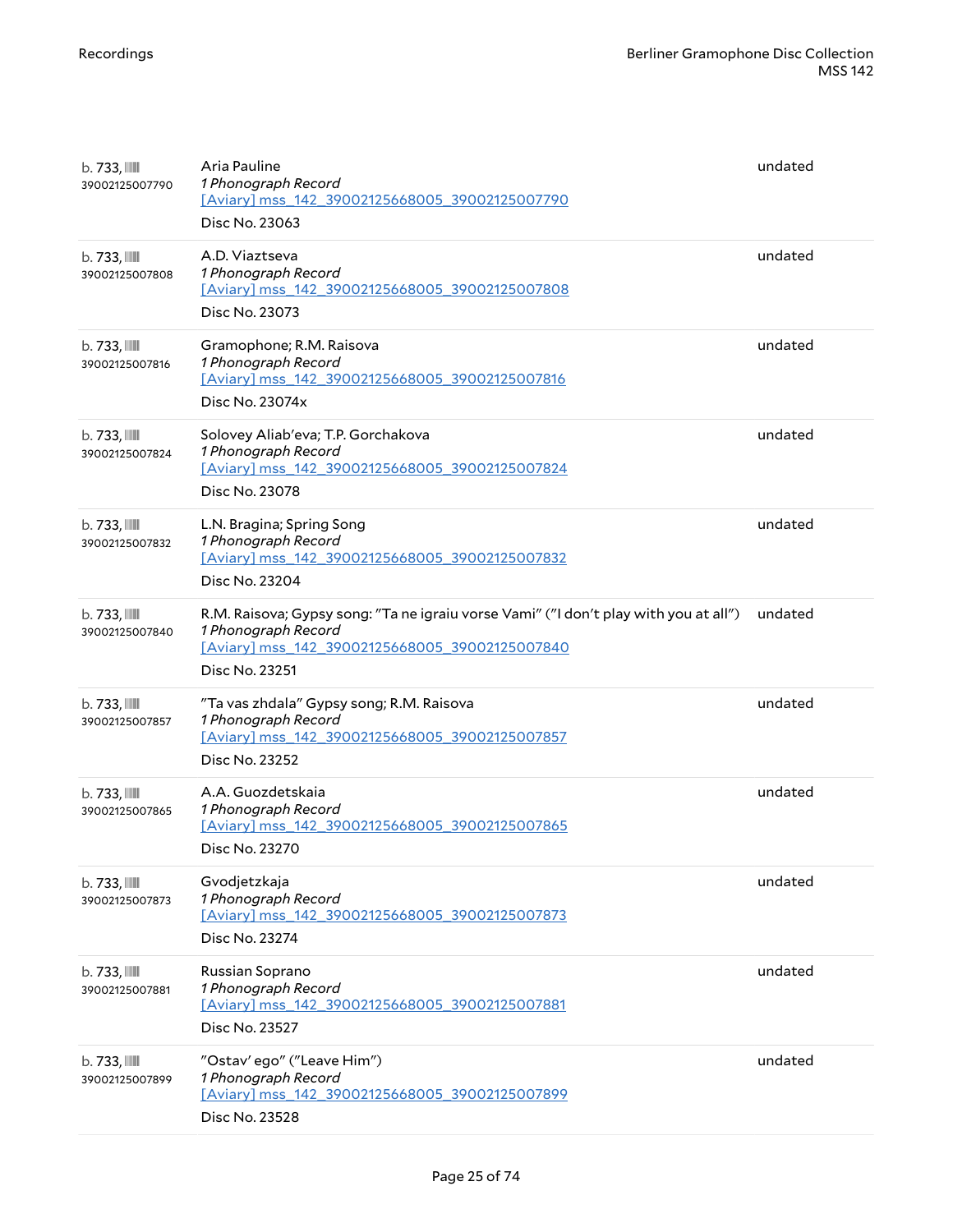| | | |
|---|---|---|
| b. 733, 39002125007790 | Aria Pauline<br>*1 Phonograph Record*<br>[Aviary] mss_142_39002125668005_39002125007790<br>Disc No. 23063 | undated |
| b. 733, 39002125007808 | A.D. Viaztseva<br>*1 Phonograph Record*<br>[Aviary] mss_142_39002125668005_39002125007808<br>Disc No. 23073 | undated |
| b. 733, 39002125007816 | Gramophone; R.M. Raisova<br>*1 Phonograph Record*<br>[Aviary] mss_142_39002125668005_39002125007816<br>Disc No. 23074x | undated |
| b. 733, 39002125007824 | Solovey Aliab'eva; T.P. Gorchakova<br>*1 Phonograph Record*<br>[Aviary] mss_142_39002125668005_39002125007824<br>Disc No. 23078 | undated |
| b. 733, 39002125007832 | L.N. Bragina; Spring Song<br>*1 Phonograph Record*<br>[Aviary] mss_142_39002125668005_39002125007832<br>Disc No. 23204 | undated |
| b. 733, 39002125007840 | R.M. Raisova; Gypsy song: "Ta ne igraiu vorse Vami" ("I don't play with you at all")<br>*1 Phonograph Record*<br>[Aviary] mss_142_39002125668005_39002125007840<br>Disc No. 23251 | undated |
| b. 733, 39002125007857 | "Ta vas zhdala" Gypsy song; R.M. Raisova<br>*1 Phonograph Record*<br>[Aviary] mss_142_39002125668005_39002125007857<br>Disc No. 23252 | undated |
| b. 733, 39002125007865 | A.A. Guozdetskaia<br>*1 Phonograph Record*<br>[Aviary] mss_142_39002125668005_39002125007865<br>Disc No. 23270 | undated |
| b. 733, 39002125007873 | Gvodjetzkaja<br>*1 Phonograph Record*<br>[Aviary] mss_142_39002125668005_39002125007873<br>Disc No. 23274 | undated |
| b. 733, 39002125007881 | Russian Soprano<br>*1 Phonograph Record*<br>[Aviary] mss_142_39002125668005_39002125007881<br>Disc No. 23527 | undated |
| b. 733, 39002125007899 | "Ostav' ego" ("Leave Him")<br>*1 Phonograph Record*<br>[Aviary] mss_142_39002125668005_39002125007899<br>Disc No. 23528 | undated |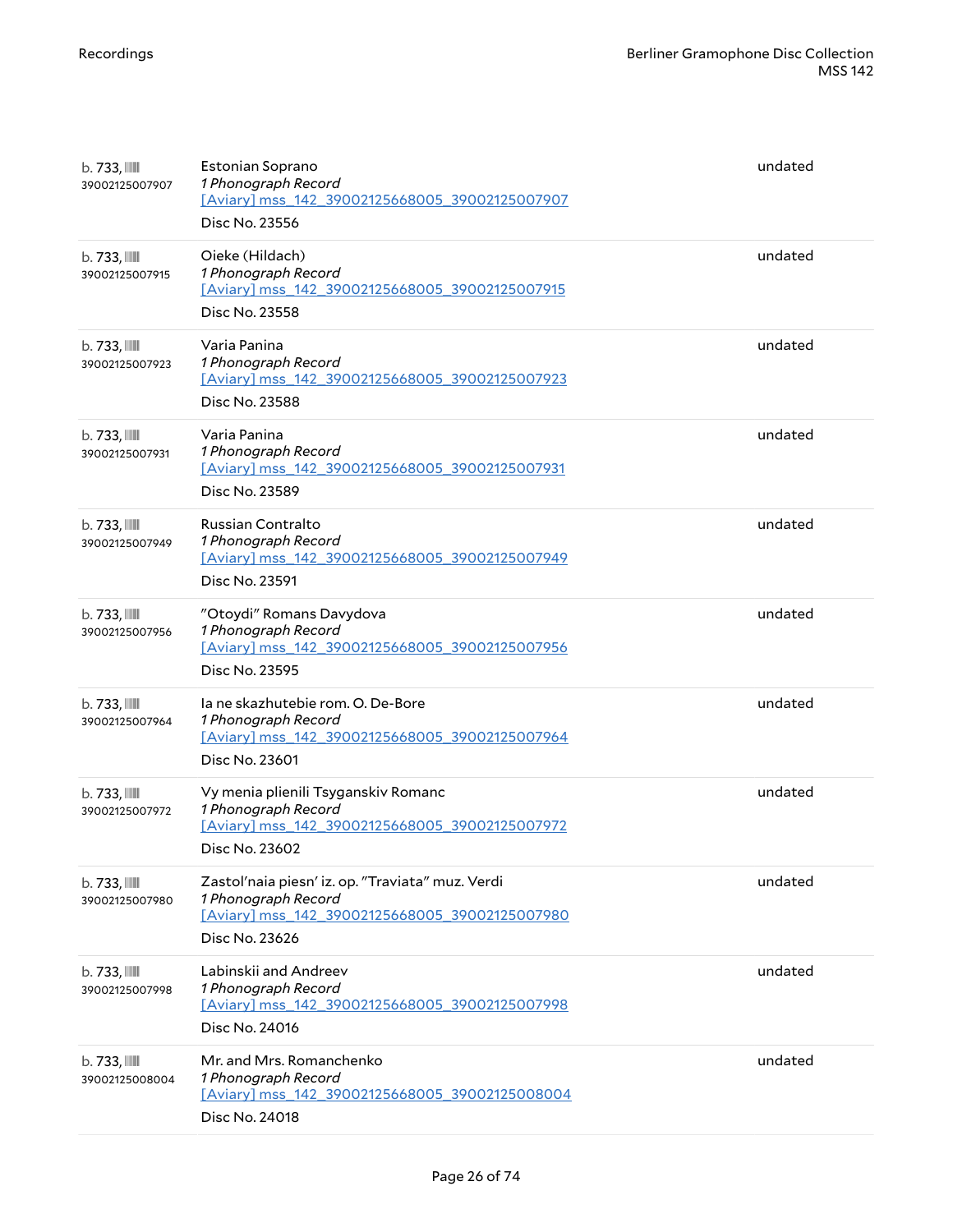| | | |
|---|---|---|
| b. 733, 39002125007907 | Estonian Soprano<br>*1 Phonograph Record*<br>[Aviary] mss_142_39002125668005_39002125007907<br>Disc No. 23556 | undated |
| b. 733, 39002125007915 | Oieke (Hildach)<br>*1 Phonograph Record*<br>[Aviary] mss_142_39002125668005_39002125007915<br>Disc No. 23558 | undated |
| b. 733, 39002125007923 | Varia Panina<br>*1 Phonograph Record*<br>[Aviary] mss_142_39002125668005_39002125007923<br>Disc No. 23588 | undated |
| b. 733, 39002125007931 | Varia Panina<br>*1 Phonograph Record*<br>[Aviary] mss_142_39002125668005_39002125007931<br>Disc No. 23589 | undated |
| b. 733, 39002125007949 | Russian Contralto<br>*1 Phonograph Record*<br>[Aviary] mss_142_39002125668005_39002125007949<br>Disc No. 23591 | undated |
| b. 733, 39002125007956 | "Otoydi" Romans Davydova<br>*1 Phonograph Record*<br>[Aviary] mss_142_39002125668005_39002125007956<br>Disc No. 23595 | undated |
| b. 733, 39002125007964 | Ia ne skazhutebie rom. O. De-Bore<br>*1 Phonograph Record*<br>[Aviary] mss_142_39002125668005_39002125007964<br>Disc No. 23601 | undated |
| b. 733, 39002125007972 | Vy menia plienili Tsyganskiv Romanc<br>*1 Phonograph Record*<br>[Aviary] mss_142_39002125668005_39002125007972<br>Disc No. 23602 | undated |
| b. 733, 39002125007980 | Zastol'naia piesn' iz. op. "Traviata" muz. Verdi<br>*1 Phonograph Record*<br>[Aviary] mss_142_39002125668005_39002125007980<br>Disc No. 23626 | undated |
| b. 733, 39002125007998 | Labinskii and Andreev<br>*1 Phonograph Record*<br>[Aviary] mss_142_39002125668005_39002125007998<br>Disc No. 24016 | undated |
| b. 733, 39002125008004 | Mr. and Mrs. Romanchenko<br>*1 Phonograph Record*<br>[Aviary] mss_142_39002125668005_39002125008004<br>Disc No. 24018 | undated |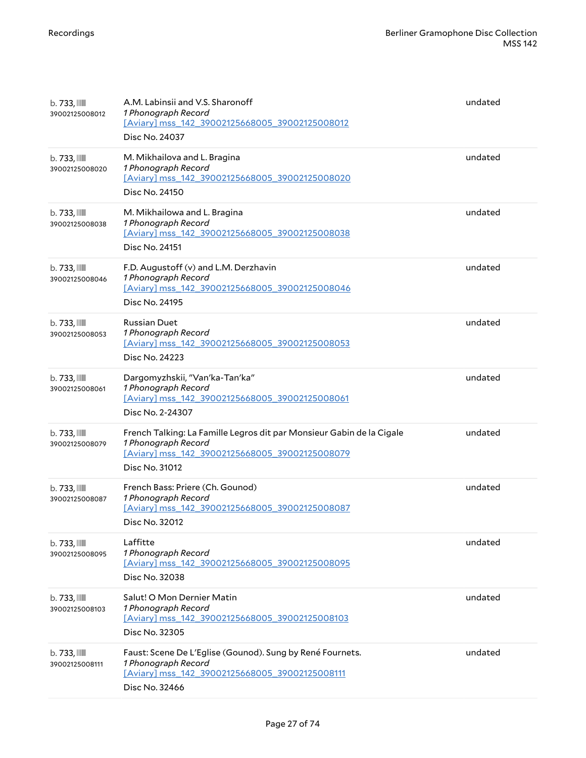| | | |
|---|---|---|
| b. 733, 39002125008012 | A.M. Labinsii and V.S. Sharonoff<br>*1 Phonograph Record*<br>[Aviary] mss_142_39002125668005_39002125008012<br>Disc No. 24037 | undated |
| b. 733, 39002125008020 | M. Mikhailova and L. Bragina<br>*1 Phonograph Record*<br>[Aviary] mss_142_39002125668005_39002125008020<br>Disc No. 24150 | undated |
| b. 733, 39002125008038 | M. Mikhailowa and L. Bragina<br>*1 Phonograph Record*<br>[Aviary] mss_142_39002125668005_39002125008038<br>Disc No. 24151 | undated |
| b. 733, 39002125008046 | F.D. Augustoff (v) and L.M. Derzhavin<br>*1 Phonograph Record*<br>[Aviary] mss_142_39002125668005_39002125008046<br>Disc No. 24195 | undated |
| b. 733, 39002125008053 | Russian Duet<br>*1 Phonograph Record*<br>[Aviary] mss_142_39002125668005_39002125008053<br>Disc No. 24223 | undated |
| b. 733, 39002125008061 | Dargomyzhskii, "Van'ka-Tan'ka"<br>*1 Phonograph Record*<br>[Aviary] mss_142_39002125668005_39002125008061<br>Disc No. 2-24307 | undated |
| b. 733, 39002125008079 | French Talking: La Famille Legros dit par Monsieur Gabin de la Cigale<br>*1 Phonograph Record*<br>[Aviary] mss_142_39002125668005_39002125008079<br>Disc No. 31012 | undated |
| b. 733, 39002125008087 | French Bass: Priere (Ch. Gounod)<br>*1 Phonograph Record*<br>[Aviary] mss_142_39002125668005_39002125008087<br>Disc No. 32012 | undated |
| b. 733, 39002125008095 | Laffitte<br>*1 Phonograph Record*<br>[Aviary] mss_142_39002125668005_39002125008095<br>Disc No. 32038 | undated |
| b. 733, 39002125008103 | Salut! O Mon Dernier Matin<br>*1 Phonograph Record*<br>[Aviary] mss_142_39002125668005_39002125008103<br>Disc No. 32305 | undated |
| b. 733, 39002125008111 | Faust: Scene De L'Eglise (Gounod). Sung by René Fournets.<br>*1 Phonograph Record*<br>[Aviary] mss_142_39002125668005_39002125008111<br>Disc No. 32466 | undated |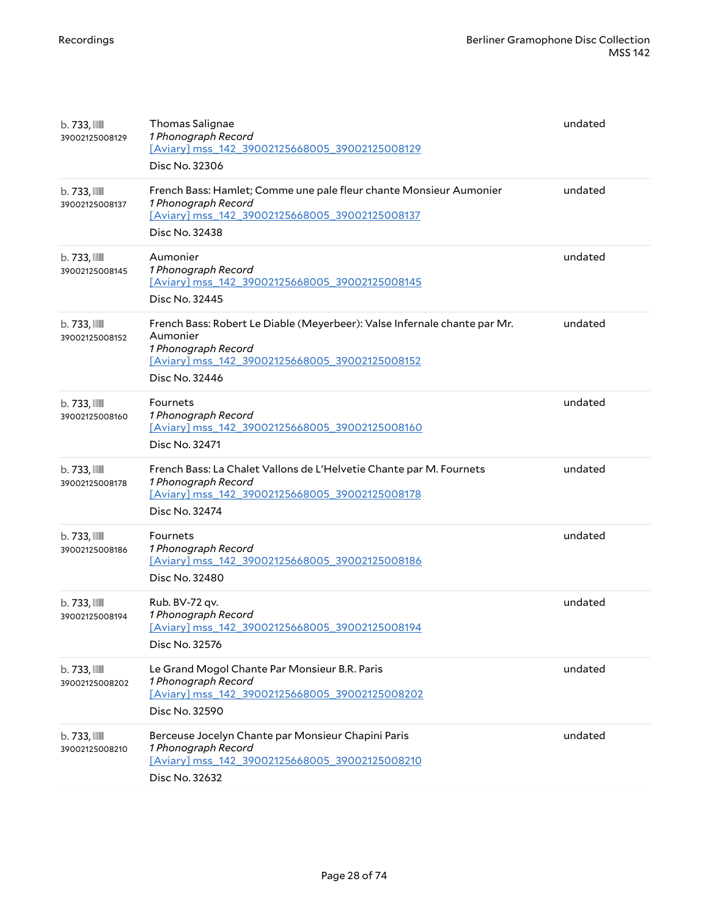| | | |
|---|---|---|
| b. 733, 39002125008129 | Thomas Salignae<br>*1 Phonograph Record*<br>[Aviary] mss_142_39002125668005_39002125008129<br>Disc No. 32306 | undated |
| b. 733, 39002125008137 | French Bass: Hamlet; Comme une pale fleur chante Monsieur Aumonier<br>*1 Phonograph Record*<br>[Aviary] mss_142_39002125668005_39002125008137<br>Disc No. 32438 | undated |
| b. 733, 39002125008145 | Aumonier<br>*1 Phonograph Record*<br>[Aviary] mss_142_39002125668005_39002125008145<br>Disc No. 32445 | undated |
| b. 733, 39002125008152 | French Bass: Robert Le Diable (Meyerbeer): Valse Infernale chante par Mr. Aumonier<br>*1 Phonograph Record*<br>[Aviary] mss_142_39002125668005_39002125008152<br>Disc No. 32446 | undated |
| b. 733, 39002125008160 | Fournets<br>*1 Phonograph Record*<br>[Aviary] mss_142_39002125668005_39002125008160<br>Disc No. 32471 | undated |
| b. 733, 39002125008178 | French Bass: La Chalet Vallons de L'Helvetie Chante par M. Fournets<br>*1 Phonograph Record*<br>[Aviary] mss_142_39002125668005_39002125008178<br>Disc No. 32474 | undated |
| b. 733, 39002125008186 | Fournets<br>*1 Phonograph Record*<br>[Aviary] mss_142_39002125668005_39002125008186<br>Disc No. 32480 | undated |
| b. 733, 39002125008194 | Rub. BV-72 qv.<br>*1 Phonograph Record*<br>[Aviary] mss_142_39002125668005_39002125008194<br>Disc No. 32576 | undated |
| b. 733, 39002125008202 | Le Grand Mogol Chante Par Monsieur B.R. Paris<br>*1 Phonograph Record*<br>[Aviary] mss_142_39002125668005_39002125008202<br>Disc No. 32590 | undated |
| b. 733, 39002125008210 | Berceuse Jocelyn Chante par Monsieur Chapini Paris<br>*1 Phonograph Record*<br>[Aviary] mss_142_39002125668005_39002125008210<br>Disc No. 32632 | undated |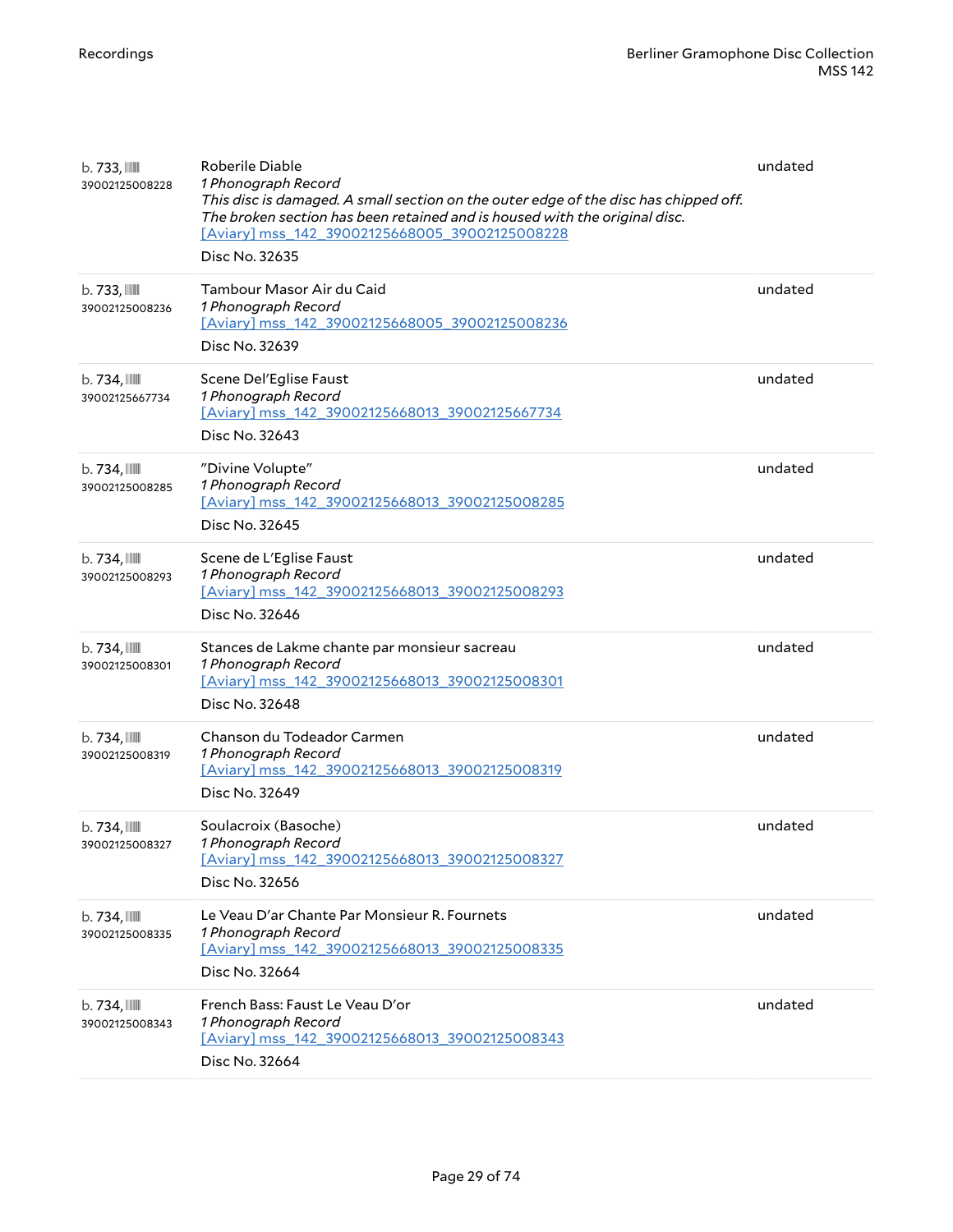| | | |
|---|---|---|
| b. 733, 39002125008228 | Roberile Diable<br>*1 Phonograph Record*<br>*This disc is damaged. A small section on the outer edge of the disc has chipped off. The broken section has been retained and is housed with the original disc.*<br>[Aviary] mss_142_39002125668005_39002125008228<br>Disc No. 32635 | undated |
| b. 733, 39002125008236 | Tambour Masor Air du Caid<br>*1 Phonograph Record*<br>[Aviary] mss_142_39002125668005_39002125008236<br>Disc No. 32639 | undated |
| b. 734, 39002125667734 | Scene Del'Eglise Faust<br>*1 Phonograph Record*<br>[Aviary] mss_142_39002125668013_39002125667734<br>Disc No. 32643 | undated |
| b. 734, 39002125008285 | "Divine Volupte"<br>*1 Phonograph Record*<br>[Aviary] mss_142_39002125668013_39002125008285<br>Disc No. 32645 | undated |
| b. 734, 39002125008293 | Scene de L'Eglise Faust<br>*1 Phonograph Record*<br>[Aviary] mss_142_39002125668013_39002125008293<br>Disc No. 32646 | undated |
| b. 734, 39002125008301 | Stances de Lakme chante par monsieur sacreau<br>*1 Phonograph Record*<br>[Aviary] mss_142_39002125668013_39002125008301<br>Disc No. 32648 | undated |
| b. 734, 39002125008319 | Chanson du Todeador Carmen<br>*1 Phonograph Record*<br>[Aviary] mss_142_39002125668013_39002125008319<br>Disc No. 32649 | undated |
| b. 734, 39002125008327 | Soulacroix (Basoche)<br>*1 Phonograph Record*<br>[Aviary] mss_142_39002125668013_39002125008327<br>Disc No. 32656 | undated |
| b. 734, 39002125008335 | Le Veau D'ar Chante Par Monsieur R. Fournets<br>*1 Phonograph Record*<br>[Aviary] mss_142_39002125668013_39002125008335<br>Disc No. 32664 | undated |
| b. 734, 39002125008343 | French Bass: Faust Le Veau D'or<br>*1 Phonograph Record*<br>[Aviary] mss_142_39002125668013_39002125008343<br>Disc No. 32664 | undated |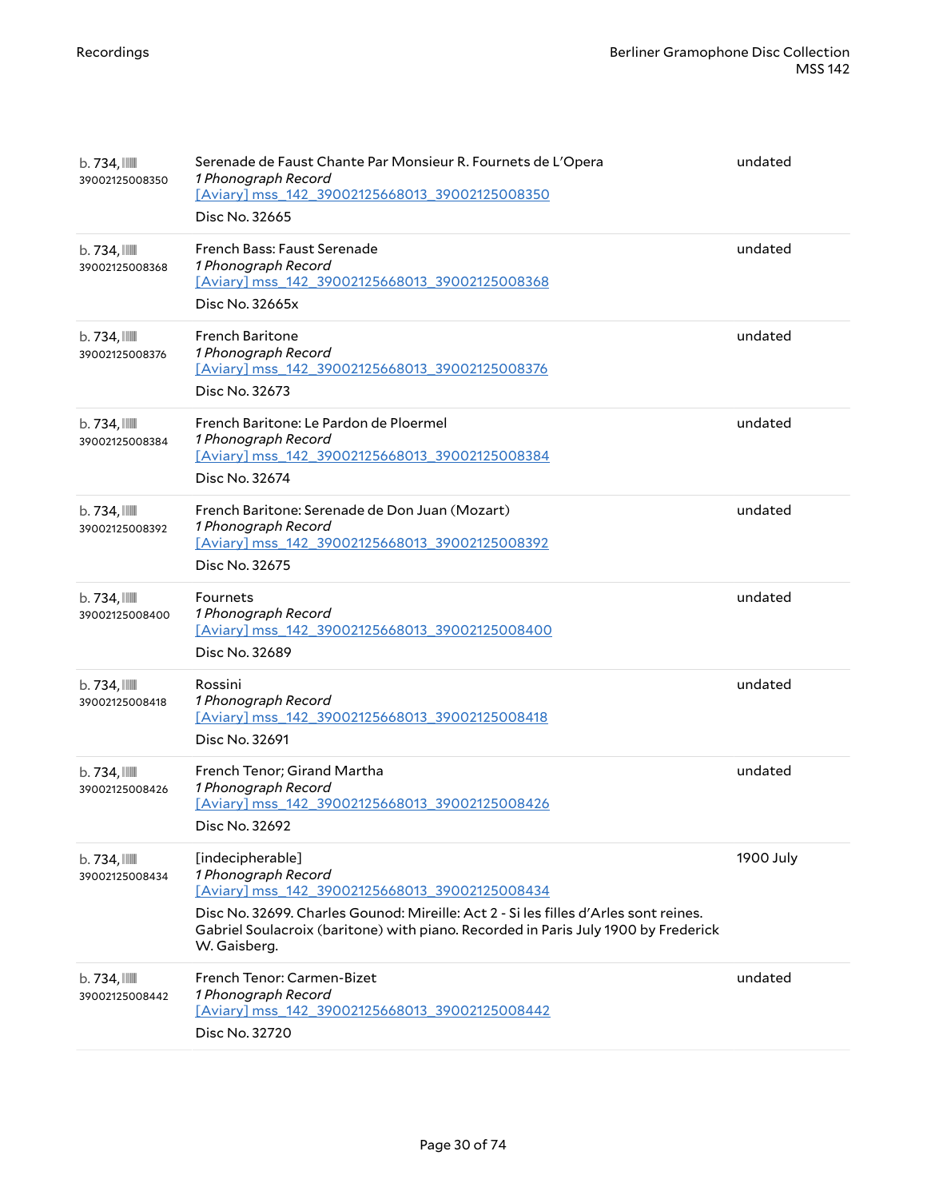| | | |
|---|---|---|
| b. 734, 39002125008350 | Serenade de Faust Chante Par Monsieur R. Fournets de L'Opera<br>*1 Phonograph Record*<br>[Aviary] mss_142_39002125668013_39002125008350<br>Disc No. 32665 | undated |
| b. 734, 39002125008368 | French Bass: Faust Serenade<br>*1 Phonograph Record*<br>[Aviary] mss_142_39002125668013_39002125008368<br>Disc No. 32665x | undated |
| b. 734, 39002125008376 | French Baritone<br>*1 Phonograph Record*<br>[Aviary] mss_142_39002125668013_39002125008376<br>Disc No. 32673 | undated |
| b. 734, 39002125008384 | French Baritone: Le Pardon de Ploermel<br>*1 Phonograph Record*<br>[Aviary] mss_142_39002125668013_39002125008384<br>Disc No. 32674 | undated |
| b. 734, 39002125008392 | French Baritone: Serenade de Don Juan (Mozart)<br>*1 Phonograph Record*<br>[Aviary] mss_142_39002125668013_39002125008392<br>Disc No. 32675 | undated |
| b. 734, 39002125008400 | Fournets<br>*1 Phonograph Record*<br>[Aviary] mss_142_39002125668013_39002125008400<br>Disc No. 32689 | undated |
| b. 734, 39002125008418 | Rossini<br>*1 Phonograph Record*<br>[Aviary] mss_142_39002125668013_39002125008418<br>Disc No. 32691 | undated |
| b. 734, 39002125008426 | French Tenor; Girand Martha<br>*1 Phonograph Record*<br>[Aviary] mss_142_39002125668013_39002125008426<br>Disc No. 32692 | undated |
| b. 734, 39002125008434 | [indecipherable]<br>*1 Phonograph Record*<br>[Aviary] mss_142_39002125668013_39002125008434<br>Disc No. 32699. Charles Gounod: Mireille: Act 2 - Si les filles d'Arles sont reines. Gabriel Soulacroix (baritone) with piano. Recorded in Paris July 1900 by Frederick W. Gaisberg. | 1900 July |
| b. 734, 39002125008442 | French Tenor: Carmen-Bizet<br>*1 Phonograph Record*<br>[Aviary] mss_142_39002125668013_39002125008442<br>Disc No. 32720 | undated |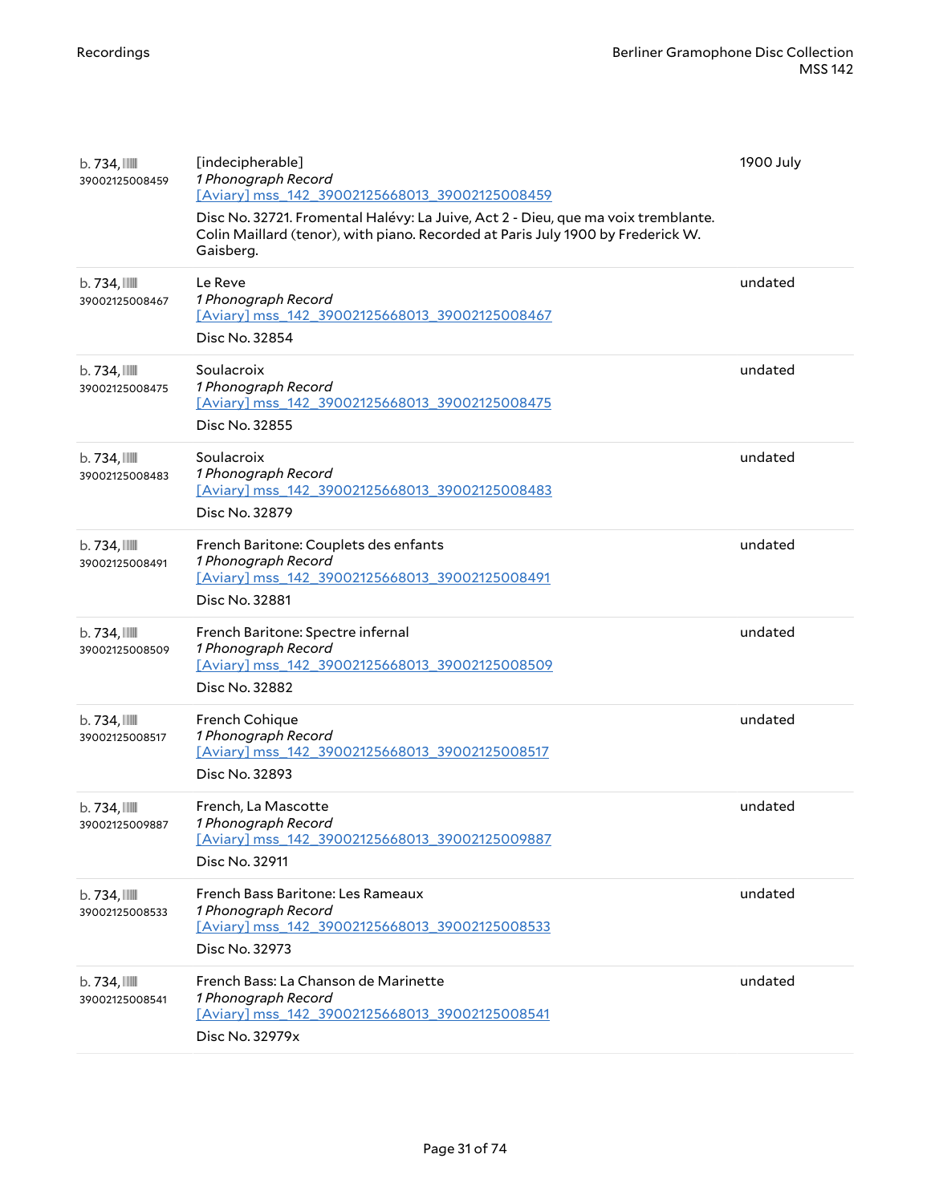| | | |
|---|---|---|
| b. 734, 39002125008459 | [indecipherable]<br>*1 Phonograph Record*<br>[Aviary] mss_142_39002125668013_39002125008459<br>Disc No. 32721. Fromental Halévy: La Juive, Act 2 - Dieu, que ma voix tremblante. Colin Maillard (tenor), with piano. Recorded at Paris July 1900 by Frederick W. Gaisberg. | 1900 July |
| b. 734, 39002125008467 | Le Reve<br>*1 Phonograph Record*<br>[Aviary] mss_142_39002125668013_39002125008467<br>Disc No. 32854 | undated |
| b. 734, 39002125008475 | Soulacroix<br>*1 Phonograph Record*<br>[Aviary] mss_142_39002125668013_39002125008475<br>Disc No. 32855 | undated |
| b. 734, 39002125008483 | Soulacroix<br>*1 Phonograph Record*<br>[Aviary] mss_142_39002125668013_39002125008483<br>Disc No. 32879 | undated |
| b. 734, 39002125008491 | French Baritone: Couplets des enfants<br>*1 Phonograph Record*<br>[Aviary] mss_142_39002125668013_39002125008491<br>Disc No. 32881 | undated |
| b. 734, 39002125008509 | French Baritone: Spectre infernal<br>*1 Phonograph Record*<br>[Aviary] mss_142_39002125668013_39002125008509<br>Disc No. 32882 | undated |
| b. 734, 39002125008517 | French Cohique<br>*1 Phonograph Record*<br>[Aviary] mss_142_39002125668013_39002125008517<br>Disc No. 32893 | undated |
| b. 734, 39002125009887 | French, La Mascotte<br>*1 Phonograph Record*<br>[Aviary] mss_142_39002125668013_39002125009887<br>Disc No. 32911 | undated |
| b. 734, 39002125008533 | French Bass Baritone: Les Rameaux<br>*1 Phonograph Record*<br>[Aviary] mss_142_39002125668013_39002125008533<br>Disc No. 32973 | undated |
| b. 734, 39002125008541 | French Bass: La Chanson de Marinette<br>*1 Phonograph Record*<br>[Aviary] mss_142_39002125668013_39002125008541<br>Disc No. 32979x | undated |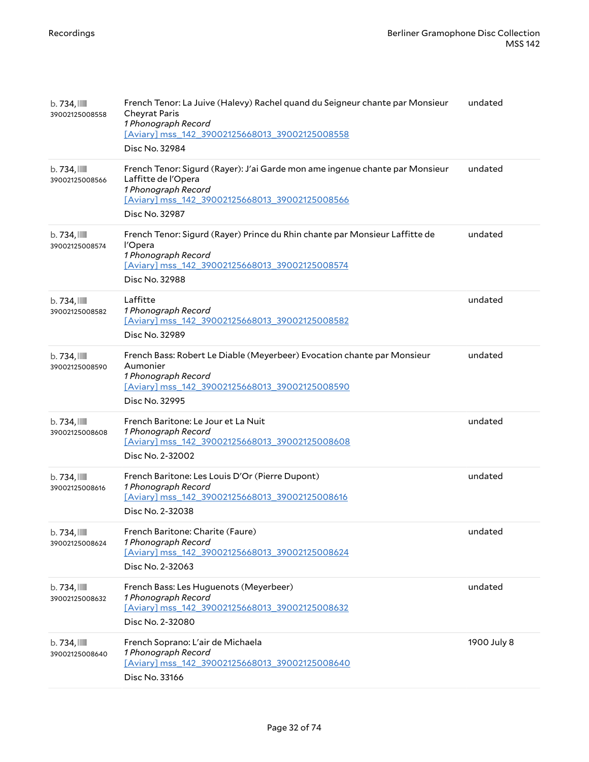| | | |
|---|---|---|
| b. 734, 39002125008558 | French Tenor: La Juive (Halevy) Rachel quand du Seigneur chante par Monsieur Cheyrat Paris<br>*1 Phonograph Record*<br>[Aviary] mss_142_39002125668013_39002125008558<br>Disc No. 32984 | undated |
| b. 734, 39002125008566 | French Tenor: Sigurd (Rayer): J'ai Garde mon ame ingenue chante par Monsieur Laffitte de l'Opera<br>*1 Phonograph Record*<br>[Aviary] mss_142_39002125668013_39002125008566<br>Disc No. 32987 | undated |
| b. 734, 39002125008574 | French Tenor: Sigurd (Rayer) Prince du Rhin chante par Monsieur Laffitte de l'Opera<br>*1 Phonograph Record*<br>[Aviary] mss_142_39002125668013_39002125008574<br>Disc No. 32988 | undated |
| b. 734, 39002125008582 | Laffitte<br>*1 Phonograph Record*<br>[Aviary] mss_142_39002125668013_39002125008582<br>Disc No. 32989 | undated |
| b. 734, 39002125008590 | French Bass: Robert Le Diable (Meyerbeer) Evocation chante par Monsieur Aumonier<br>*1 Phonograph Record*<br>[Aviary] mss_142_39002125668013_39002125008590<br>Disc No. 32995 | undated |
| b. 734, 39002125008608 | French Baritone: Le Jour et La Nuit<br>*1 Phonograph Record*<br>[Aviary] mss_142_39002125668013_39002125008608<br>Disc No. 2-32002 | undated |
| b. 734, 39002125008616 | French Baritone: Les Louis D'Or (Pierre Dupont)<br>*1 Phonograph Record*<br>[Aviary] mss_142_39002125668013_39002125008616<br>Disc No. 2-32038 | undated |
| b. 734, 39002125008624 | French Baritone: Charite (Faure)<br>*1 Phonograph Record*<br>[Aviary] mss_142_39002125668013_39002125008624<br>Disc No. 2-32063 | undated |
| b. 734, 39002125008632 | French Bass: Les Huguenots (Meyerbeer)<br>*1 Phonograph Record*<br>[Aviary] mss_142_39002125668013_39002125008632<br>Disc No. 2-32080 | undated |
| b. 734, 39002125008640 | French Soprano: L'air de Michaela<br>*1 Phonograph Record*<br>[Aviary] mss_142_39002125668013_39002125008640<br>Disc No. 33166 | 1900 July 8 |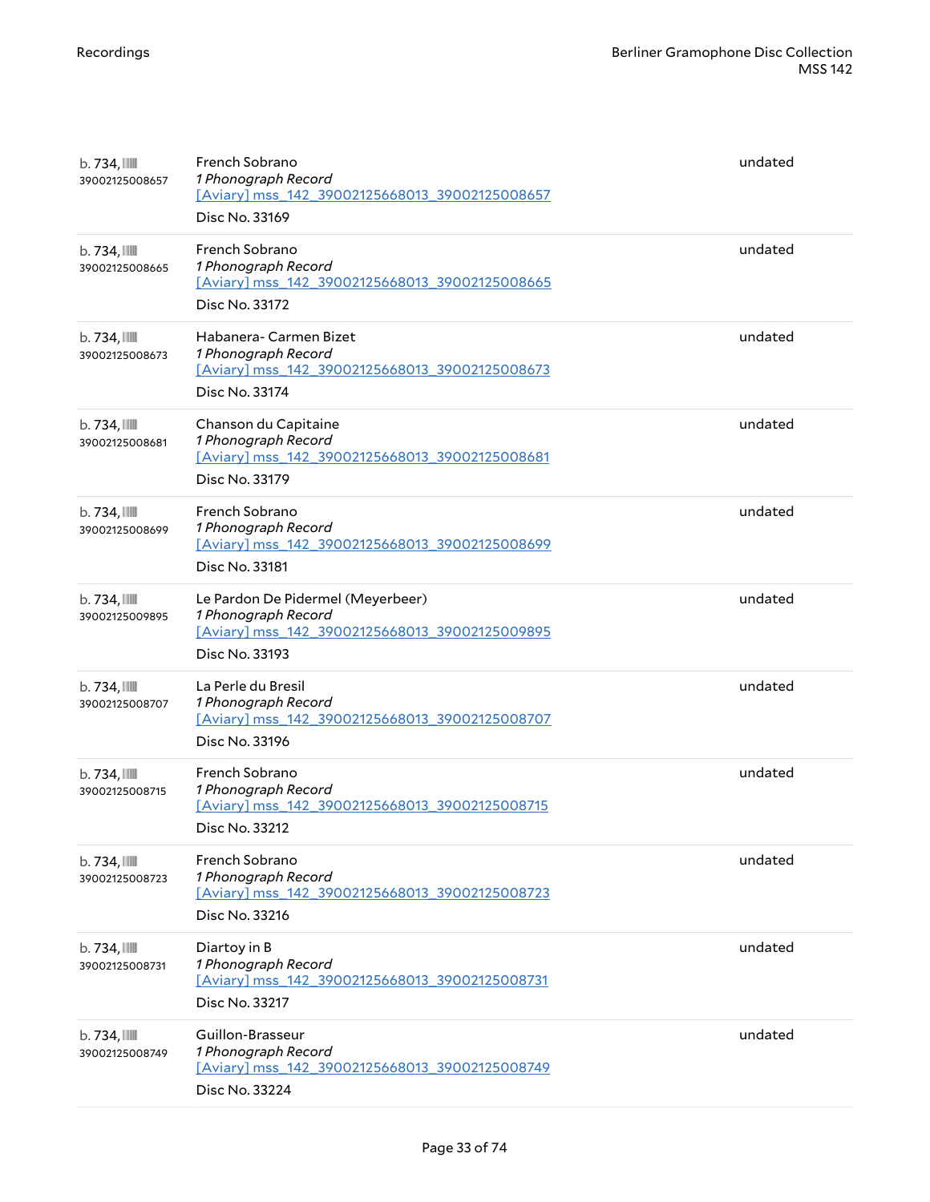| | | |
|---|---|---|
| b. 734, 39002125008657 | French Sobrano<br>*1 Phonograph Record*<br>[Aviary] mss_142_39002125668013_39002125008657<br>Disc No. 33169 | undated |
| b. 734, 39002125008665 | French Sobrano<br>*1 Phonograph Record*<br>[Aviary] mss_142_39002125668013_39002125008665<br>Disc No. 33172 | undated |
| b. 734, 39002125008673 | Habanera- Carmen Bizet<br>*1 Phonograph Record*<br>[Aviary] mss_142_39002125668013_39002125008673<br>Disc No. 33174 | undated |
| b. 734, 39002125008681 | Chanson du Capitaine<br>*1 Phonograph Record*<br>[Aviary] mss_142_39002125668013_39002125008681<br>Disc No. 33179 | undated |
| b. 734, 39002125008699 | French Sobrano<br>*1 Phonograph Record*<br>[Aviary] mss_142_39002125668013_39002125008699<br>Disc No. 33181 | undated |
| b. 734, 39002125009895 | Le Pardon De Pidermel (Meyerbeer)<br>*1 Phonograph Record*<br>[Aviary] mss_142_39002125668013_39002125009895<br>Disc No. 33193 | undated |
| b. 734, 39002125008707 | La Perle du Bresil<br>*1 Phonograph Record*<br>[Aviary] mss_142_39002125668013_39002125008707<br>Disc No. 33196 | undated |
| b. 734, 39002125008715 | French Sobrano<br>*1 Phonograph Record*<br>[Aviary] mss_142_39002125668013_39002125008715<br>Disc No. 33212 | undated |
| b. 734, 39002125008723 | French Sobrano<br>*1 Phonograph Record*<br>[Aviary] mss_142_39002125668013_39002125008723<br>Disc No. 33216 | undated |
| b. 734, 39002125008731 | Diartoy in B<br>*1 Phonograph Record*<br>[Aviary] mss_142_39002125668013_39002125008731<br>Disc No. 33217 | undated |
| b. 734, 39002125008749 | Guillon-Brasseur<br>*1 Phonograph Record*<br>[Aviary] mss_142_39002125668013_39002125008749<br>Disc No. 33224 | undated |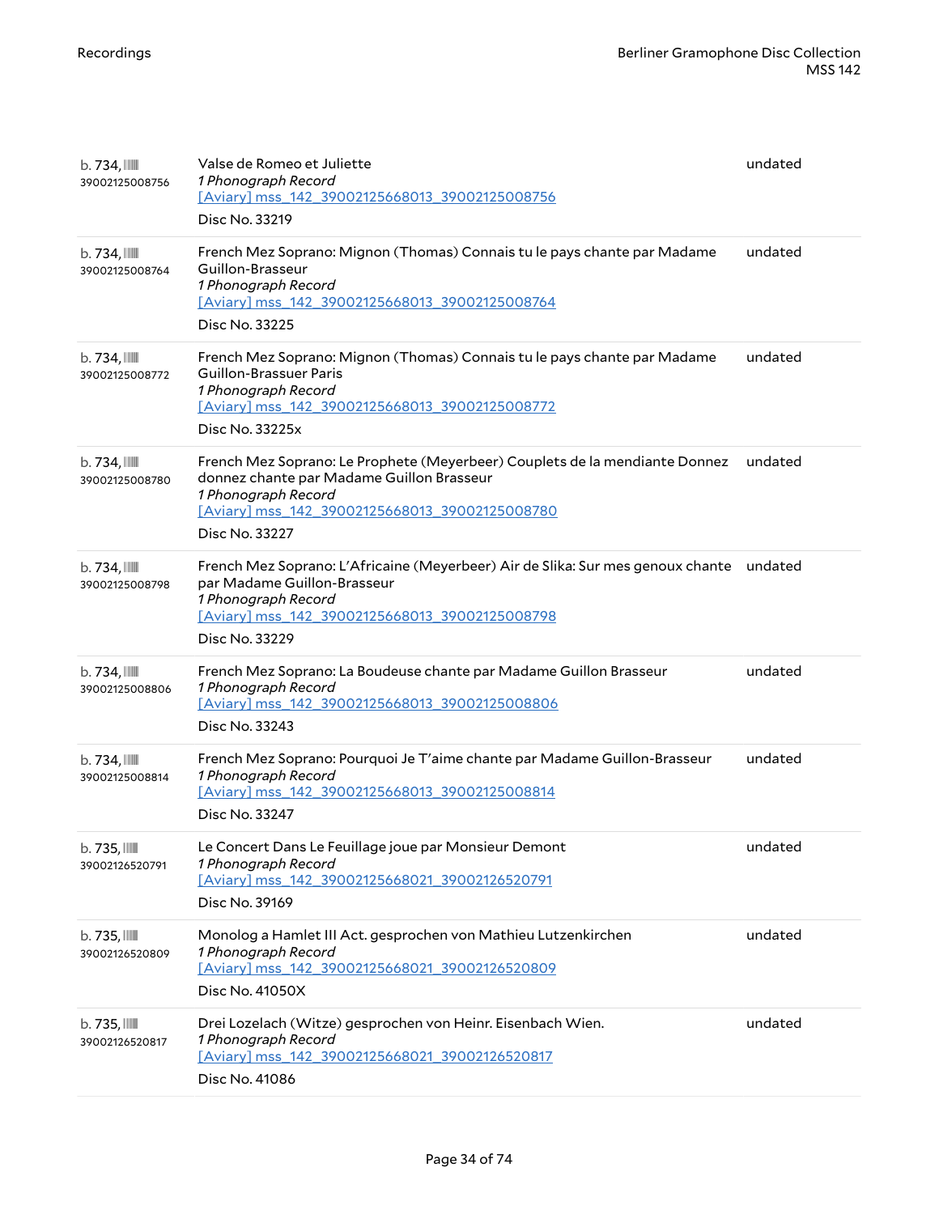| | | |
|---|---|---|
| b. 734, 39002125008756 | Valse de Romeo et Juliette<br>*1 Phonograph Record*<br>[Aviary] mss_142_39002125668013_39002125008756<br>Disc No. 33219 | undated |
| b. 734, 39002125008764 | French Mez Soprano: Mignon (Thomas) Connais tu le pays chante par Madame Guillon-Brasseur<br>*1 Phonograph Record*<br>[Aviary] mss_142_39002125668013_39002125008764<br>Disc No. 33225 | undated |
| b. 734, 39002125008772 | French Mez Soprano: Mignon (Thomas) Connais tu le pays chante par Madame Guillon-Brassuer Paris<br>*1 Phonograph Record*<br>[Aviary] mss_142_39002125668013_39002125008772<br>Disc No. 33225x | undated |
| b. 734, 39002125008780 | French Mez Soprano: Le Prophete (Meyerbeer) Couplets de la mendiante Donnez donnez chante par Madame Guillon Brasseur<br>*1 Phonograph Record*<br>[Aviary] mss_142_39002125668013_39002125008780<br>Disc No. 33227 | undated |
| b. 734, 39002125008798 | French Mez Soprano: L'Africaine (Meyerbeer) Air de Slika: Sur mes genoux chante par Madame Guillon-Brasseur<br>*1 Phonograph Record*<br>[Aviary] mss_142_39002125668013_39002125008798<br>Disc No. 33229 | undated |
| b. 734, 39002125008806 | French Mez Soprano: La Boudeuse chante par Madame Guillon Brasseur<br>*1 Phonograph Record*<br>[Aviary] mss_142_39002125668013_39002125008806<br>Disc No. 33243 | undated |
| b. 734, 39002125008814 | French Mez Soprano: Pourquoi Je T'aime chante par Madame Guillon-Brasseur<br>*1 Phonograph Record*<br>[Aviary] mss_142_39002125668013_39002125008814<br>Disc No. 33247 | undated |
| b. 735, 39002126520791 | Le Concert Dans Le Feuillage joue par Monsieur Demont<br>*1 Phonograph Record*<br>[Aviary] mss_142_39002125668021_39002126520791<br>Disc No. 39169 | undated |
| b. 735, 39002126520809 | Monolog a Hamlet III Act. gesprochen von Mathieu Lutzenkirchen<br>*1 Phonograph Record*<br>[Aviary] mss_142_39002125668021_39002126520809<br>Disc No. 41050X | undated |
| b. 735, 39002126520817 | Drei Lozelach (Witze) gesprochen von Heinr. Eisenbach Wien.<br>*1 Phonograph Record*<br>[Aviary] mss_142_39002125668021_39002126520817<br>Disc No. 41086 | undated |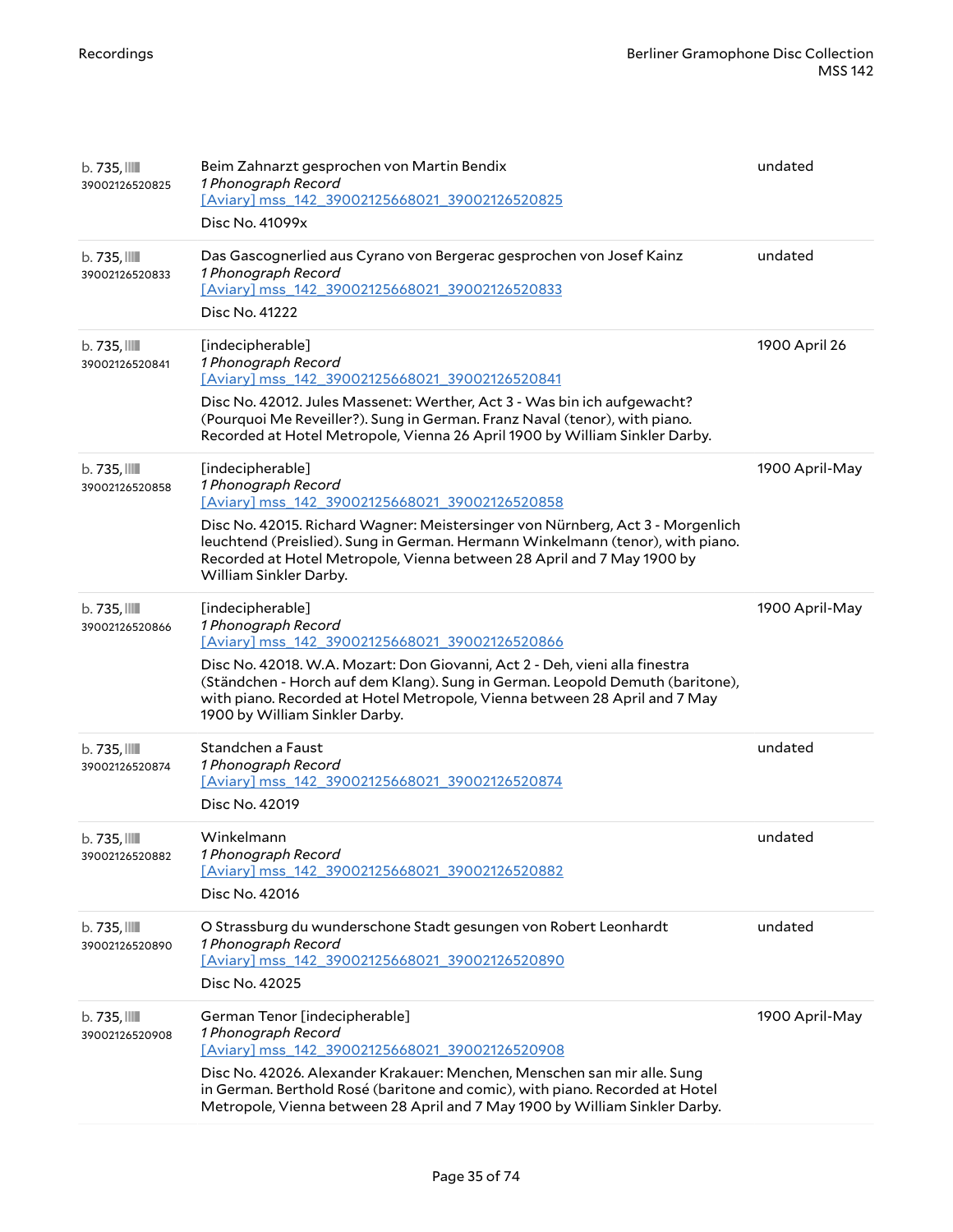| | | |
|---|---|---|
| b. 735, 39002126520825 | Beim Zahnarzt gesprochen von Martin Bendix<br>*1 Phonograph Record*<br>[Aviary] mss_142_39002125668021_39002126520825<br>Disc No. 41099x | undated |
| b. 735, 39002126520833 | Das Gascognerlied aus Cyrano von Bergerac gesprochen von Josef Kainz<br>*1 Phonograph Record*<br>[Aviary] mss_142_39002125668021_39002126520833<br>Disc No. 41222 | undated |
| b. 735, 39002126520841 | [indecipherable]<br>*1 Phonograph Record*<br>[Aviary] mss_142_39002125668021_39002126520841<br>Disc No. 42012. Jules Massenet: Werther, Act 3 - Was bin ich aufgewacht? (Pourquoi Me Reveiller?). Sung in German. Franz Naval (tenor), with piano. Recorded at Hotel Metropole, Vienna 26 April 1900 by William Sinkler Darby. | 1900 April 26 |
| b. 735, 39002126520858 | [indecipherable]<br>*1 Phonograph Record*<br>[Aviary] mss_142_39002125668021_39002126520858<br>Disc No. 42015. Richard Wagner: Meistersinger von Nürnberg, Act 3 - Morgenlich leuchtend (Preislied). Sung in German. Hermann Winkelmann (tenor), with piano. Recorded at Hotel Metropole, Vienna between 28 April and 7 May 1900 by William Sinkler Darby. | 1900 April-May |
| b. 735, 39002126520866 | [indecipherable]<br>*1 Phonograph Record*<br>[Aviary] mss_142_39002125668021_39002126520866<br>Disc No. 42018. W.A. Mozart: Don Giovanni, Act 2 - Deh, vieni alla finestra (Ständchen - Horch auf dem Klang). Sung in German. Leopold Demuth (baritone), with piano. Recorded at Hotel Metropole, Vienna between 28 April and 7 May 1900 by William Sinkler Darby. | 1900 April-May |
| b. 735, 39002126520874 | Standchen a Faust<br>*1 Phonograph Record*<br>[Aviary] mss_142_39002125668021_39002126520874<br>Disc No. 42019 | undated |
| b. 735, 39002126520882 | Winkelmann<br>*1 Phonograph Record*<br>[Aviary] mss_142_39002125668021_39002126520882<br>Disc No. 42016 | undated |
| b. 735, 39002126520890 | O Strassburg du wunderschone Stadt gesungen von Robert Leonhardt<br>*1 Phonograph Record*<br>[Aviary] mss_142_39002125668021_39002126520890<br>Disc No. 42025 | undated |
| b. 735, 39002126520908 | German Tenor [indecipherable]<br>*1 Phonograph Record*<br>[Aviary] mss_142_39002125668021_39002126520908<br>Disc No. 42026. Alexander Krakauer: Menchen, Menschen san mir alle. Sung in German. Berthold Rosé (baritone and comic), with piano. Recorded at Hotel Metropole, Vienna between 28 April and 7 May 1900 by William Sinkler Darby. | 1900 April-May |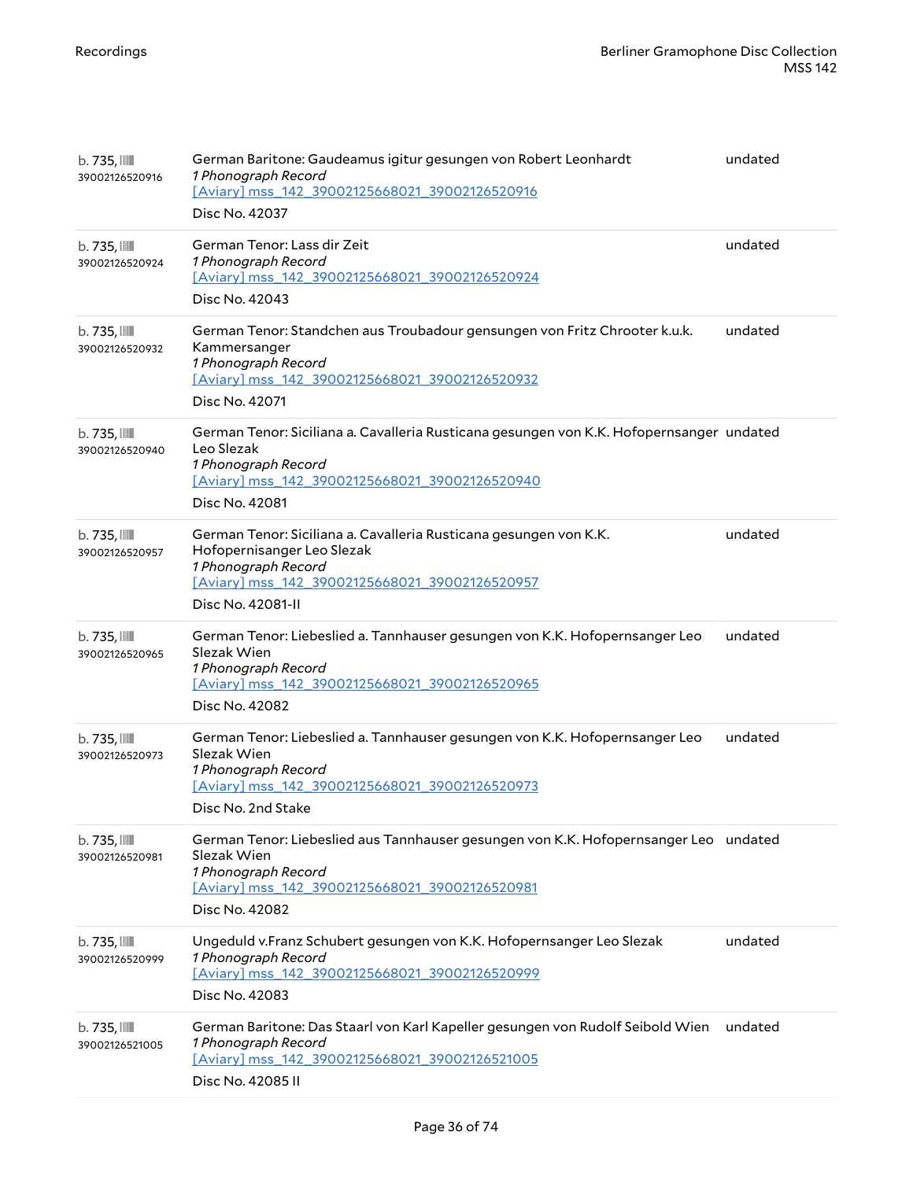| | | |
|---|---|---|
| b. 735, 39002126520916 | German Baritone: Gaudeamus igitur gesungen von Robert Leonhardt<br>*1 Phonograph Record*<br>[Aviary] mss_142_39002125668021_39002126520916<br>Disc No. 42037 | undated |
| b. 735, 39002126520924 | German Tenor: Lass dir Zeit<br>*1 Phonograph Record*<br>[Aviary] mss_142_39002125668021_39002126520924<br>Disc No. 42043 | undated |
| b. 735, 39002126520932 | German Tenor: Standchen aus Troubadour gensungen von Fritz Chrooter k.u.k. Kammersanger<br>*1 Phonograph Record*<br>[Aviary] mss_142_39002125668021_39002126520932<br>Disc No. 42071 | undated |
| b. 735, 39002126520940 | German Tenor: Siciliana a. Cavalleria Rusticana gesungen von K.K. Hofopernsanger Leo Slezak<br>*1 Phonograph Record*<br>[Aviary] mss_142_39002125668021_39002126520940<br>Disc No. 42081 | undated |
| b. 735, 39002126520957 | German Tenor: Siciliana a. Cavalleria Rusticana gesungen von K.K. Hofopernisanger Leo Slezak<br>*1 Phonograph Record*<br>[Aviary] mss_142_39002125668021_39002126520957<br>Disc No. 42081-II | undated |
| b. 735, 39002126520965 | German Tenor: Liebeslied a. Tannhauser gesungen von K.K. Hofopernsanger Leo Slezak Wien<br>*1 Phonograph Record*<br>[Aviary] mss_142_39002125668021_39002126520965<br>Disc No. 42082 | undated |
| b. 735, 39002126520973 | German Tenor: Liebeslied a. Tannhauser gesungen von K.K. Hofopernsanger Leo Slezak Wien<br>*1 Phonograph Record*<br>[Aviary] mss_142_39002125668021_39002126520973<br>Disc No. 2nd Stake | undated |
| b. 735, 39002126520981 | German Tenor: Liebeslied aus Tannhauser gesungen von K.K. Hofopernsanger Leo Slezak Wien<br>*1 Phonograph Record*<br>[Aviary] mss_142_39002125668021_39002126520981<br>Disc No. 42082 | undated |
| b. 735, 39002126520999 | Ungeduld v.Franz Schubert gesungen von K.K. Hofopernsanger Leo Slezak<br>*1 Phonograph Record*<br>[Aviary] mss_142_39002125668021_39002126520999<br>Disc No. 42083 | undated |
| b. 735, 39002126521005 | German Baritone: Das Staarl von Karl Kapeller gesungen von Rudolf Seibold Wien<br>*1 Phonograph Record*<br>[Aviary] mss_142_39002125668021_39002126521005<br>Disc No. 42085 II | undated |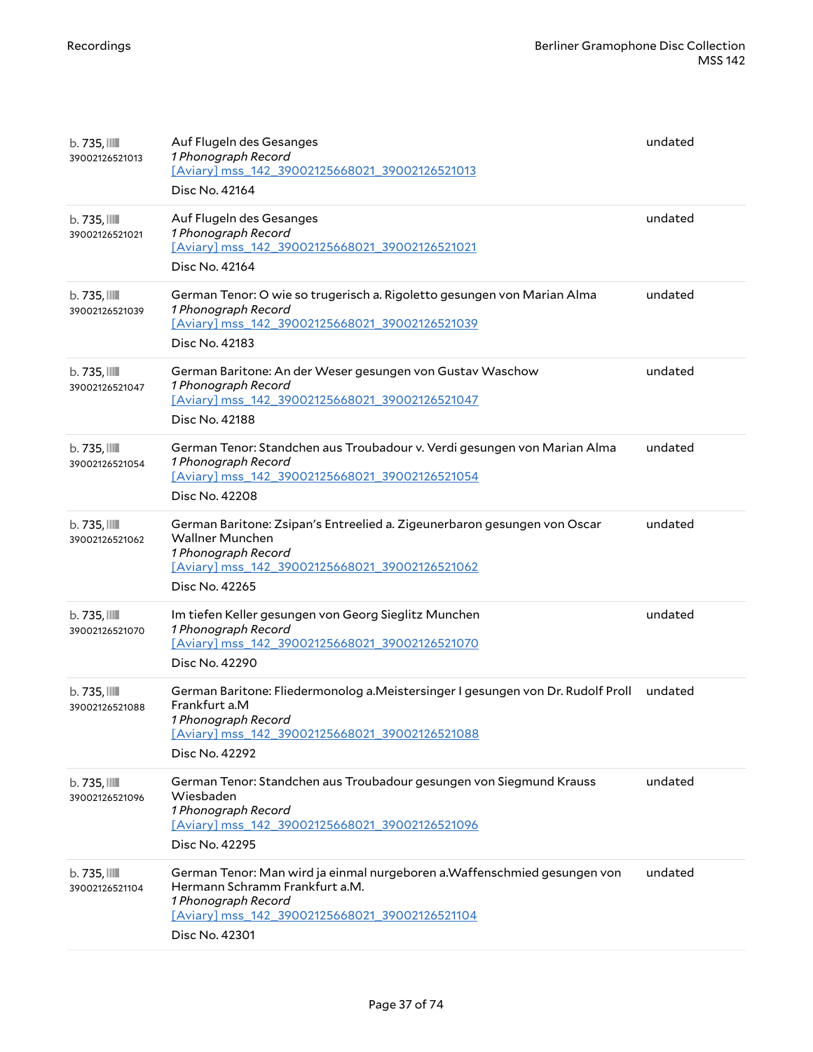| | | |
|---|---|---|
| b. 735, 39002126521013 | Auf Flugeln des Gesanges<br>*1 Phonograph Record*<br>[Aviary] mss_142_39002125668021_39002126521013<br>Disc No. 42164 | undated |
| b. 735, 39002126521021 | Auf Flugeln des Gesanges<br>*1 Phonograph Record*<br>[Aviary] mss_142_39002125668021_39002126521021<br>Disc No. 42164 | undated |
| b. 735, 39002126521039 | German Tenor: O wie so trugerisch a. Rigoletto gesungen von Marian Alma<br>*1 Phonograph Record*<br>[Aviary] mss_142_39002125668021_39002126521039<br>Disc No. 42183 | undated |
| b. 735, 39002126521047 | German Baritone: An der Weser gesungen von Gustav Waschow<br>*1 Phonograph Record*<br>[Aviary] mss_142_39002125668021_39002126521047<br>Disc No. 42188 | undated |
| b. 735, 39002126521054 | German Tenor: Standchen aus Troubadour v. Verdi gesungen von Marian Alma<br>*1 Phonograph Record*<br>[Aviary] mss_142_39002125668021_39002126521054<br>Disc No. 42208 | undated |
| b. 735, 39002126521062 | German Baritone: Zsipan's Entreelied a. Zigeunerbaron gesungen von Oscar Wallner Munchen<br>*1 Phonograph Record*<br>[Aviary] mss_142_39002125668021_39002126521062<br>Disc No. 42265 | undated |
| b. 735, 39002126521070 | Im tiefen Keller gesungen von Georg Sieglitz Munchen<br>*1 Phonograph Record*<br>[Aviary] mss_142_39002125668021_39002126521070<br>Disc No. 42290 | undated |
| b. 735, 39002126521088 | German Baritone: Fliedermonolog a.Meistersinger I gesungen von Dr. Rudolf Proll Frankfurt a.M<br>*1 Phonograph Record*<br>[Aviary] mss_142_39002125668021_39002126521088<br>Disc No. 42292 | undated |
| b. 735, 39002126521096 | German Tenor: Standchen aus Troubadour gesungen von Siegmund Krauss Wiesbaden<br>*1 Phonograph Record*<br>[Aviary] mss_142_39002125668021_39002126521096<br>Disc No. 42295 | undated |
| b. 735, 39002126521104 | German Tenor: Man wird ja einmal nurgeboren a.Waffenschmied gesungen von Hermann Schramm Frankfurt a.M.<br>*1 Phonograph Record*<br>[Aviary] mss_142_39002125668021_39002126521104<br>Disc No. 42301 | undated |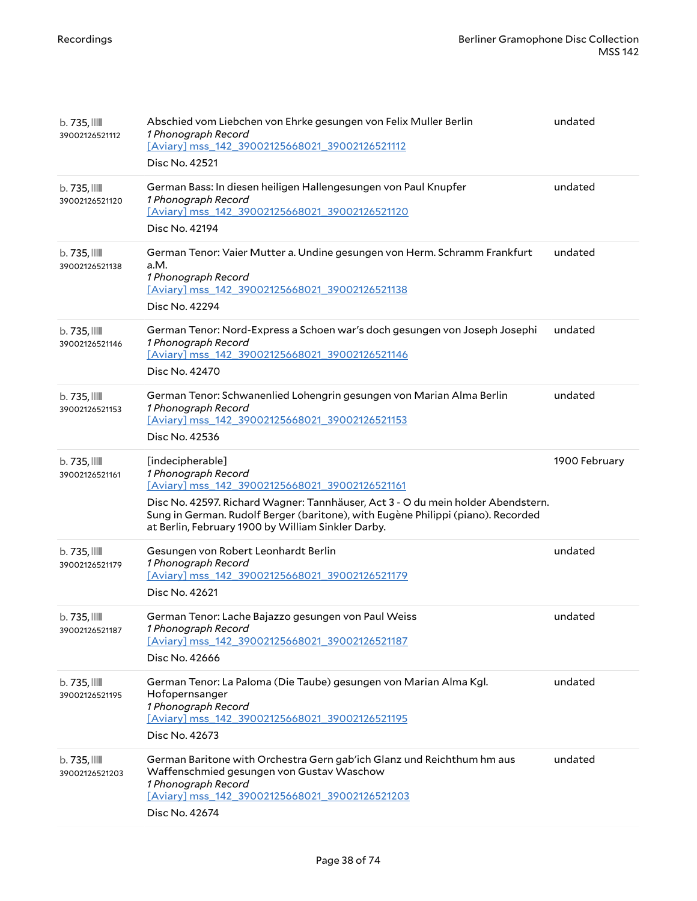| | | |
|---|---|---|
| b. 735, 39002126521112 | Abschied vom Liebchen von Ehrke gesungen von Felix Muller Berlin<br>*1 Phonograph Record*<br>[Aviary] mss_142_39002125668021_39002126521112<br>Disc No. 42521 | undated |
| b. 735, 39002126521120 | German Bass: In diesen heiligen Hallengesungen von Paul Knupfer<br>*1 Phonograph Record*<br>[Aviary] mss_142_39002125668021_39002126521120<br>Disc No. 42194 | undated |
| b. 735, 39002126521138 | German Tenor: Vaier Mutter a. Undine gesungen von Herm. Schramm Frankfurt a.M.<br>*1 Phonograph Record*<br>[Aviary] mss_142_39002125668021_39002126521138<br>Disc No. 42294 | undated |
| b. 735, 39002126521146 | German Tenor: Nord-Express a Schoen war's doch gesungen von Joseph Josephi<br>*1 Phonograph Record*<br>[Aviary] mss_142_39002125668021_39002126521146<br>Disc No. 42470 | undated |
| b. 735, 39002126521153 | German Tenor: Schwanenlied Lohengrin gesungen von Marian Alma Berlin<br>*1 Phonograph Record*<br>[Aviary] mss_142_39002125668021_39002126521153<br>Disc No. 42536 | undated |
| b. 735, 39002126521161 | [indecipherable]<br>*1 Phonograph Record*<br>[Aviary] mss_142_39002125668021_39002126521161<br>Disc No. 42597. Richard Wagner: Tannhäuser, Act 3 - O du mein holder Abendstern. Sung in German. Rudolf Berger (baritone), with Eugène Philippi (piano). Recorded at Berlin, February 1900 by William Sinkler Darby. | 1900 February |
| b. 735, 39002126521179 | Gesungen von Robert Leonhardt Berlin<br>*1 Phonograph Record*<br>[Aviary] mss_142_39002125668021_39002126521179<br>Disc No. 42621 | undated |
| b. 735, 39002126521187 | German Tenor: Lache Bajazzo gesungen von Paul Weiss<br>*1 Phonograph Record*<br>[Aviary] mss_142_39002125668021_39002126521187<br>Disc No. 42666 | undated |
| b. 735, 39002126521195 | German Tenor: La Paloma (Die Taube) gesungen von Marian Alma Kgl. Hofopernsanger<br>*1 Phonograph Record*<br>[Aviary] mss_142_39002125668021_39002126521195<br>Disc No. 42673 | undated |
| b. 735, 39002126521203 | German Baritone with Orchestra Gern gab'ich Glanz und Reichthum hm aus Waffenschmied gesungen von Gustav Waschow<br>*1 Phonograph Record*<br>[Aviary] mss_142_39002125668021_39002126521203<br>Disc No. 42674 | undated |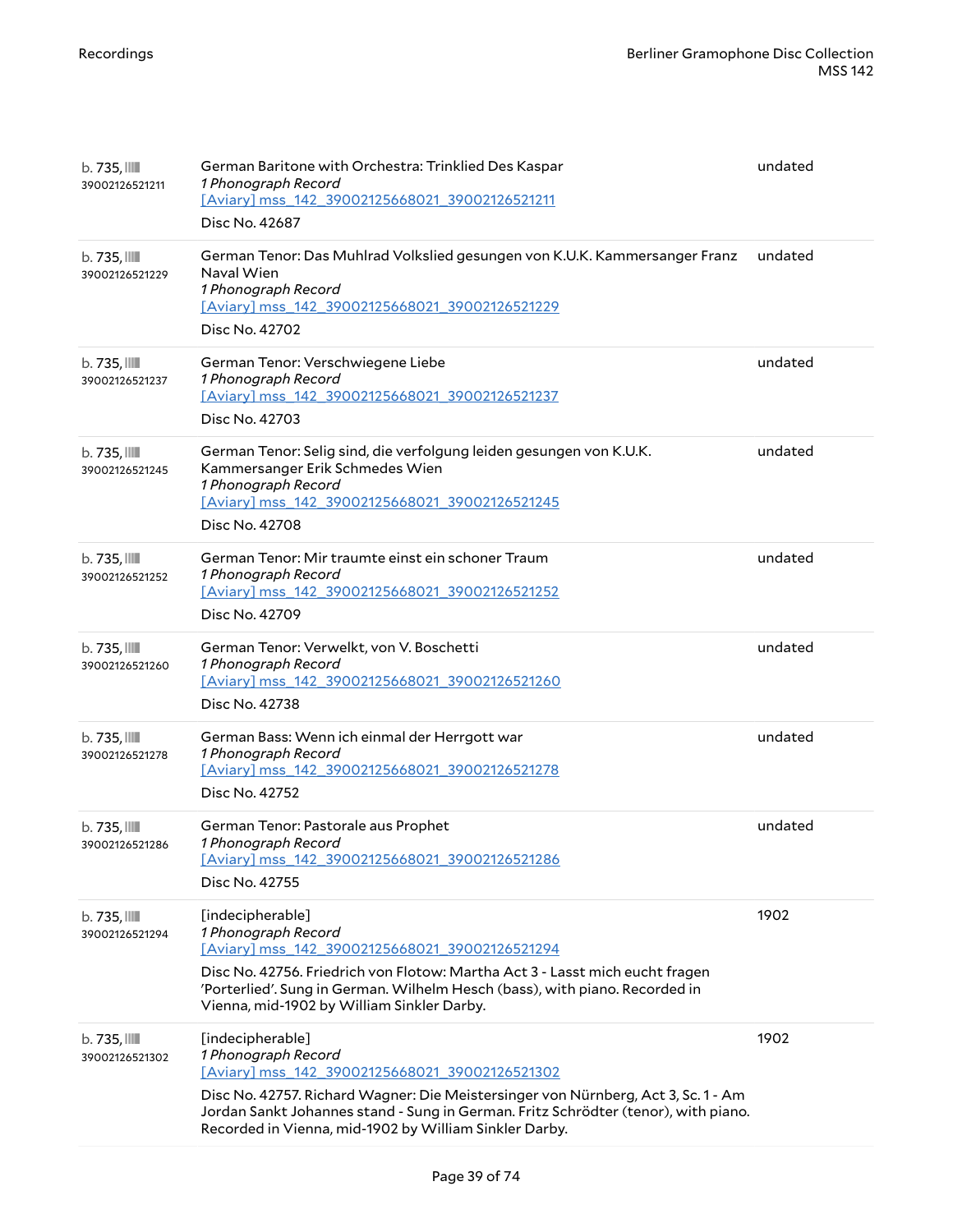| | | |
|---|---|---|
| b. 735, 39002126521211 | German Baritone with Orchestra: Trinklied Des Kaspar<br>*1 Phonograph Record*<br>[Aviary] mss_142_39002125668021_39002126521211<br>Disc No. 42687 | undated |
| b. 735, 39002126521229 | German Tenor: Das Muhlrad Volkslied gesungen von K.U.K. Kammersanger Franz Naval Wien<br>*1 Phonograph Record*<br>[Aviary] mss_142_39002125668021_39002126521229<br>Disc No. 42702 | undated |
| b. 735, 39002126521237 | German Tenor: Verschwiegene Liebe<br>*1 Phonograph Record*<br>[Aviary] mss_142_39002125668021_39002126521237<br>Disc No. 42703 | undated |
| b. 735, 39002126521245 | German Tenor: Selig sind, die verfolgung leiden gesungen von K.U.K. Kammersanger Erik Schmedes Wien<br>*1 Phonograph Record*<br>[Aviary] mss_142_39002125668021_39002126521245<br>Disc No. 42708 | undated |
| b. 735, 39002126521252 | German Tenor: Mir traumte einst ein schoner Traum<br>*1 Phonograph Record*<br>[Aviary] mss_142_39002125668021_39002126521252<br>Disc No. 42709 | undated |
| b. 735, 39002126521260 | German Tenor: Verwelkt, von V. Boschetti<br>*1 Phonograph Record*<br>[Aviary] mss_142_39002125668021_39002126521260<br>Disc No. 42738 | undated |
| b. 735, 39002126521278 | German Bass: Wenn ich einmal der Herrgott war<br>*1 Phonograph Record*<br>[Aviary] mss_142_39002125668021_39002126521278<br>Disc No. 42752 | undated |
| b. 735, 39002126521286 | German Tenor: Pastorale aus Prophet<br>*1 Phonograph Record*<br>[Aviary] mss_142_39002125668021_39002126521286<br>Disc No. 42755 | undated |
| b. 735, 39002126521294 | [indecipherable]<br>*1 Phonograph Record*<br>[Aviary] mss_142_39002125668021_39002126521294<br>Disc No. 42756. Friedrich von Flotow: Martha Act 3 - Lasst mich eucht fragen 'Porterlied'. Sung in German. Wilhelm Hesch (bass), with piano. Recorded in Vienna, mid-1902 by William Sinkler Darby. | 1902 |
| b. 735, 39002126521302 | [indecipherable]<br>*1 Phonograph Record*<br>[Aviary] mss_142_39002125668021_39002126521302<br>Disc No. 42757. Richard Wagner: Die Meistersinger von Nürnberg, Act 3, Sc. 1 - Am Jordan Sankt Johannes stand - Sung in German. Fritz Schrödter (tenor), with piano. Recorded in Vienna, mid-1902 by William Sinkler Darby. | 1902 |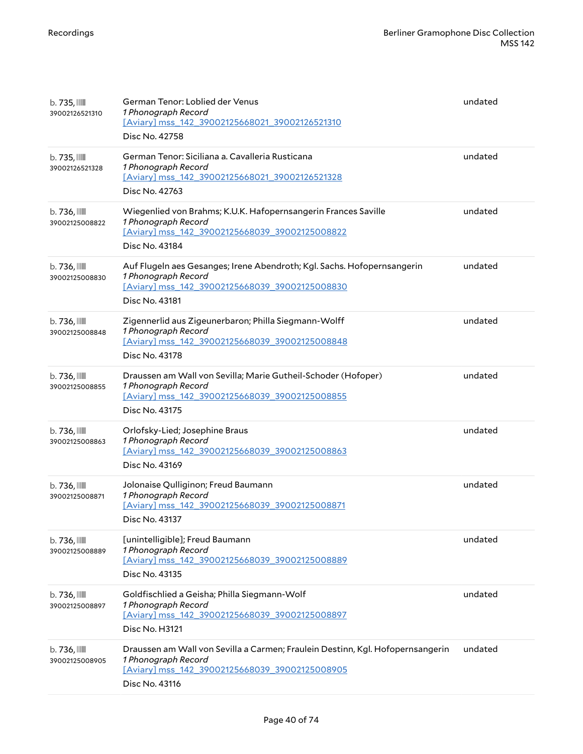| | | |
|---|---|---|
| b. 735, 39002126521310 | German Tenor: Loblied der Venus<br>*1 Phonograph Record*<br>[Aviary] mss_142_39002125668021_39002126521310<br>Disc No. 42758 | undated |
| b. 735, 39002126521328 | German Tenor: Siciliana a. Cavalleria Rusticana<br>*1 Phonograph Record*<br>[Aviary] mss_142_39002125668021_39002126521328<br>Disc No. 42763 | undated |
| b. 736, 39002125008822 | Wiegenlied von Brahms; K.U.K. Hafopernsangerin Frances Saville<br>*1 Phonograph Record*<br>[Aviary] mss_142_39002125668039_39002125008822<br>Disc No. 43184 | undated |
| b. 736, 39002125008830 | Auf Flugeln aes Gesanges; Irene Abendroth; Kgl. Sachs. Hofopernsangerin<br>*1 Phonograph Record*<br>[Aviary] mss_142_39002125668039_39002125008830<br>Disc No. 43181 | undated |
| b. 736, 39002125008848 | Zigennerlid aus Zigeunerbaron; Philla Siegmann-Wolff<br>*1 Phonograph Record*<br>[Aviary] mss_142_39002125668039_39002125008848<br>Disc No. 43178 | undated |
| b. 736, 39002125008855 | Draussen am Wall von Sevilla; Marie Gutheil-Schoder (Hofoper)<br>*1 Phonograph Record*<br>[Aviary] mss_142_39002125668039_39002125008855<br>Disc No. 43175 | undated |
| b. 736, 39002125008863 | Orlofsky-Lied; Josephine Braus<br>*1 Phonograph Record*<br>[Aviary] mss_142_39002125668039_39002125008863<br>Disc No. 43169 | undated |
| b. 736, 39002125008871 | Jolonaise Qulliginon; Freud Baumann<br>*1 Phonograph Record*<br>[Aviary] mss_142_39002125668039_39002125008871<br>Disc No. 43137 | undated |
| b. 736, 39002125008889 | [unintelligible]; Freud Baumann<br>*1 Phonograph Record*<br>[Aviary] mss_142_39002125668039_39002125008889<br>Disc No. 43135 | undated |
| b. 736, 39002125008897 | Goldfischlied a Geisha; Philla Siegmann-Wolf<br>*1 Phonograph Record*<br>[Aviary] mss_142_39002125668039_39002125008897<br>Disc No. H3121 | undated |
| b. 736, 39002125008905 | Draussen am Wall von Sevilla a Carmen; Fraulein Destinn, Kgl. Hofopernsangerin<br>*1 Phonograph Record*<br>[Aviary] mss_142_39002125668039_39002125008905<br>Disc No. 43116 | undated |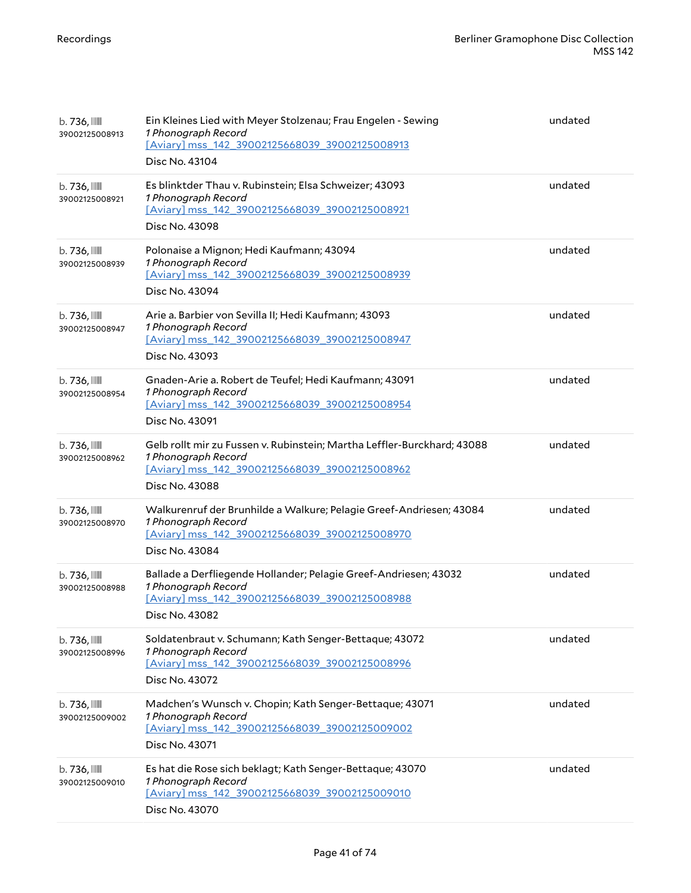| | | |
|---|---|---|
| b. 736, 39002125008913 | Ein Kleines Lied with Meyer Stolzenau; Frau Engelen - Sewing<br>*1 Phonograph Record*<br>[Aviary] mss_142_39002125668039_39002125008913<br>Disc No. 43104 | undated |
| b. 736, 39002125008921 | Es blinktder Thau v. Rubinstein; Elsa Schweizer; 43093<br>*1 Phonograph Record*<br>[Aviary] mss_142_39002125668039_39002125008921<br>Disc No. 43098 | undated |
| b. 736, 39002125008939 | Polonaise a Mignon; Hedi Kaufmann; 43094<br>*1 Phonograph Record*<br>[Aviary] mss_142_39002125668039_39002125008939<br>Disc No. 43094 | undated |
| b. 736, 39002125008947 | Arie a. Barbier von Sevilla II; Hedi Kaufmann; 43093<br>*1 Phonograph Record*<br>[Aviary] mss_142_39002125668039_39002125008947<br>Disc No. 43093 | undated |
| b. 736, 39002125008954 | Gnaden-Arie a. Robert de Teufel; Hedi Kaufmann; 43091<br>*1 Phonograph Record*<br>[Aviary] mss_142_39002125668039_39002125008954<br>Disc No. 43091 | undated |
| b. 736, 39002125008962 | Gelb rollt mir zu Fussen v. Rubinstein; Martha Leffler-Burckhard; 43088<br>*1 Phonograph Record*<br>[Aviary] mss_142_39002125668039_39002125008962<br>Disc No. 43088 | undated |
| b. 736, 39002125008970 | Walkurenruf der Brunhilde a Walkure; Pelagie Greef-Andriesen; 43084<br>*1 Phonograph Record*<br>[Aviary] mss_142_39002125668039_39002125008970<br>Disc No. 43084 | undated |
| b. 736, 39002125008988 | Ballade a Derfliegende Hollander; Pelagie Greef-Andriesen; 43032<br>*1 Phonograph Record*<br>[Aviary] mss_142_39002125668039_39002125008988<br>Disc No. 43082 | undated |
| b. 736, 39002125008996 | Soldatenbraut v. Schumann; Kath Senger-Bettaque; 43072<br>*1 Phonograph Record*<br>[Aviary] mss_142_39002125668039_39002125008996<br>Disc No. 43072 | undated |
| b. 736, 39002125009002 | Madchen's Wunsch v. Chopin; Kath Senger-Bettaque; 43071<br>*1 Phonograph Record*<br>[Aviary] mss_142_39002125668039_39002125009002<br>Disc No. 43071 | undated |
| b. 736, 39002125009010 | Es hat die Rose sich beklagt; Kath Senger-Bettaque; 43070<br>*1 Phonograph Record*<br>[Aviary] mss_142_39002125668039_39002125009010<br>Disc No. 43070 | undated |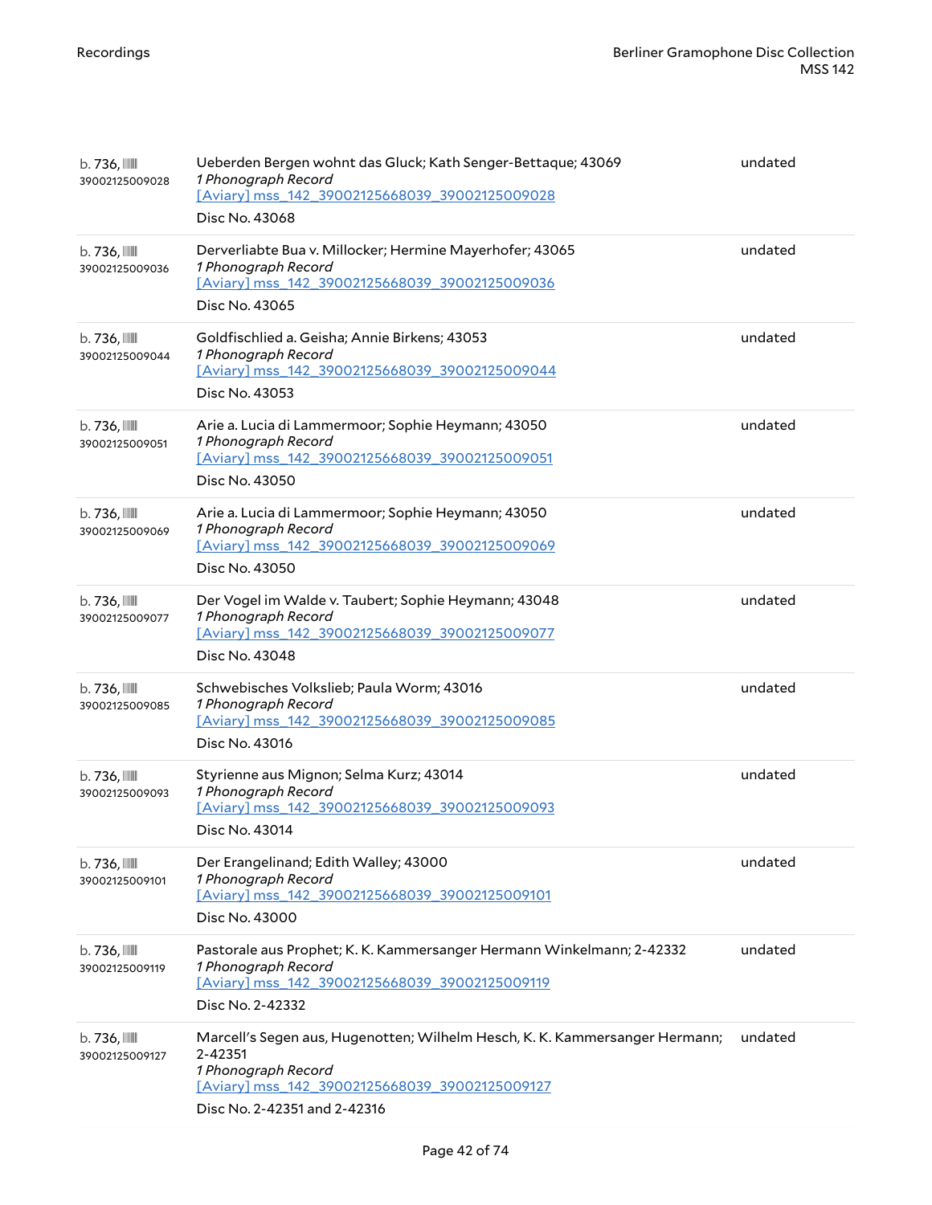| | | |
|---|---|---|
| b. 736, 39002125009028 | Ueberden Bergen wohnt das Gluck; Kath Senger-Bettaque; 43069<br>*1 Phonograph Record*<br>[Aviary] mss_142_39002125668039_39002125009028<br>Disc No. 43068 | undated |
| b. 736, 39002125009036 | Derverliabte Bua v. Millocker; Hermine Mayerhofer; 43065<br>*1 Phonograph Record*<br>[Aviary] mss_142_39002125668039_39002125009036<br>Disc No. 43065 | undated |
| b. 736, 39002125009044 | Goldfischlied a. Geisha; Annie Birkens; 43053<br>*1 Phonograph Record*<br>[Aviary] mss_142_39002125668039_39002125009044<br>Disc No. 43053 | undated |
| b. 736, 39002125009051 | Arie a. Lucia di Lammermoor; Sophie Heymann; 43050<br>*1 Phonograph Record*<br>[Aviary] mss_142_39002125668039_39002125009051<br>Disc No. 43050 | undated |
| b. 736, 39002125009069 | Arie a. Lucia di Lammermoor; Sophie Heymann; 43050<br>*1 Phonograph Record*<br>[Aviary] mss_142_39002125668039_39002125009069<br>Disc No. 43050 | undated |
| b. 736, 39002125009077 | Der Vogel im Walde v. Taubert; Sophie Heymann; 43048<br>*1 Phonograph Record*<br>[Aviary] mss_142_39002125668039_39002125009077<br>Disc No. 43048 | undated |
| b. 736, 39002125009085 | Schwebisches Volkslieb; Paula Worm; 43016<br>*1 Phonograph Record*<br>[Aviary] mss_142_39002125668039_39002125009085<br>Disc No. 43016 | undated |
| b. 736, 39002125009093 | Styrienne aus Mignon; Selma Kurz; 43014<br>*1 Phonograph Record*<br>[Aviary] mss_142_39002125668039_39002125009093<br>Disc No. 43014 | undated |
| b. 736, 39002125009101 | Der Erangelinand; Edith Walley; 43000<br>*1 Phonograph Record*<br>[Aviary] mss_142_39002125668039_39002125009101<br>Disc No. 43000 | undated |
| b. 736, 39002125009119 | Pastorale aus Prophet; K. K. Kammersanger Hermann Winkelmann; 2-42332<br>*1 Phonograph Record*<br>[Aviary] mss_142_39002125668039_39002125009119<br>Disc No. 2-42332 | undated |
| b. 736, 39002125009127 | Marcell's Segen aus, Hugenotten; Wilhelm Hesch, K. K. Kammersanger Hermann; 2-42351<br>*1 Phonograph Record*<br>[Aviary] mss_142_39002125668039_39002125009127<br>Disc No. 2-42351 and 2-42316 | undated |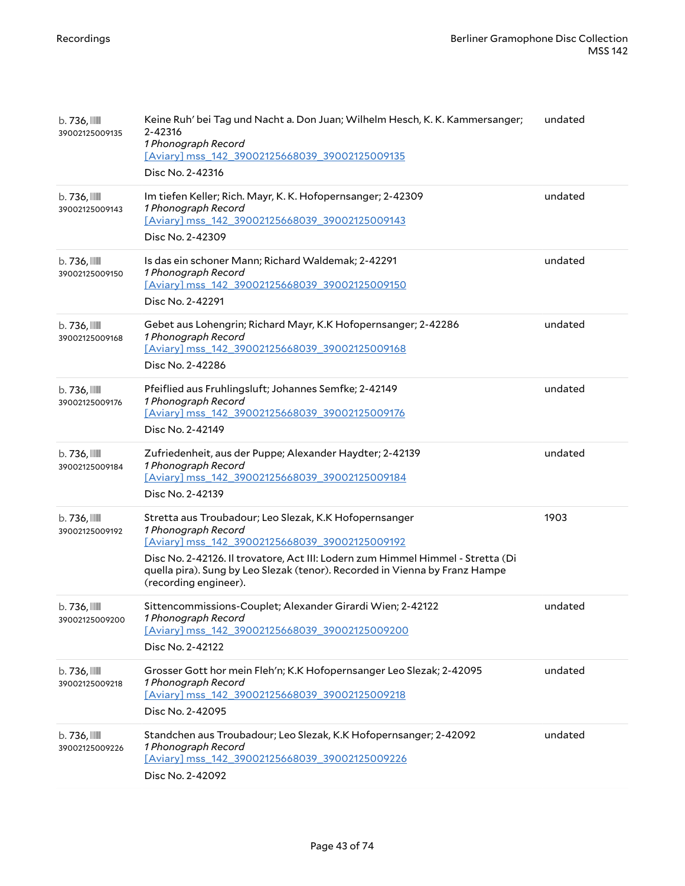| | | |
|---|---|---|
| b. 736, 39002125009135 | Keine Ruh' bei Tag und Nacht a. Don Juan; Wilhelm Hesch, K. K. Kammersanger; 2-42316<br>*1 Phonograph Record*<br>[Aviary] mss_142_39002125668039_39002125009135<br>Disc No. 2-42316 | undated |
| b. 736, 39002125009143 | Im tiefen Keller; Rich. Mayr, K. K. Hofopernsanger; 2-42309<br>*1 Phonograph Record*<br>[Aviary] mss_142_39002125668039_39002125009143<br>Disc No. 2-42309 | undated |
| b. 736, 39002125009150 | Is das ein schoner Mann; Richard Waldemak; 2-42291<br>*1 Phonograph Record*<br>[Aviary] mss_142_39002125668039_39002125009150<br>Disc No. 2-42291 | undated |
| b. 736, 39002125009168 | Gebet aus Lohengrin; Richard Mayr, K.K Hofopernsanger; 2-42286<br>*1 Phonograph Record*<br>[Aviary] mss_142_39002125668039_39002125009168<br>Disc No. 2-42286 | undated |
| b. 736, 39002125009176 | Pfeiflied aus Fruhlingsluft; Johannes Semfke; 2-42149<br>*1 Phonograph Record*<br>[Aviary] mss_142_39002125668039_39002125009176<br>Disc No. 2-42149 | undated |
| b. 736, 39002125009184 | Zufriedenheit, aus der Puppe; Alexander Haydter; 2-42139<br>*1 Phonograph Record*<br>[Aviary] mss_142_39002125668039_39002125009184<br>Disc No. 2-42139 | undated |
| b. 736, 39002125009192 | Stretta aus Troubadour; Leo Slezak, K.K Hofopernsanger<br>*1 Phonograph Record*<br>[Aviary] mss_142_39002125668039_39002125009192<br>Disc No. 2-42126. Il trovatore, Act III: Lodern zum Himmel Himmel - Stretta (Di quella pira). Sung by Leo Slezak (tenor). Recorded in Vienna by Franz Hampe (recording engineer). | 1903 |
| b. 736, 39002125009200 | Sittencommissions-Couplet; Alexander Girardi Wien; 2-42122<br>*1 Phonograph Record*<br>[Aviary] mss_142_39002125668039_39002125009200<br>Disc No. 2-42122 | undated |
| b. 736, 39002125009218 | Grosser Gott hor mein Fleh'n; K.K Hofopernsanger Leo Slezak; 2-42095<br>*1 Phonograph Record*<br>[Aviary] mss_142_39002125668039_39002125009218<br>Disc No. 2-42095 | undated |
| b. 736, 39002125009226 | Standchen aus Troubadour; Leo Slezak, K.K Hofopernsanger; 2-42092<br>*1 Phonograph Record*<br>[Aviary] mss_142_39002125668039_39002125009226<br>Disc No. 2-42092 | undated |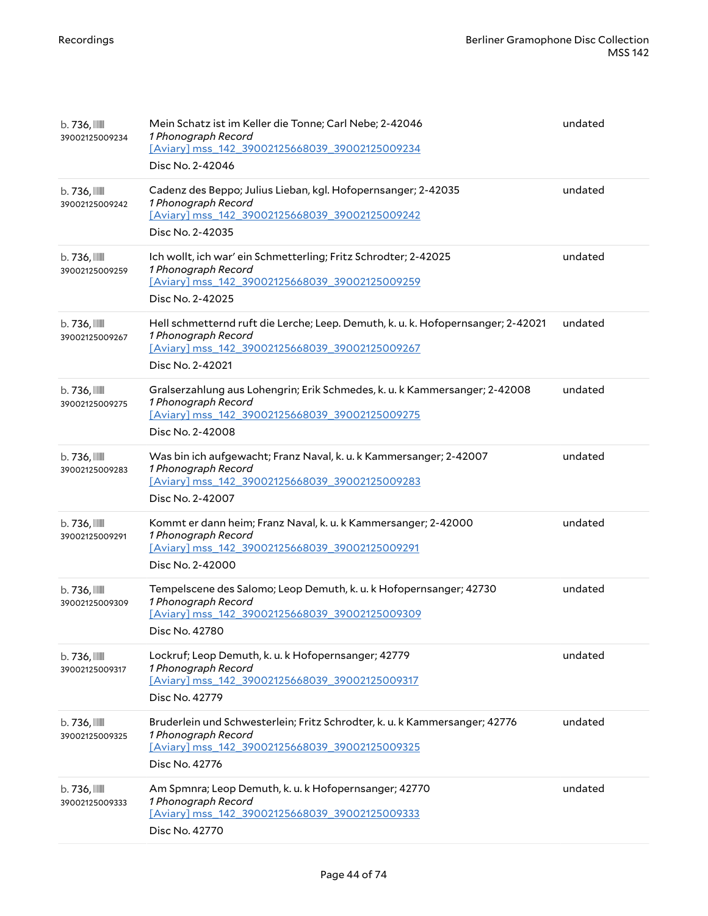| | | |
|---|---|---|
| b. 736, 39002125009234 | Mein Schatz ist im Keller die Tonne; Carl Nebe; 2-42046<br>*1 Phonograph Record*<br>[Aviary] mss_142_39002125668039_39002125009234<br>Disc No. 2-42046 | undated |
| b. 736, 39002125009242 | Cadenz des Beppo; Julius Lieban, kgl. Hofopernsanger; 2-42035<br>*1 Phonograph Record*<br>[Aviary] mss_142_39002125668039_39002125009242<br>Disc No. 2-42035 | undated |
| b. 736, 39002125009259 | Ich wollt, ich war' ein Schmetterling; Fritz Schrodter; 2-42025<br>*1 Phonograph Record*<br>[Aviary] mss_142_39002125668039_39002125009259<br>Disc No. 2-42025 | undated |
| b. 736, 39002125009267 | Hell schmetternd ruft die Lerche; Leep. Demuth, k. u. k. Hofopernsanger; 2-42021<br>*1 Phonograph Record*<br>[Aviary] mss_142_39002125668039_39002125009267<br>Disc No. 2-42021 | undated |
| b. 736, 39002125009275 | Gralserzahlung aus Lohengrin; Erik Schmedes, k. u. k Kammersanger; 2-42008<br>*1 Phonograph Record*<br>[Aviary] mss_142_39002125668039_39002125009275<br>Disc No. 2-42008 | undated |
| b. 736, 39002125009283 | Was bin ich aufgewacht; Franz Naval, k. u. k Kammersanger; 2-42007<br>*1 Phonograph Record*<br>[Aviary] mss_142_39002125668039_39002125009283<br>Disc No. 2-42007 | undated |
| b. 736, 39002125009291 | Kommt er dann heim; Franz Naval, k. u. k Kammersanger; 2-42000<br>*1 Phonograph Record*<br>[Aviary] mss_142_39002125668039_39002125009291<br>Disc No. 2-42000 | undated |
| b. 736, 39002125009309 | Tempelscene des Salomo; Leop Demuth, k. u. k Hofopernsanger; 42730<br>*1 Phonograph Record*<br>[Aviary] mss_142_39002125668039_39002125009309<br>Disc No. 42780 | undated |
| b. 736, 39002125009317 | Lockruf; Leop Demuth, k. u. k Hofopernsanger; 42779<br>*1 Phonograph Record*<br>[Aviary] mss_142_39002125668039_39002125009317<br>Disc No. 42779 | undated |
| b. 736, 39002125009325 | Bruderlein und Schwesterlein; Fritz Schrodter, k. u. k Kammersanger; 42776<br>*1 Phonograph Record*<br>[Aviary] mss_142_39002125668039_39002125009325<br>Disc No. 42776 | undated |
| b. 736, 39002125009333 | Am Spmnra; Leop Demuth, k. u. k Hofopernsanger; 42770<br>*1 Phonograph Record*<br>[Aviary] mss_142_39002125668039_39002125009333<br>Disc No. 42770 | undated |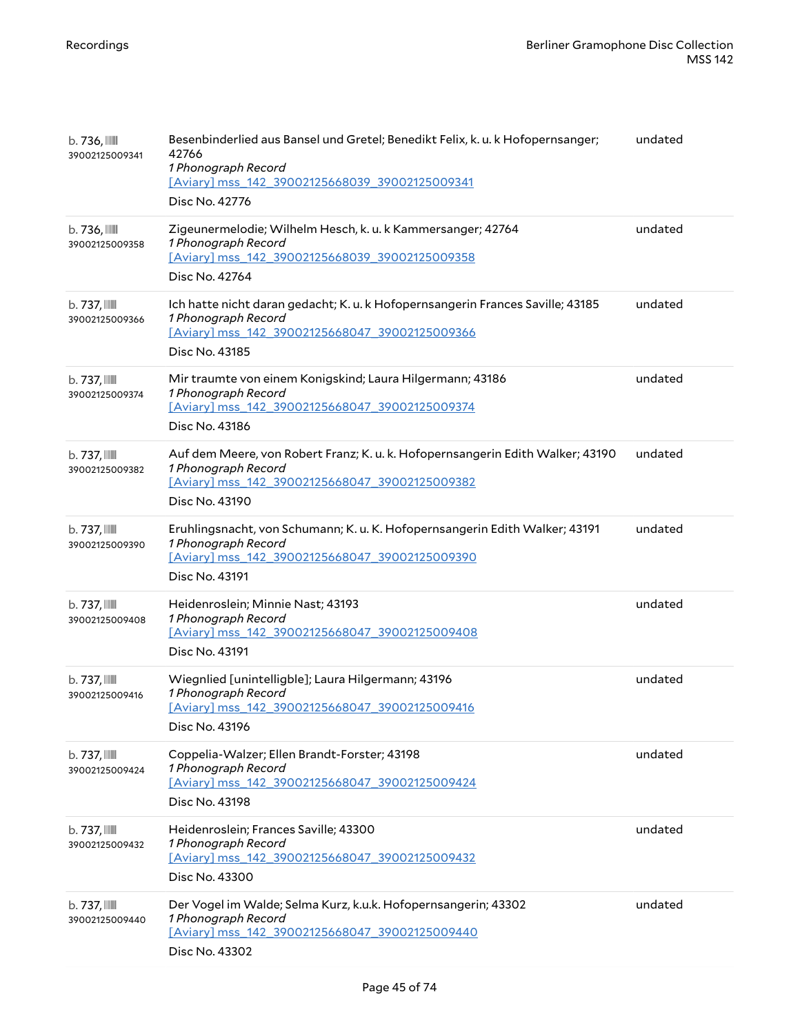| | | |
|---|---|---|
| b. 736, 39002125009341 | Besenbinderlied aus Bansel und Gretel; Benedikt Felix, k. u. k Hofopernsanger; 42766<br>*1 Phonograph Record*<br>[Aviary] mss_142_39002125668039_39002125009341<br>Disc No. 42776 | undated |
| b. 736, 39002125009358 | Zigeunermelodie; Wilhelm Hesch, k. u. k Kammersanger; 42764<br>*1 Phonograph Record*<br>[Aviary] mss_142_39002125668039_39002125009358<br>Disc No. 42764 | undated |
| b. 737, 39002125009366 | Ich hatte nicht daran gedacht; K. u. k Hofopernsangerin Frances Saville; 43185<br>*1 Phonograph Record*<br>[Aviary] mss_142_39002125668047_39002125009366<br>Disc No. 43185 | undated |
| b. 737, 39002125009374 | Mir traumte von einem Konigskind; Laura Hilgermann; 43186<br>*1 Phonograph Record*<br>[Aviary] mss_142_39002125668047_39002125009374<br>Disc No. 43186 | undated |
| b. 737, 39002125009382 | Auf dem Meere, von Robert Franz; K. u. k. Hofopernsangerin Edith Walker; 43190<br>*1 Phonograph Record*<br>[Aviary] mss_142_39002125668047_39002125009382<br>Disc No. 43190 | undated |
| b. 737, 39002125009390 | Eruhlingsnacht, von Schumann; K. u. K. Hofopernsangerin Edith Walker; 43191<br>*1 Phonograph Record*<br>[Aviary] mss_142_39002125668047_39002125009390<br>Disc No. 43191 | undated |
| b. 737, 39002125009408 | Heidenroslein; Minnie Nast; 43193<br>*1 Phonograph Record*<br>[Aviary] mss_142_39002125668047_39002125009408<br>Disc No. 43191 | undated |
| b. 737, 39002125009416 | Wiegnlied [unintelligble]; Laura Hilgermann; 43196<br>*1 Phonograph Record*<br>[Aviary] mss_142_39002125668047_39002125009416<br>Disc No. 43196 | undated |
| b. 737, 39002125009424 | Coppelia-Walzer; Ellen Brandt-Forster; 43198<br>*1 Phonograph Record*<br>[Aviary] mss_142_39002125668047_39002125009424<br>Disc No. 43198 | undated |
| b. 737, 39002125009432 | Heidenroslein; Frances Saville; 43300<br>*1 Phonograph Record*<br>[Aviary] mss_142_39002125668047_39002125009432<br>Disc No. 43300 | undated |
| b. 737, 39002125009440 | Der Vogel im Walde; Selma Kurz, k.u.k. Hofopernsangerin; 43302<br>*1 Phonograph Record*<br>[Aviary] mss_142_39002125668047_39002125009440<br>Disc No. 43302 | undated |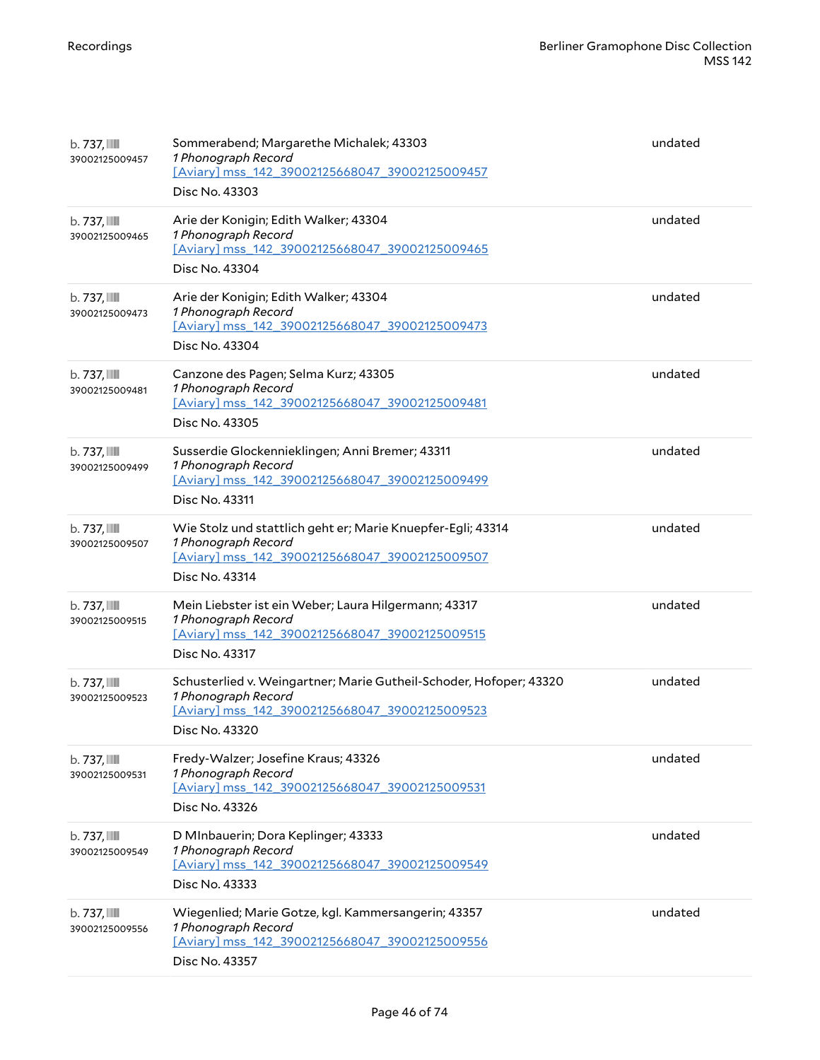| | | |
|---|---|---|
| b. 737, 39002125009457 | Sommerabend; Margarethe Michalek; 43303<br>*1 Phonograph Record*<br>[Aviary] mss_142_39002125668047_39002125009457<br>Disc No. 43303 | undated |
| b. 737, 39002125009465 | Arie der Konigin; Edith Walker; 43304<br>*1 Phonograph Record*<br>[Aviary] mss_142_39002125668047_39002125009465<br>Disc No. 43304 | undated |
| b. 737, 39002125009473 | Arie der Konigin; Edith Walker; 43304<br>*1 Phonograph Record*<br>[Aviary] mss_142_39002125668047_39002125009473<br>Disc No. 43304 | undated |
| b. 737, 39002125009481 | Canzone des Pagen; Selma Kurz; 43305<br>*1 Phonograph Record*<br>[Aviary] mss_142_39002125668047_39002125009481<br>Disc No. 43305 | undated |
| b. 737, 39002125009499 | Susserdie Glockennieklingen; Anni Bremer; 43311<br>*1 Phonograph Record*<br>[Aviary] mss_142_39002125668047_39002125009499<br>Disc No. 43311 | undated |
| b. 737, 39002125009507 | Wie Stolz und stattlich geht er; Marie Knuepfer-Egli; 43314<br>*1 Phonograph Record*<br>[Aviary] mss_142_39002125668047_39002125009507<br>Disc No. 43314 | undated |
| b. 737, 39002125009515 | Mein Liebster ist ein Weber; Laura Hilgermann; 43317<br>*1 Phonograph Record*<br>[Aviary] mss_142_39002125668047_39002125009515<br>Disc No. 43317 | undated |
| b. 737, 39002125009523 | Schusterlied v. Weingartner; Marie Gutheil-Schoder, Hofoper; 43320<br>*1 Phonograph Record*<br>[Aviary] mss_142_39002125668047_39002125009523<br>Disc No. 43320 | undated |
| b. 737, 39002125009531 | Fredy-Walzer; Josefine Kraus; 43326<br>*1 Phonograph Record*<br>[Aviary] mss_142_39002125668047_39002125009531<br>Disc No. 43326 | undated |
| b. 737, 39002125009549 | D MInbauerin; Dora Keplinger; 43333<br>*1 Phonograph Record*<br>[Aviary] mss_142_39002125668047_39002125009549<br>Disc No. 43333 | undated |
| b. 737, 39002125009556 | Wiegenlied; Marie Gotze, kgl. Kammersangerin; 43357<br>*1 Phonograph Record*<br>[Aviary] mss_142_39002125668047_39002125009556<br>Disc No. 43357 | undated |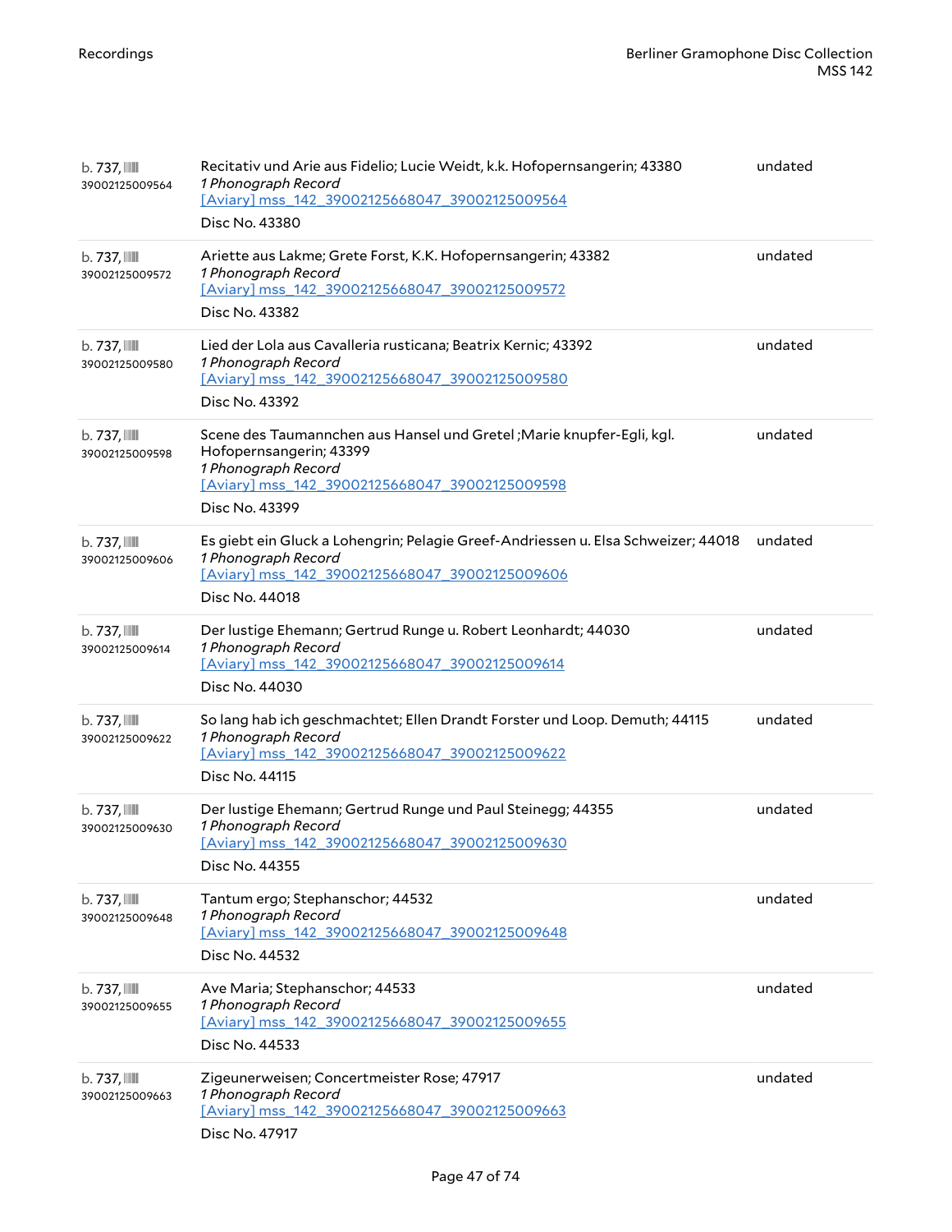| | | |
|---|---|---|
| b. 737, 39002125009564 | Recitativ und Arie aus Fidelio; Lucie Weidt, k.k. Hofopernsangerin; 43380<br>*1 Phonograph Record*<br>[Aviary] mss_142_39002125668047_39002125009564<br>Disc No. 43380 | undated |
| b. 737, 39002125009572 | Ariette aus Lakme; Grete Forst, K.K. Hofopernsangerin; 43382<br>*1 Phonograph Record*<br>[Aviary] mss_142_39002125668047_39002125009572<br>Disc No. 43382 | undated |
| b. 737, 39002125009580 | Lied der Lola aus Cavalleria rusticana; Beatrix Kernic; 43392<br>*1 Phonograph Record*<br>[Aviary] mss_142_39002125668047_39002125009580<br>Disc No. 43392 | undated |
| b. 737, 39002125009598 | Scene des Taumannchen aus Hansel und Gretel ;Marie knupfer-Egli, kgl. Hofopernsangerin; 43399<br>*1 Phonograph Record*<br>[Aviary] mss_142_39002125668047_39002125009598<br>Disc No. 43399 | undated |
| b. 737, 39002125009606 | Es giebt ein Gluck a Lohengrin; Pelagie Greef-Andriessen u. Elsa Schweizer; 44018<br>*1 Phonograph Record*<br>[Aviary] mss_142_39002125668047_39002125009606<br>Disc No. 44018 | undated |
| b. 737, 39002125009614 | Der lustige Ehemann; Gertrud Runge u. Robert Leonhardt; 44030<br>*1 Phonograph Record*<br>[Aviary] mss_142_39002125668047_39002125009614<br>Disc No. 44030 | undated |
| b. 737, 39002125009622 | So lang hab ich geschmachtet; Ellen Drandt Forster und Loop. Demuth; 44115<br>*1 Phonograph Record*<br>[Aviary] mss_142_39002125668047_39002125009622<br>Disc No. 44115 | undated |
| b. 737, 39002125009630 | Der lustige Ehemann; Gertrud Runge und Paul Steinegg; 44355<br>*1 Phonograph Record*<br>[Aviary] mss_142_39002125668047_39002125009630<br>Disc No. 44355 | undated |
| b. 737, 39002125009648 | Tantum ergo; Stephanschor; 44532<br>*1 Phonograph Record*<br>[Aviary] mss_142_39002125668047_39002125009648<br>Disc No. 44532 | undated |
| b. 737, 39002125009655 | Ave Maria; Stephanschor; 44533<br>*1 Phonograph Record*<br>[Aviary] mss_142_39002125668047_39002125009655<br>Disc No. 44533 | undated |
| b. 737, 39002125009663 | Zigeunerweisen; Concertmeister Rose; 47917<br>*1 Phonograph Record*<br>[Aviary] mss_142_39002125668047_39002125009663<br>Disc No. 47917 | undated |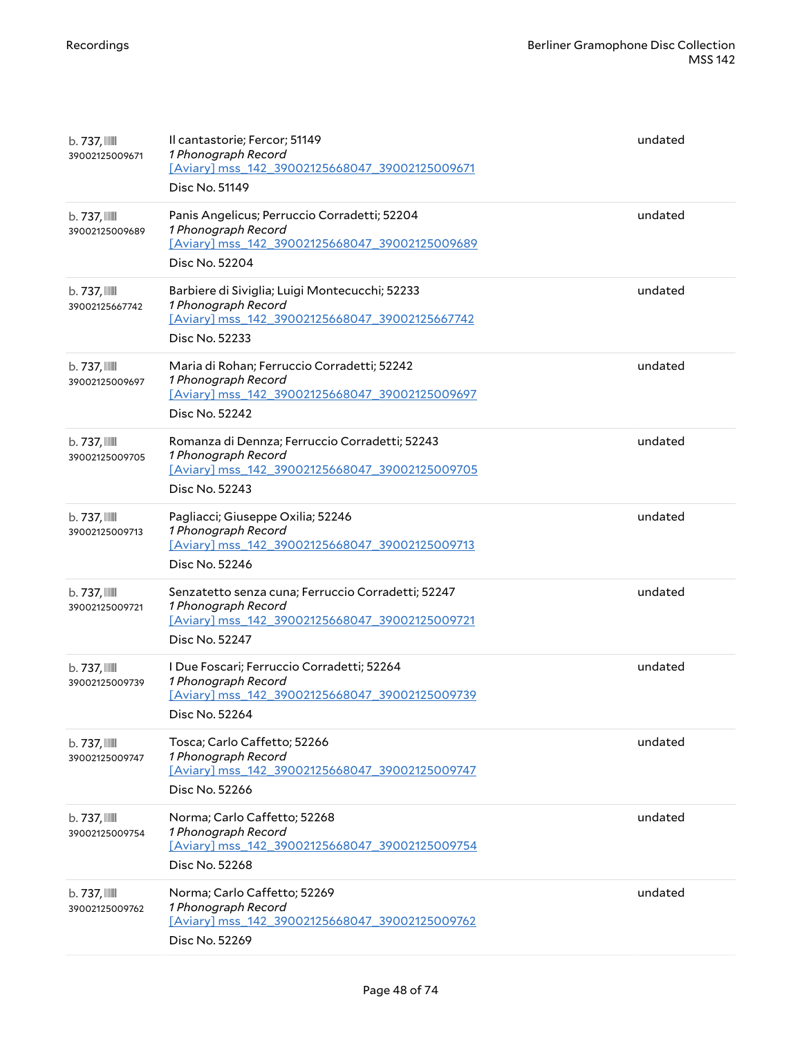| | | |
|---|---|---|
| b. 737, 39002125009671 | Il cantastorie; Fercor; 51149<br>*1 Phonograph Record*<br>[Aviary] mss_142_39002125668047_39002125009671<br>Disc No. 51149 | undated |
| b. 737, 39002125009689 | Panis Angelicus; Perruccio Corradetti; 52204<br>*1 Phonograph Record*<br>[Aviary] mss_142_39002125668047_39002125009689<br>Disc No. 52204 | undated |
| b. 737, 39002125667742 | Barbiere di Siviglia; Luigi Montecucchi; 52233<br>*1 Phonograph Record*<br>[Aviary] mss_142_39002125668047_39002125667742<br>Disc No. 52233 | undated |
| b. 737, 39002125009697 | Maria di Rohan; Ferruccio Corradetti; 52242<br>*1 Phonograph Record*<br>[Aviary] mss_142_39002125668047_39002125009697<br>Disc No. 52242 | undated |
| b. 737, 39002125009705 | Romanza di Dennza; Ferruccio Corradetti; 52243<br>*1 Phonograph Record*<br>[Aviary] mss_142_39002125668047_39002125009705<br>Disc No. 52243 | undated |
| b. 737, 39002125009713 | Pagliacci; Giuseppe Oxilia; 52246<br>*1 Phonograph Record*<br>[Aviary] mss_142_39002125668047_39002125009713<br>Disc No. 52246 | undated |
| b. 737, 39002125009721 | Senzatetto senza cuna; Ferruccio Corradetti; 52247<br>*1 Phonograph Record*<br>[Aviary] mss_142_39002125668047_39002125009721<br>Disc No. 52247 | undated |
| b. 737, 39002125009739 | I Due Foscari; Ferruccio Corradetti; 52264<br>*1 Phonograph Record*<br>[Aviary] mss_142_39002125668047_39002125009739<br>Disc No. 52264 | undated |
| b. 737, 39002125009747 | Tosca; Carlo Caffetto; 52266<br>*1 Phonograph Record*<br>[Aviary] mss_142_39002125668047_39002125009747<br>Disc No. 52266 | undated |
| b. 737, 39002125009754 | Norma; Carlo Caffetto; 52268<br>*1 Phonograph Record*<br>[Aviary] mss_142_39002125668047_39002125009754<br>Disc No. 52268 | undated |
| b. 737, 39002125009762 | Norma; Carlo Caffetto; 52269<br>*1 Phonograph Record*<br>[Aviary] mss_142_39002125668047_39002125009762<br>Disc No. 52269 | undated |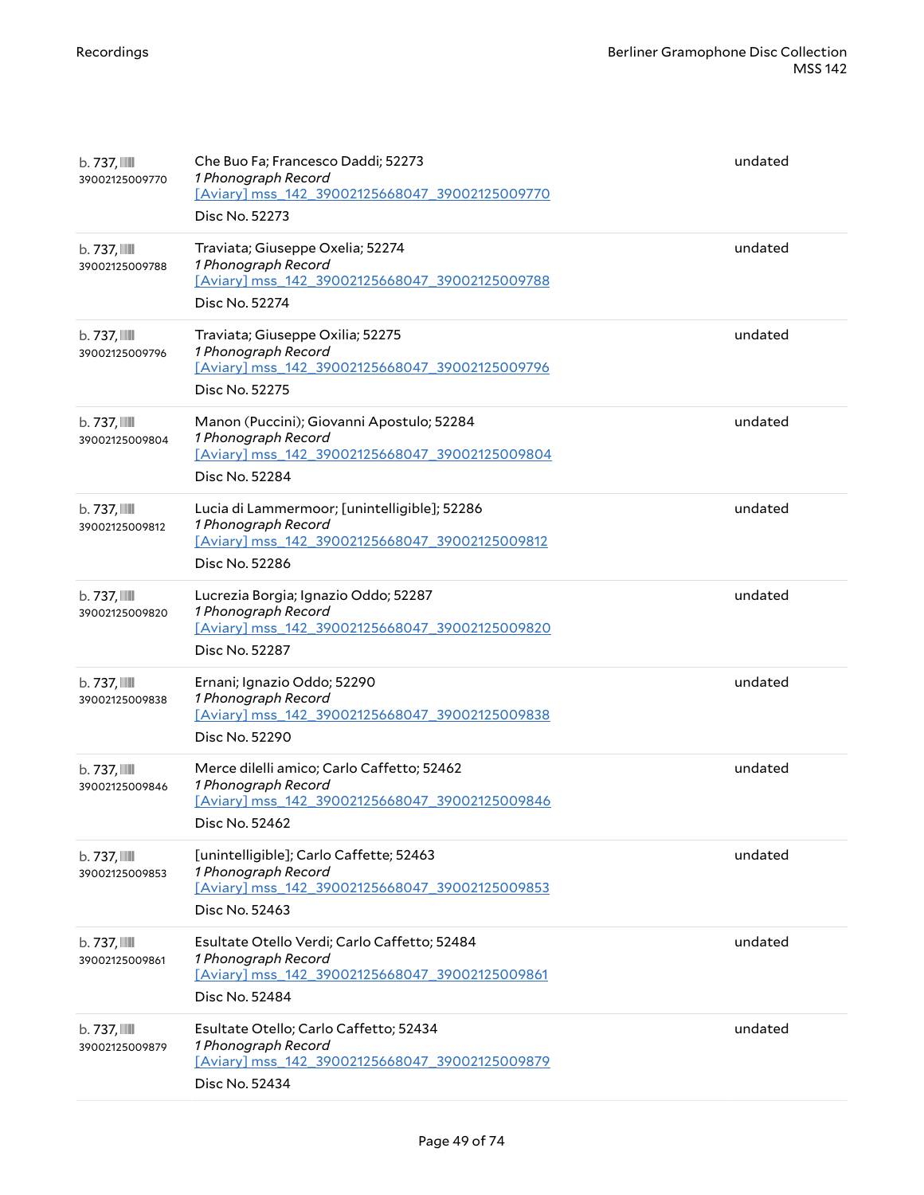| | | |
|---|---|---|
| b. 737, 39002125009770 | Che Buo Fa; Francesco Daddi; 52273<br>*1 Phonograph Record*<br>[Aviary] mss_142_39002125668047_39002125009770<br>Disc No. 52273 | undated |
| b. 737, 39002125009788 | Traviata; Giuseppe Oxelia; 52274<br>*1 Phonograph Record*<br>[Aviary] mss_142_39002125668047_39002125009788<br>Disc No. 52274 | undated |
| b. 737, 39002125009796 | Traviata; Giuseppe Oxilia; 52275<br>*1 Phonograph Record*<br>[Aviary] mss_142_39002125668047_39002125009796<br>Disc No. 52275 | undated |
| b. 737, 39002125009804 | Manon (Puccini); Giovanni Apostulo; 52284<br>*1 Phonograph Record*<br>[Aviary] mss_142_39002125668047_39002125009804<br>Disc No. 52284 | undated |
| b. 737, 39002125009812 | Lucia di Lammermoor; [unintelligible]; 52286<br>*1 Phonograph Record*<br>[Aviary] mss_142_39002125668047_39002125009812<br>Disc No. 52286 | undated |
| b. 737, 39002125009820 | Lucrezia Borgia; Ignazio Oddo; 52287<br>*1 Phonograph Record*<br>[Aviary] mss_142_39002125668047_39002125009820<br>Disc No. 52287 | undated |
| b. 737, 39002125009838 | Ernani; Ignazio Oddo; 52290<br>*1 Phonograph Record*<br>[Aviary] mss_142_39002125668047_39002125009838<br>Disc No. 52290 | undated |
| b. 737, 39002125009846 | Merce dilelli amico; Carlo Caffetto; 52462<br>*1 Phonograph Record*<br>[Aviary] mss_142_39002125668047_39002125009846<br>Disc No. 52462 | undated |
| b. 737, 39002125009853 | [unintelligible]; Carlo Caffette; 52463<br>*1 Phonograph Record*<br>[Aviary] mss_142_39002125668047_39002125009853<br>Disc No. 52463 | undated |
| b. 737, 39002125009861 | Esultate Otello Verdi; Carlo Caffetto; 52484<br>*1 Phonograph Record*<br>[Aviary] mss_142_39002125668047_39002125009861<br>Disc No. 52484 | undated |
| b. 737, 39002125009879 | Esultate Otello; Carlo Caffetto; 52434<br>*1 Phonograph Record*<br>[Aviary] mss_142_39002125668047_39002125009879<br>Disc No. 52434 | undated |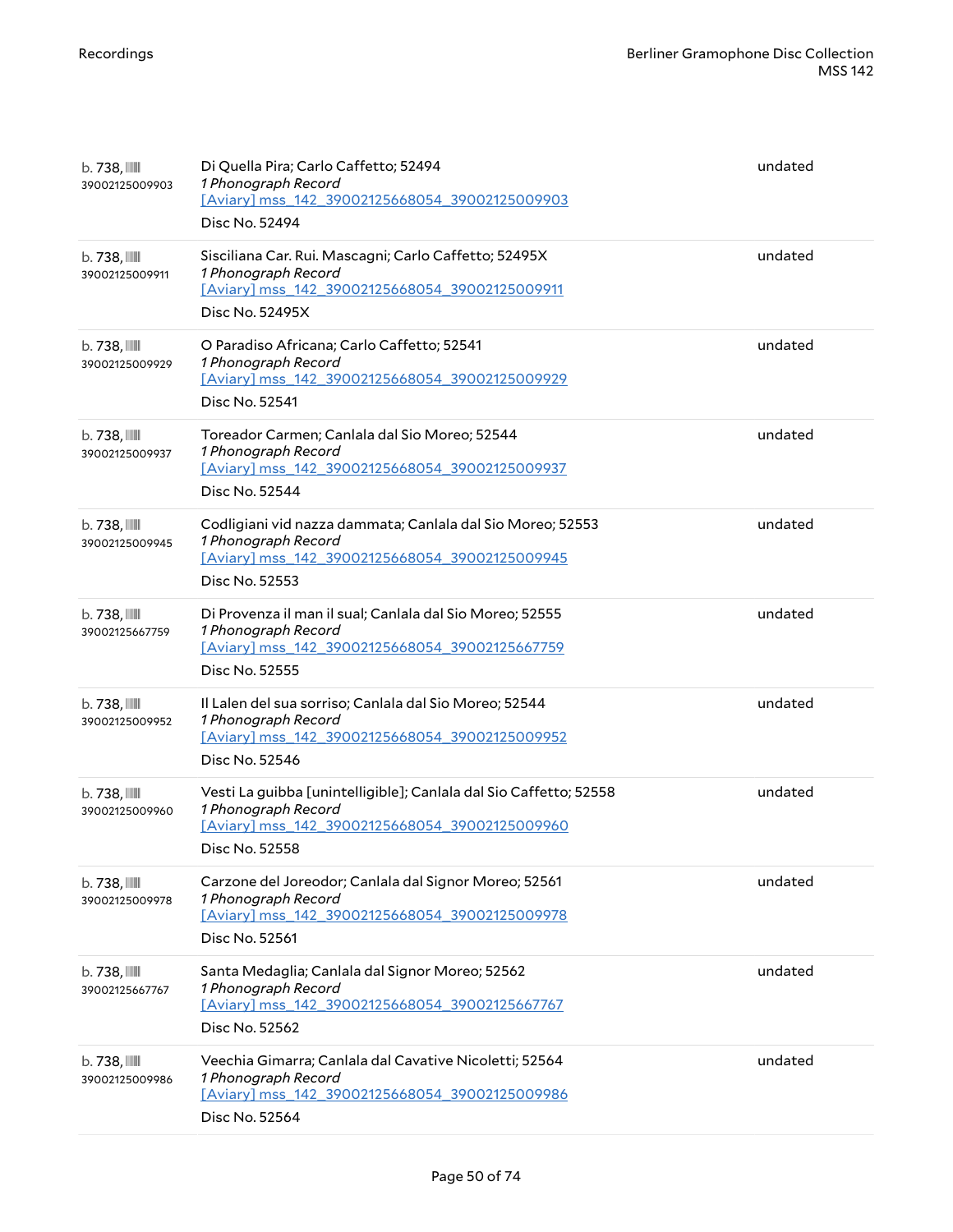| | | |
|---|---|---|
| b. 738, 39002125009903 | Di Quella Pira; Carlo Caffetto; 52494<br>*1 Phonograph Record*<br>[Aviary] mss_142_39002125668054_39002125009903<br>Disc No. 52494 | undated |
| b. 738, 39002125009911 | Sisciliana Car. Rui. Mascagni; Carlo Caffetto; 52495X<br>*1 Phonograph Record*<br>[Aviary] mss_142_39002125668054_39002125009911<br>Disc No. 52495X | undated |
| b. 738, 39002125009929 | O Paradiso Africana; Carlo Caffetto; 52541<br>*1 Phonograph Record*<br>[Aviary] mss_142_39002125668054_39002125009929<br>Disc No. 52541 | undated |
| b. 738, 39002125009937 | Toreador Carmen; Canlala dal Sio Moreo; 52544<br>*1 Phonograph Record*<br>[Aviary] mss_142_39002125668054_39002125009937<br>Disc No. 52544 | undated |
| b. 738, 39002125009945 | Codligiani vid nazza dammata; Canlala dal Sio Moreo; 52553<br>*1 Phonograph Record*<br>[Aviary] mss_142_39002125668054_39002125009945<br>Disc No. 52553 | undated |
| b. 738, 39002125667759 | Di Provenza il man il sual; Canlala dal Sio Moreo; 52555<br>*1 Phonograph Record*<br>[Aviary] mss_142_39002125668054_39002125667759<br>Disc No. 52555 | undated |
| b. 738, 39002125009952 | Il Lalen del sua sorriso; Canlala dal Sio Moreo; 52544<br>*1 Phonograph Record*<br>[Aviary] mss_142_39002125668054_39002125009952<br>Disc No. 52546 | undated |
| b. 738, 39002125009960 | Vesti La guibba [unintelligible]; Canlala dal Sio Caffetto; 52558<br>*1 Phonograph Record*<br>[Aviary] mss_142_39002125668054_39002125009960<br>Disc No. 52558 | undated |
| b. 738, 39002125009978 | Carzone del Joreodor; Canlala dal Signor Moreo; 52561<br>*1 Phonograph Record*<br>[Aviary] mss_142_39002125668054_39002125009978<br>Disc No. 52561 | undated |
| b. 738, 39002125667767 | Santa Medaglia; Canlala dal Signor Moreo; 52562<br>*1 Phonograph Record*<br>[Aviary] mss_142_39002125668054_39002125667767<br>Disc No. 52562 | undated |
| b. 738, 39002125009986 | Veechia Gimarra; Canlala dal Cavative Nicoletti; 52564<br>*1 Phonograph Record*<br>[Aviary] mss_142_39002125668054_39002125009986<br>Disc No. 52564 | undated |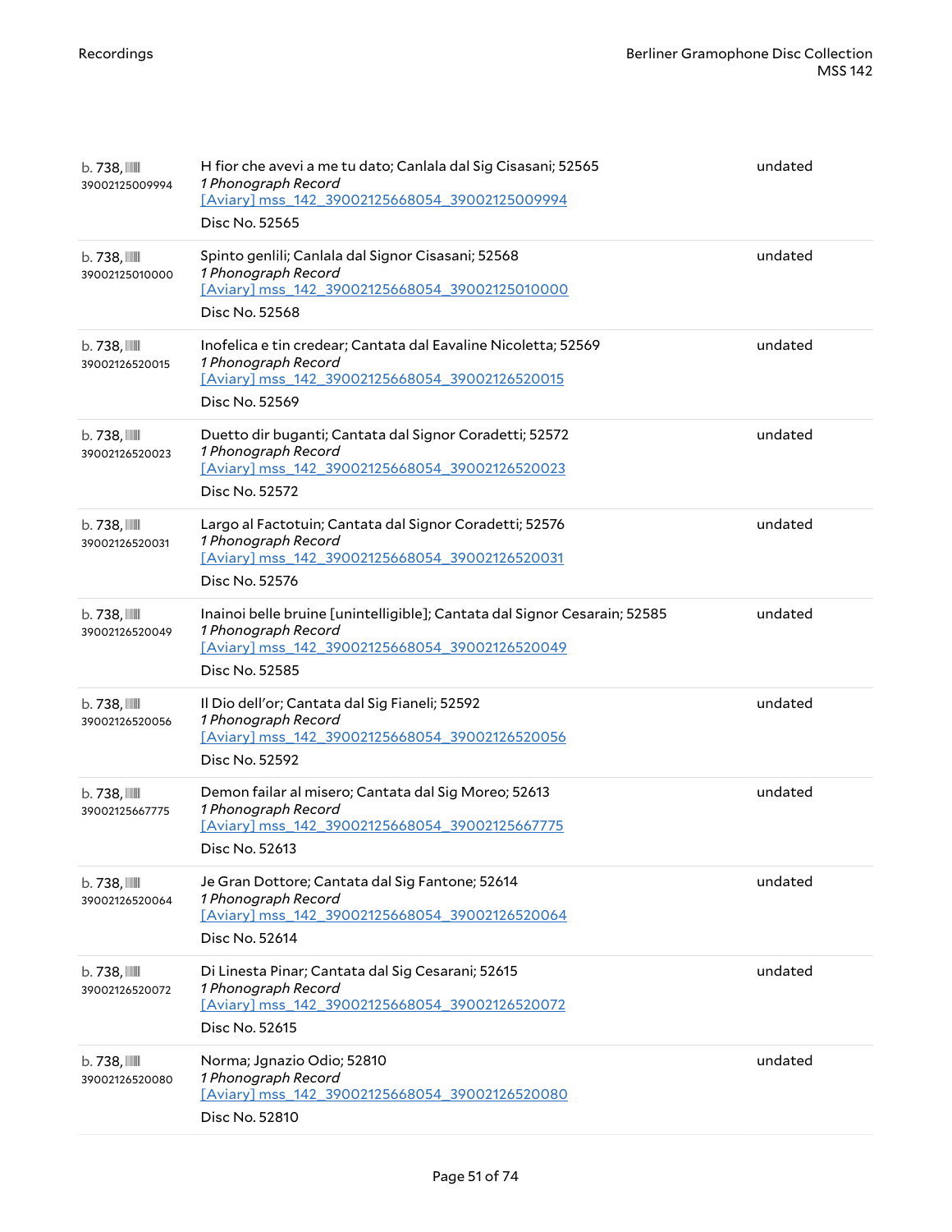| | | |
|---|---|---|
| b. 738, 39002125009994 | H fior che avevi a me tu dato; Canlala dal Sig Cisasani; 52565<br>*1 Phonograph Record*<br>[Aviary] mss_142_39002125668054_39002125009994<br>Disc No. 52565 | undated |
| b. 738, 39002125010000 | Spinto genlili; Canlala dal Signor Cisasani; 52568<br>*1 Phonograph Record*<br>[Aviary] mss_142_39002125668054_39002125010000<br>Disc No. 52568 | undated |
| b. 738, 39002126520015 | Inofelica e tin credear; Cantata dal Eavaline Nicoletta; 52569<br>*1 Phonograph Record*<br>[Aviary] mss_142_39002125668054_39002126520015<br>Disc No. 52569 | undated |
| b. 738, 39002126520023 | Duetto dir buganti; Cantata dal Signor Coradetti; 52572<br>*1 Phonograph Record*<br>[Aviary] mss_142_39002125668054_39002126520023<br>Disc No. 52572 | undated |
| b. 738, 39002126520031 | Largo al Factotuin; Cantata dal Signor Coradetti; 52576<br>*1 Phonograph Record*<br>[Aviary] mss_142_39002125668054_39002126520031<br>Disc No. 52576 | undated |
| b. 738, 39002126520049 | Inainoi belle bruine [unintelligible]; Cantata dal Signor Cesarain; 52585<br>*1 Phonograph Record*<br>[Aviary] mss_142_39002125668054_39002126520049<br>Disc No. 52585 | undated |
| b. 738, 39002126520056 | Il Dio dell'or; Cantata dal Sig Fianeli; 52592<br>*1 Phonograph Record*<br>[Aviary] mss_142_39002125668054_39002126520056<br>Disc No. 52592 | undated |
| b. 738, 39002125667775 | Demon failar al misero; Cantata dal Sig Moreo; 52613<br>*1 Phonograph Record*<br>[Aviary] mss_142_39002125668054_39002125667775<br>Disc No. 52613 | undated |
| b. 738, 39002126520064 | Je Gran Dottore; Cantata dal Sig Fantone; 52614<br>*1 Phonograph Record*<br>[Aviary] mss_142_39002125668054_39002126520064<br>Disc No. 52614 | undated |
| b. 738, 39002126520072 | Di Linesta Pinar; Cantata dal Sig Cesarani; 52615<br>*1 Phonograph Record*<br>[Aviary] mss_142_39002125668054_39002126520072<br>Disc No. 52615 | undated |
| b. 738, 39002126520080 | Norma; Jgnazio Odio; 52810<br>*1 Phonograph Record*<br>[Aviary] mss_142_39002125668054_39002126520080<br>Disc No. 52810 | undated |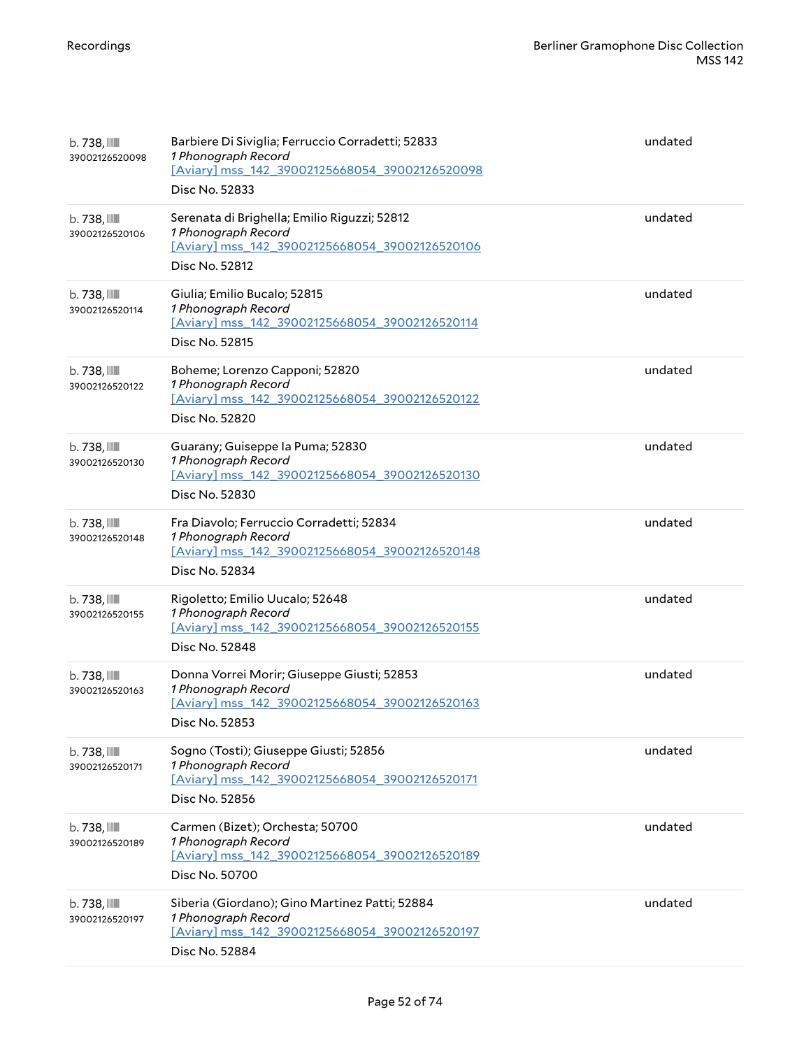| | | |
|---|---|---|
| b. 738, 39002126520098 | Barbiere Di Siviglia; Ferruccio Corradetti; 52833<br>*1 Phonograph Record*<br>[Aviary] mss_142_39002125668054_39002126520098<br>Disc No. 52833 | undated |
| b. 738, 39002126520106 | Serenata di Brighella; Emilio Riguzzi; 52812<br>*1 Phonograph Record*<br>[Aviary] mss_142_39002125668054_39002126520106<br>Disc No. 52812 | undated |
| b. 738, 39002126520114 | Giulia; Emilio Bucalo; 52815<br>*1 Phonograph Record*<br>[Aviary] mss_142_39002125668054_39002126520114<br>Disc No. 52815 | undated |
| b. 738, 39002126520122 | Boheme; Lorenzo Capponi; 52820<br>*1 Phonograph Record*<br>[Aviary] mss_142_39002125668054_39002126520122<br>Disc No. 52820 | undated |
| b. 738, 39002126520130 | Guarany; Guiseppe la Puma; 52830<br>*1 Phonograph Record*<br>[Aviary] mss_142_39002125668054_39002126520130<br>Disc No. 52830 | undated |
| b. 738, 39002126520148 | Fra Diavolo; Ferruccio Corradetti; 52834<br>*1 Phonograph Record*<br>[Aviary] mss_142_39002125668054_39002126520148<br>Disc No. 52834 | undated |
| b. 738, 39002126520155 | Rigoletto; Emilio Uucalo; 52648<br>*1 Phonograph Record*<br>[Aviary] mss_142_39002125668054_39002126520155<br>Disc No. 52848 | undated |
| b. 738, 39002126520163 | Donna Vorrei Morir; Giuseppe Giusti; 52853<br>*1 Phonograph Record*<br>[Aviary] mss_142_39002125668054_39002126520163<br>Disc No. 52853 | undated |
| b. 738, 39002126520171 | Sogno (Tosti); Giuseppe Giusti; 52856<br>*1 Phonograph Record*<br>[Aviary] mss_142_39002125668054_39002126520171<br>Disc No. 52856 | undated |
| b. 738, 39002126520189 | Carmen (Bizet); Orchesta; 50700<br>*1 Phonograph Record*<br>[Aviary] mss_142_39002125668054_39002126520189<br>Disc No. 50700 | undated |
| b. 738, 39002126520197 | Siberia (Giordano); Gino Martinez Patti; 52884<br>*1 Phonograph Record*<br>[Aviary] mss_142_39002125668054_39002126520197<br>Disc No. 52884 | undated |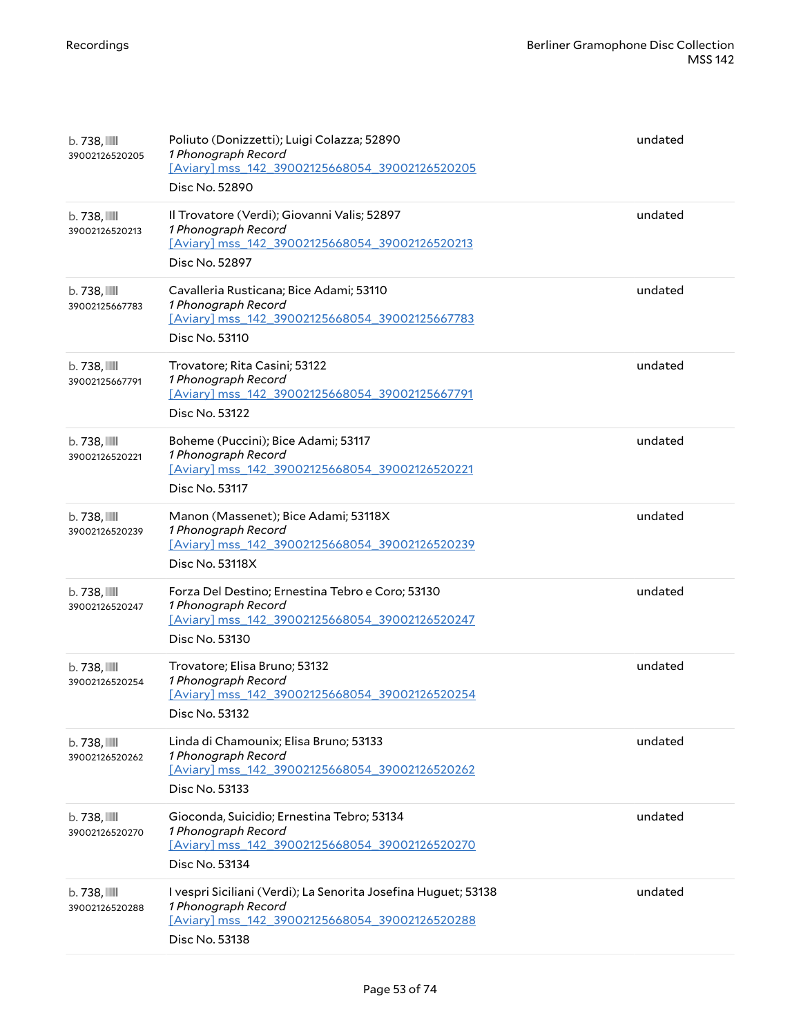| | | |
|---|---|---|
| b. 738, 39002126520205 | Poliuto (Donizzetti); Luigi Colazza; 52890<br>*1 Phonograph Record*<br>[Aviary] mss_142_39002125668054_39002126520205<br>Disc No. 52890 | undated |
| b. 738, 39002126520213 | Il Trovatore (Verdi); Giovanni Valis; 52897<br>*1 Phonograph Record*<br>[Aviary] mss_142_39002125668054_39002126520213<br>Disc No. 52897 | undated |
| b. 738, 39002125667783 | Cavalleria Rusticana; Bice Adami; 53110<br>*1 Phonograph Record*<br>[Aviary] mss_142_39002125668054_39002125667783<br>Disc No. 53110 | undated |
| b. 738, 39002125667791 | Trovatore; Rita Casini; 53122<br>*1 Phonograph Record*<br>[Aviary] mss_142_39002125668054_39002125667791<br>Disc No. 53122 | undated |
| b. 738, 39002126520221 | Boheme (Puccini); Bice Adami; 53117<br>*1 Phonograph Record*<br>[Aviary] mss_142_39002125668054_39002126520221<br>Disc No. 53117 | undated |
| b. 738, 39002126520239 | Manon (Massenet); Bice Adami; 53118X<br>*1 Phonograph Record*<br>[Aviary] mss_142_39002125668054_39002126520239<br>Disc No. 53118X | undated |
| b. 738, 39002126520247 | Forza Del Destino; Ernestina Tebro e Coro; 53130<br>*1 Phonograph Record*<br>[Aviary] mss_142_39002125668054_39002126520247<br>Disc No. 53130 | undated |
| b. 738, 39002126520254 | Trovatore; Elisa Bruno; 53132<br>*1 Phonograph Record*<br>[Aviary] mss_142_39002125668054_39002126520254<br>Disc No. 53132 | undated |
| b. 738, 39002126520262 | Linda di Chamounix; Elisa Bruno; 53133<br>*1 Phonograph Record*<br>[Aviary] mss_142_39002125668054_39002126520262<br>Disc No. 53133 | undated |
| b. 738, 39002126520270 | Gioconda, Suicidio; Ernestina Tebro; 53134<br>*1 Phonograph Record*<br>[Aviary] mss_142_39002125668054_39002126520270<br>Disc No. 53134 | undated |
| b. 738, 39002126520288 | I vespri Siciliani (Verdi); La Senorita Josefina Huguet; 53138<br>*1 Phonograph Record*<br>[Aviary] mss_142_39002125668054_39002126520288<br>Disc No. 53138 | undated |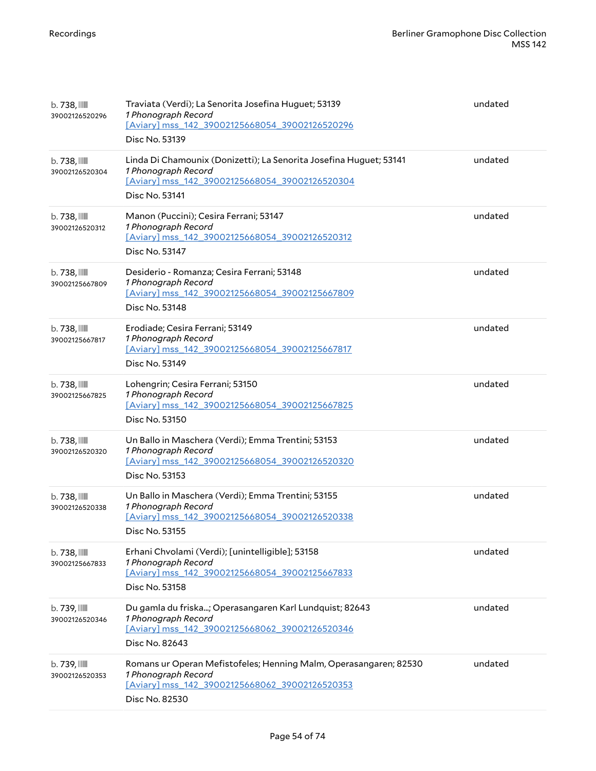| | | |
|---|---|---|
| b. 738, 39002126520296 | Traviata (Verdi); La Senorita Josefina Huguet; 53139<br>*1 Phonograph Record*<br>[Aviary] mss_142_39002125668054_39002126520296<br>Disc No. 53139 | undated |
| b. 738, 39002126520304 | Linda Di Chamounix (Donizetti); La Senorita Josefina Huguet; 53141<br>*1 Phonograph Record*<br>[Aviary] mss_142_39002125668054_39002126520304<br>Disc No. 53141 | undated |
| b. 738, 39002126520312 | Manon (Puccini); Cesira Ferrani; 53147<br>*1 Phonograph Record*<br>[Aviary] mss_142_39002125668054_39002126520312<br>Disc No. 53147 | undated |
| b. 738, 39002125667809 | Desiderio - Romanza; Cesira Ferrani; 53148<br>*1 Phonograph Record*<br>[Aviary] mss_142_39002125668054_39002125667809<br>Disc No. 53148 | undated |
| b. 738, 39002125667817 | Erodiade; Cesira Ferrani; 53149<br>*1 Phonograph Record*<br>[Aviary] mss_142_39002125668054_39002125667817<br>Disc No. 53149 | undated |
| b. 738, 39002125667825 | Lohengrin; Cesira Ferrani; 53150<br>*1 Phonograph Record*<br>[Aviary] mss_142_39002125668054_39002125667825<br>Disc No. 53150 | undated |
| b. 738, 39002126520320 | Un Ballo in Maschera (Verdi); Emma Trentini; 53153<br>*1 Phonograph Record*<br>[Aviary] mss_142_39002125668054_39002126520320<br>Disc No. 53153 | undated |
| b. 738, 39002126520338 | Un Ballo in Maschera (Verdi); Emma Trentini; 53155<br>*1 Phonograph Record*<br>[Aviary] mss_142_39002125668054_39002126520338<br>Disc No. 53155 | undated |
| b. 738, 39002125667833 | Erhani Chvolami (Verdi); [unintelligible]; 53158<br>*1 Phonograph Record*<br>[Aviary] mss_142_39002125668054_39002125667833<br>Disc No. 53158 | undated |
| b. 739, 39002126520346 | Du gamla du friska...; Operasangaren Karl Lundquist; 82643<br>*1 Phonograph Record*<br>[Aviary] mss_142_39002125668062_39002126520346<br>Disc No. 82643 | undated |
| b. 739, 39002126520353 | Romans ur Operan Mefistofeles; Henning Malm, Operasangaren; 82530<br>*1 Phonograph Record*<br>[Aviary] mss_142_39002125668062_39002126520353<br>Disc No. 82530 | undated |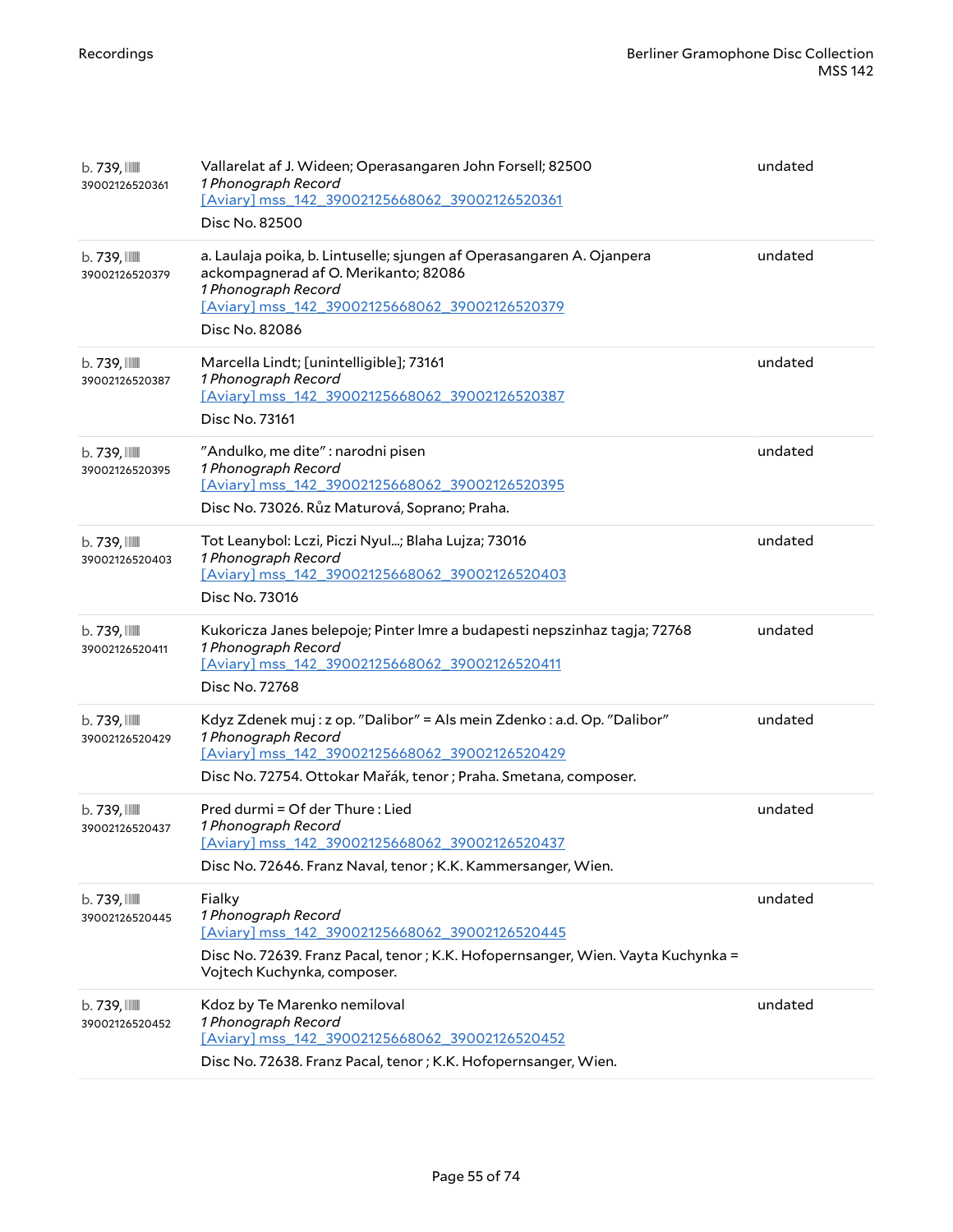| | | |
|---|---|---|
| b. 739, 39002126520361 | Vallarelat af J. Wideen; Operasangaren John Forsell; 82500<br>*1 Phonograph Record*<br>[Aviary] mss_142_39002125668062_39002126520361<br>Disc No. 82500 | undated |
| b. 739, 39002126520379 | a. Laulaja poika, b. Lintuselle; sjungen af Operasangaren A. Ojanpera ackompagnerad af O. Merikanto; 82086<br>*1 Phonograph Record*<br>[Aviary] mss_142_39002125668062_39002126520379<br>Disc No. 82086 | undated |
| b. 739, 39002126520387 | Marcella Lindt; [unintelligible]; 73161<br>*1 Phonograph Record*<br>[Aviary] mss_142_39002125668062_39002126520387<br>Disc No. 73161 | undated |
| b. 739, 39002126520395 | "Andulko, me dite" : narodni pisen<br>*1 Phonograph Record*<br>[Aviary] mss_142_39002125668062_39002126520395<br>Disc No. 73026. Růz Maturová, Soprano; Praha. | undated |
| b. 739, 39002126520403 | Tot Leanybol: Lczi, Piczi Nyul...; Blaha Lujza; 73016<br>*1 Phonograph Record*<br>[Aviary] mss_142_39002125668062_39002126520403<br>Disc No. 73016 | undated |
| b. 739, 39002126520411 | Kukoricza Janes belepoje; Pinter Imre a budapesti nepszinhaz tagja; 72768<br>*1 Phonograph Record*<br>[Aviary] mss_142_39002125668062_39002126520411<br>Disc No. 72768 | undated |
| b. 739, 39002126520429 | Kdyz Zdenek muj : z op. "Dalibor" = Als mein Zdenko : a.d. Op. "Dalibor"<br>*1 Phonograph Record*<br>[Aviary] mss_142_39002125668062_39002126520429<br>Disc No. 72754. Ottokar Mařák, tenor ; Praha. Smetana, composer. | undated |
| b. 739, 39002126520437 | Pred durmi = Of der Thure : Lied<br>*1 Phonograph Record*<br>[Aviary] mss_142_39002125668062_39002126520437<br>Disc No. 72646. Franz Naval, tenor ; K.K. Kammersanger, Wien. | undated |
| b. 739, 39002126520445 | Fialky<br>*1 Phonograph Record*<br>[Aviary] mss_142_39002125668062_39002126520445<br>Disc No. 72639. Franz Pacal, tenor ; K.K. Hofopernsanger, Wien. Vayta Kuchynka = Vojtech Kuchynka, composer. | undated |
| b. 739, 39002126520452 | Kdoz by Te Marenko nemiloval<br>*1 Phonograph Record*<br>[Aviary] mss_142_39002125668062_39002126520452<br>Disc No. 72638. Franz Pacal, tenor ; K.K. Hofopernsanger, Wien. | undated |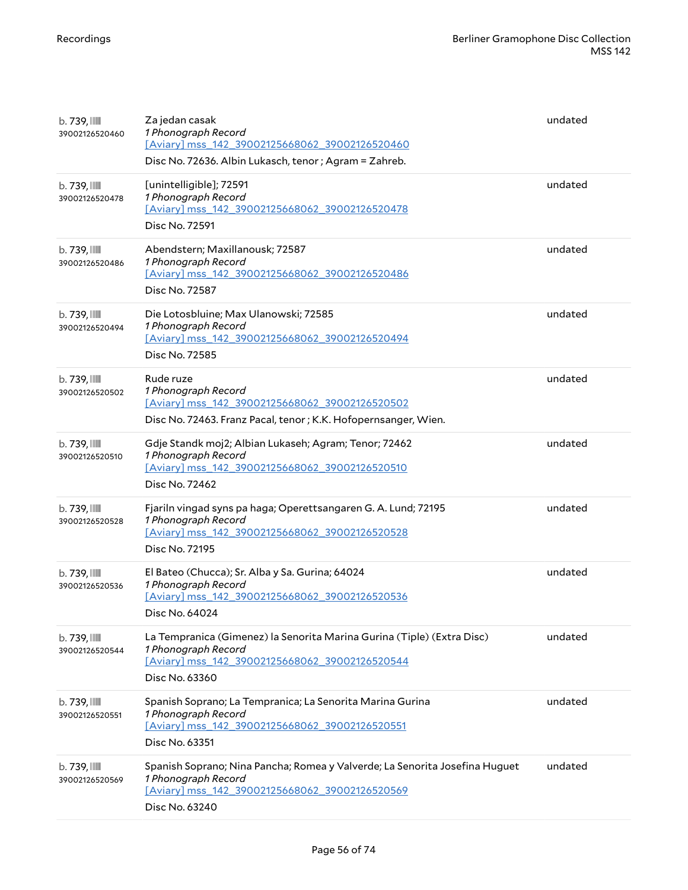| | | |
|---|---|---|
| b. 739, 39002126520460 | Za jedan casak<br>*1 Phonograph Record*<br>[Aviary] mss_142_39002125668062_39002126520460<br>Disc No. 72636. Albin Lukasch, tenor ; Agram = Zahreb. | undated |
| b. 739, 39002126520478 | [unintelligible]; 72591<br>*1 Phonograph Record*<br>[Aviary] mss_142_39002125668062_39002126520478<br>Disc No. 72591 | undated |
| b. 739, 39002126520486 | Abendstern; Maxillanousk; 72587<br>*1 Phonograph Record*<br>[Aviary] mss_142_39002125668062_39002126520486<br>Disc No. 72587 | undated |
| b. 739, 39002126520494 | Die Lotosbluine; Max Ulanowski; 72585<br>*1 Phonograph Record*<br>[Aviary] mss_142_39002125668062_39002126520494<br>Disc No. 72585 | undated |
| b. 739, 39002126520502 | Rude ruze<br>*1 Phonograph Record*<br>[Aviary] mss_142_39002125668062_39002126520502<br>Disc No. 72463. Franz Pacal, tenor ; K.K. Hofopernsanger, Wien. | undated |
| b. 739, 39002126520510 | Gdje Standk moj2; Albian Lukaseh; Agram; Tenor; 72462<br>*1 Phonograph Record*<br>[Aviary] mss_142_39002125668062_39002126520510<br>Disc No. 72462 | undated |
| b. 739, 39002126520528 | Fjariln vingad syns pa haga; Operettsangaren G. A. Lund; 72195<br>*1 Phonograph Record*<br>[Aviary] mss_142_39002125668062_39002126520528<br>Disc No. 72195 | undated |
| b. 739, 39002126520536 | El Bateo (Chucca); Sr. Alba y Sa. Gurina; 64024<br>*1 Phonograph Record*<br>[Aviary] mss_142_39002125668062_39002126520536<br>Disc No. 64024 | undated |
| b. 739, 39002126520544 | La Tempranica (Gimenez) la Senorita Marina Gurina (Tiple) (Extra Disc)<br>*1 Phonograph Record*<br>[Aviary] mss_142_39002125668062_39002126520544<br>Disc No. 63360 | undated |
| b. 739, 39002126520551 | Spanish Soprano; La Tempranica; La Senorita Marina Gurina<br>*1 Phonograph Record*<br>[Aviary] mss_142_39002125668062_39002126520551<br>Disc No. 63351 | undated |
| b. 739, 39002126520569 | Spanish Soprano; Nina Pancha; Romea y Valverde; La Senorita Josefina Huguet<br>*1 Phonograph Record*<br>[Aviary] mss_142_39002125668062_39002126520569<br>Disc No. 63240 | undated |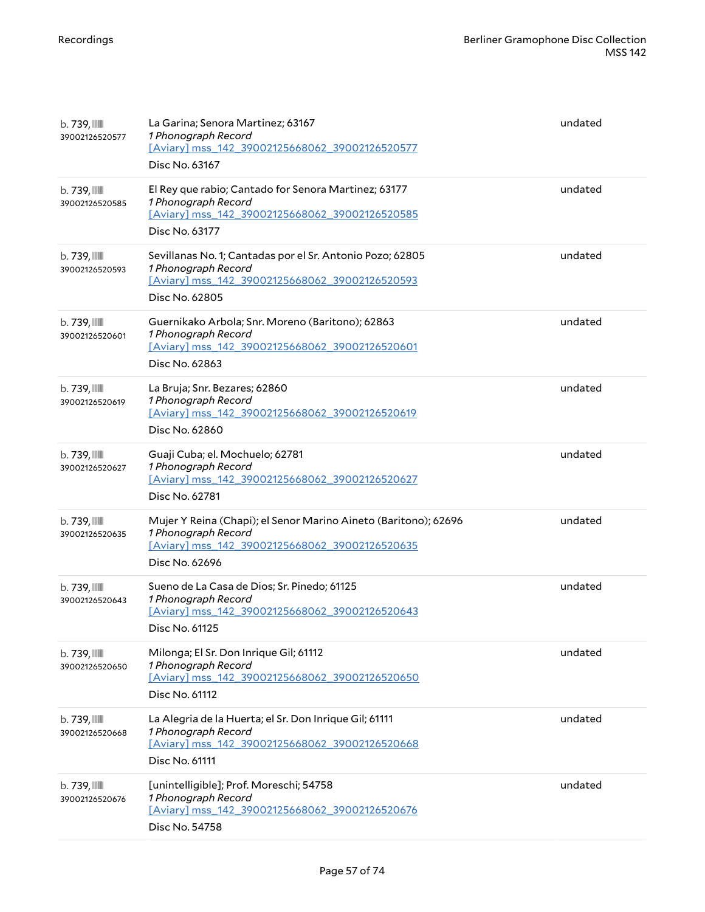| | | |
|---|---|---|
| b. 739, 39002126520577 | La Garina; Senora Martinez; 63167<br>*1 Phonograph Record*<br>[Aviary] mss_142_39002125668062_39002126520577<br>Disc No. 63167 | undated |
| b. 739, 39002126520585 | El Rey que rabio; Cantado for Senora Martinez; 63177<br>*1 Phonograph Record*<br>[Aviary] mss_142_39002125668062_39002126520585<br>Disc No. 63177 | undated |
| b. 739, 39002126520593 | Sevillanas No. 1; Cantadas por el Sr. Antonio Pozo; 62805<br>*1 Phonograph Record*<br>[Aviary] mss_142_39002125668062_39002126520593<br>Disc No. 62805 | undated |
| b. 739, 39002126520601 | Guernikako Arbola; Snr. Moreno (Baritono); 62863<br>*1 Phonograph Record*<br>[Aviary] mss_142_39002125668062_39002126520601<br>Disc No. 62863 | undated |
| b. 739, 39002126520619 | La Bruja; Snr. Bezares; 62860<br>*1 Phonograph Record*<br>[Aviary] mss_142_39002125668062_39002126520619<br>Disc No. 62860 | undated |
| b. 739, 39002126520627 | Guaji Cuba; el. Mochuelo; 62781<br>*1 Phonograph Record*<br>[Aviary] mss_142_39002125668062_39002126520627<br>Disc No. 62781 | undated |
| b. 739, 39002126520635 | Mujer Y Reina (Chapi); el Senor Marino Aineto (Baritono); 62696<br>*1 Phonograph Record*<br>[Aviary] mss_142_39002125668062_39002126520635<br>Disc No. 62696 | undated |
| b. 739, 39002126520643 | Sueno de La Casa de Dios; Sr. Pinedo; 61125<br>*1 Phonograph Record*<br>[Aviary] mss_142_39002125668062_39002126520643<br>Disc No. 61125 | undated |
| b. 739, 39002126520650 | Milonga; El Sr. Don Inrique Gil; 61112<br>*1 Phonograph Record*<br>[Aviary] mss_142_39002125668062_39002126520650<br>Disc No. 61112 | undated |
| b. 739, 39002126520668 | La Alegria de la Huerta; el Sr. Don Inrique Gil; 61111<br>*1 Phonograph Record*<br>[Aviary] mss_142_39002125668062_39002126520668<br>Disc No. 61111 | undated |
| b. 739, 39002126520676 | [unintelligible]; Prof. Moreschi; 54758<br>*1 Phonograph Record*<br>[Aviary] mss_142_39002125668062_39002126520676<br>Disc No. 54758 | undated |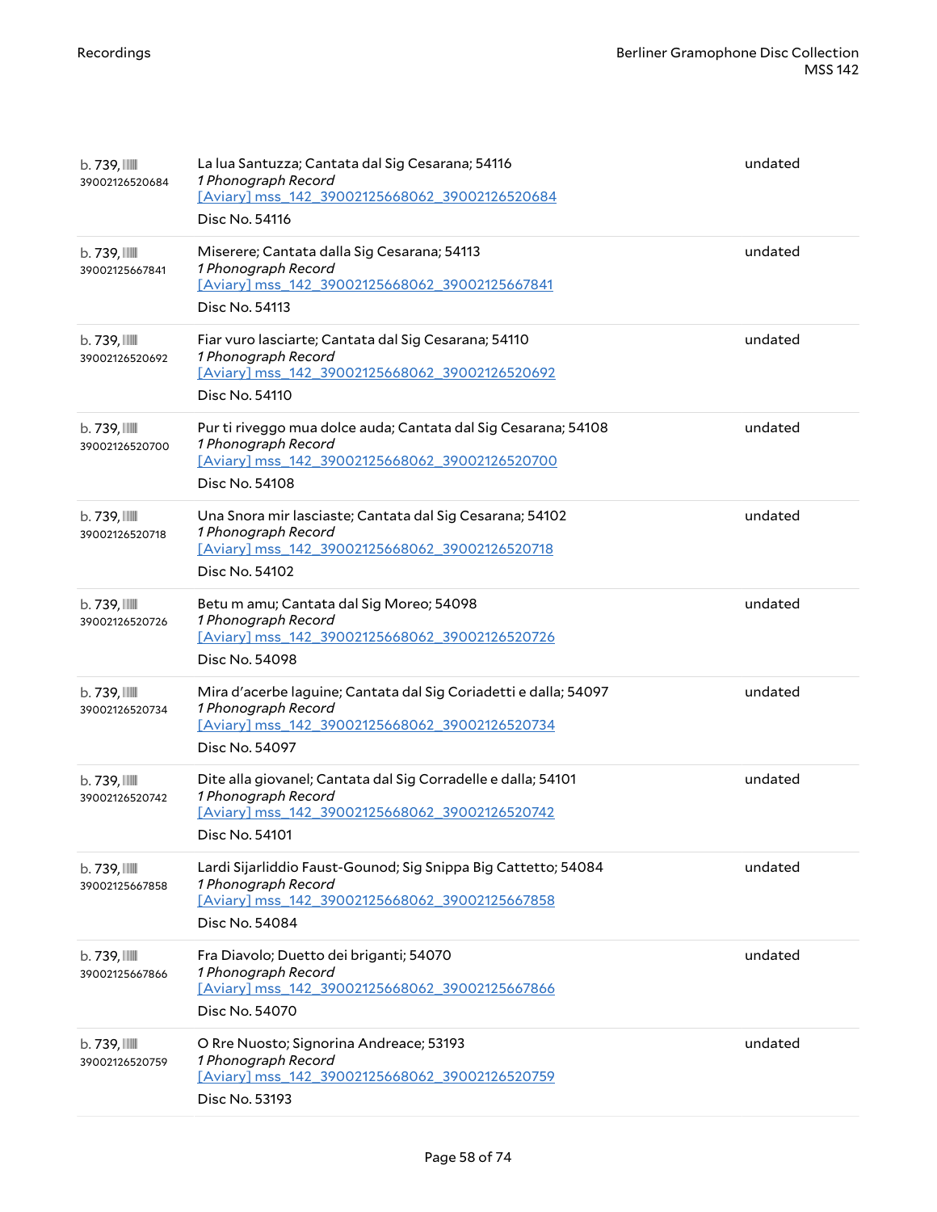| | | |
|---|---|---|
| b. 739, 39002126520684 | La lua Santuzza; Cantata dal Sig Cesarana; 54116<br>*1 Phonograph Record*<br>[Aviary] mss_142_39002125668062_39002126520684<br>Disc No. 54116 | undated |
| b. 739, 39002125667841 | Miserere; Cantata dalla Sig Cesarana; 54113<br>*1 Phonograph Record*<br>[Aviary] mss_142_39002125668062_39002125667841<br>Disc No. 54113 | undated |
| b. 739, 39002126520692 | Fiar vuro lasciarte; Cantata dal Sig Cesarana; 54110<br>*1 Phonograph Record*<br>[Aviary] mss_142_39002125668062_39002126520692<br>Disc No. 54110 | undated |
| b. 739, 39002126520700 | Pur ti riveggo mua dolce auda; Cantata dal Sig Cesarana; 54108<br>*1 Phonograph Record*<br>[Aviary] mss_142_39002125668062_39002126520700<br>Disc No. 54108 | undated |
| b. 739, 39002126520718 | Una Snora mir lasciaste; Cantata dal Sig Cesarana; 54102<br>*1 Phonograph Record*<br>[Aviary] mss_142_39002125668062_39002126520718<br>Disc No. 54102 | undated |
| b. 739, 39002126520726 | Betu m amu; Cantata dal Sig Moreo; 54098<br>*1 Phonograph Record*<br>[Aviary] mss_142_39002125668062_39002126520726<br>Disc No. 54098 | undated |
| b. 739, 39002126520734 | Mira d'acerbe laguine; Cantata dal Sig Coriadetti e dalla; 54097<br>*1 Phonograph Record*<br>[Aviary] mss_142_39002125668062_39002126520734<br>Disc No. 54097 | undated |
| b. 739, 39002126520742 | Dite alla giovanel; Cantata dal Sig Corradelle e dalla; 54101<br>*1 Phonograph Record*<br>[Aviary] mss_142_39002125668062_39002126520742<br>Disc No. 54101 | undated |
| b. 739, 39002125667858 | Lardi Sijarliddio Faust-Gounod; Sig Snippa Big Cattetto; 54084<br>*1 Phonograph Record*<br>[Aviary] mss_142_39002125668062_39002125667858<br>Disc No. 54084 | undated |
| b. 739, 39002125667866 | Fra Diavolo; Duetto dei briganti; 54070<br>*1 Phonograph Record*<br>[Aviary] mss_142_39002125668062_39002125667866<br>Disc No. 54070 | undated |
| b. 739, 39002126520759 | O Rre Nuosto; Signorina Andreace; 53193<br>*1 Phonograph Record*<br>[Aviary] mss_142_39002125668062_39002126520759<br>Disc No. 53193 | undated |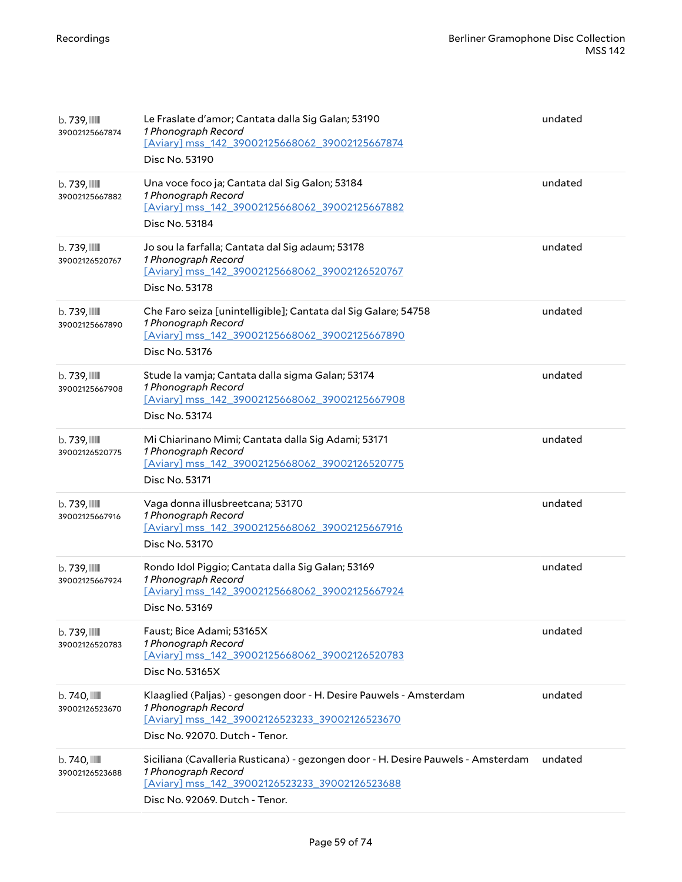| | | |
|---|---|---|
| b. 739, 39002125667874 | Le Fraslate d'amor; Cantata dalla Sig Galan; 53190<br>*1 Phonograph Record*<br>[Aviary] mss_142_39002125668062_39002125667874<br>Disc No. 53190 | undated |
| b. 739, 39002125667882 | Una voce foco ja; Cantata dal Sig Galon; 53184<br>*1 Phonograph Record*<br>[Aviary] mss_142_39002125668062_39002125667882<br>Disc No. 53184 | undated |
| b. 739, 39002126520767 | Jo sou la farfalla; Cantata dal Sig adaum; 53178<br>*1 Phonograph Record*<br>[Aviary] mss_142_39002125668062_39002126520767<br>Disc No. 53178 | undated |
| b. 739, 39002125667890 | Che Faro seiza [unintelligible]; Cantata dal Sig Galare; 54758<br>*1 Phonograph Record*<br>[Aviary] mss_142_39002125668062_39002125667890<br>Disc No. 53176 | undated |
| b. 739, 39002125667908 | Stude la vamja; Cantata dalla sigma Galan; 53174<br>*1 Phonograph Record*<br>[Aviary] mss_142_39002125668062_39002125667908<br>Disc No. 53174 | undated |
| b. 739, 39002126520775 | Mi Chiarinano Mimi; Cantata dalla Sig Adami; 53171<br>*1 Phonograph Record*<br>[Aviary] mss_142_39002125668062_39002126520775<br>Disc No. 53171 | undated |
| b. 739, 39002125667916 | Vaga donna illusbreetcana; 53170<br>*1 Phonograph Record*<br>[Aviary] mss_142_39002125668062_39002125667916<br>Disc No. 53170 | undated |
| b. 739, 39002125667924 | Rondo Idol Piggio; Cantata dalla Sig Galan; 53169<br>*1 Phonograph Record*<br>[Aviary] mss_142_39002125668062_39002125667924<br>Disc No. 53169 | undated |
| b. 739, 39002126520783 | Faust; Bice Adami; 53165X<br>*1 Phonograph Record*<br>[Aviary] mss_142_39002125668062_39002126520783<br>Disc No. 53165X | undated |
| b. 740, 39002126523670 | Klaaglied (Paljas) - gesongen door - H. Desire Pauwels - Amsterdam<br>*1 Phonograph Record*<br>[Aviary] mss_142_39002126523233_39002126523670<br>Disc No. 92070. Dutch - Tenor. | undated |
| b. 740, 39002126523688 | Siciliana (Cavalleria Rusticana) - gezongen door - H. Desire Pauwels - Amsterdam<br>*1 Phonograph Record*<br>[Aviary] mss_142_39002126523233_39002126523688<br>Disc No. 92069. Dutch - Tenor. | undated |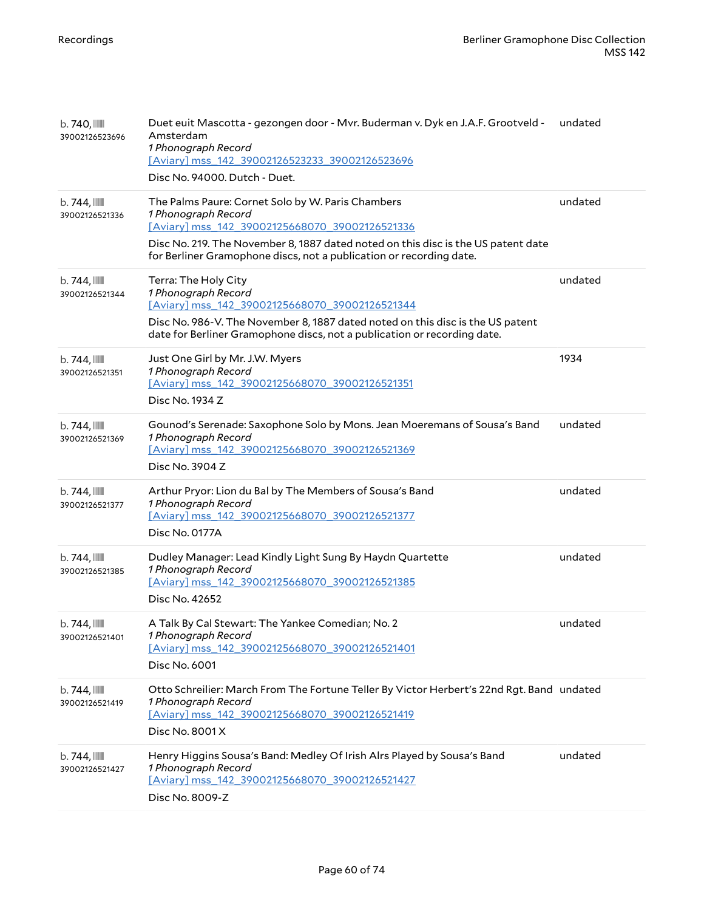| | | |
|---|---|---|
| b. 740, 39002126523696 | Duet euit Mascotta - gezongen door - Mvr. Buderman v. Dyk en J.A.F. Grootveld - Amsterdam<br>*1 Phonograph Record*<br>[Aviary] mss_142_39002126523233_39002126523696<br>Disc No. 94000. Dutch - Duet. | undated |
| b. 744, 39002126521336 | The Palms Paure: Cornet Solo by W. Paris Chambers<br>*1 Phonograph Record*<br>[Aviary] mss_142_39002125668070_39002126521336<br>Disc No. 219. The November 8, 1887 dated noted on this disc is the US patent date for Berliner Gramophone discs, not a publication or recording date. | undated |
| b. 744, 39002126521344 | Terra: The Holy City<br>*1 Phonograph Record*<br>[Aviary] mss_142_39002125668070_39002126521344<br>Disc No. 986-V. The November 8, 1887 dated noted on this disc is the US patent date for Berliner Gramophone discs, not a publication or recording date. | undated |
| b. 744, 39002126521351 | Just One Girl by Mr. J.W. Myers<br>*1 Phonograph Record*<br>[Aviary] mss_142_39002125668070_39002126521351<br>Disc No. 1934 Z | 1934 |
| b. 744, 39002126521369 | Gounod's Serenade: Saxophone Solo by Mons. Jean Moeremans of Sousa's Band<br>*1 Phonograph Record*<br>[Aviary] mss_142_39002125668070_39002126521369<br>Disc No. 3904 Z | undated |
| b. 744, 39002126521377 | Arthur Pryor: Lion du Bal by The Members of Sousa's Band<br>*1 Phonograph Record*<br>[Aviary] mss_142_39002125668070_39002126521377<br>Disc No. 0177A | undated |
| b. 744, 39002126521385 | Dudley Manager: Lead Kindly Light Sung By Haydn Quartette<br>*1 Phonograph Record*<br>[Aviary] mss_142_39002125668070_39002126521385<br>Disc No. 42652 | undated |
| b. 744, 39002126521401 | A Talk By Cal Stewart: The Yankee Comedian; No. 2<br>*1 Phonograph Record*<br>[Aviary] mss_142_39002125668070_39002126521401<br>Disc No. 6001 | undated |
| b. 744, 39002126521419 | Otto Schreilier: March From The Fortune Teller By Victor Herbert's 22nd Rgt. Band<br>*1 Phonograph Record*<br>[Aviary] mss_142_39002125668070_39002126521419<br>Disc No. 8001 X | undated |
| b. 744, 39002126521427 | Henry Higgins Sousa's Band: Medley Of Irish Alrs Played by Sousa's Band<br>*1 Phonograph Record*<br>[Aviary] mss_142_39002125668070_39002126521427<br>Disc No. 8009-Z | undated |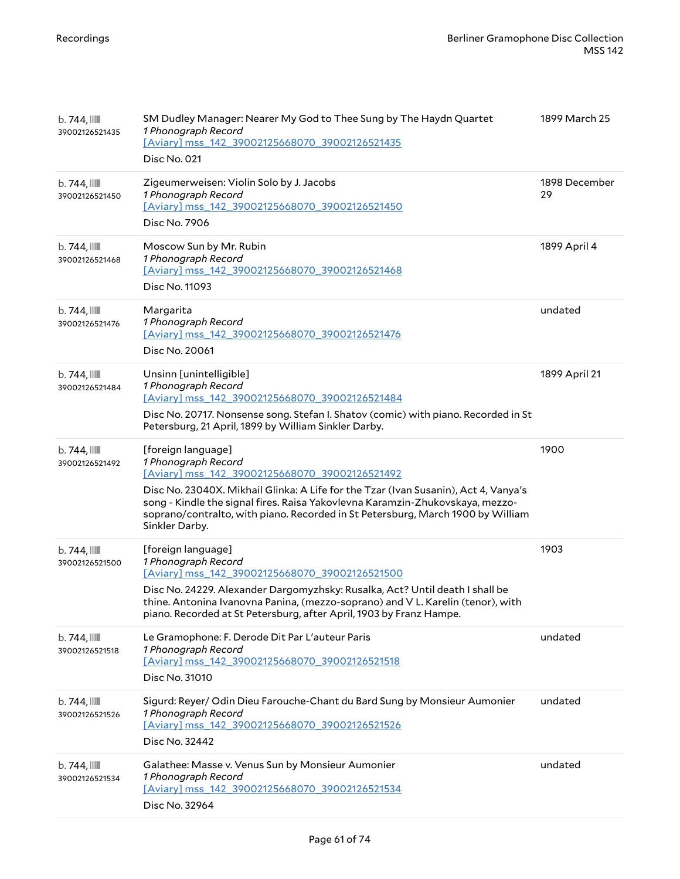| | | |
|---|---|---|
| b. 744, 39002126521435 | SM Dudley Manager: Nearer My God to Thee Sung by The Haydn Quartet<br>*1 Phonograph Record*<br>[Aviary] mss_142_39002125668070_39002126521435<br>Disc No. 021 | 1899 March 25 |
| b. 744, 39002126521450 | Zigeumerweisen: Violin Solo by J. Jacobs<br>*1 Phonograph Record*<br>[Aviary] mss_142_39002125668070_39002126521450<br>Disc No. 7906 | 1898 December 29 |
| b. 744, 39002126521468 | Moscow Sun by Mr. Rubin<br>*1 Phonograph Record*<br>[Aviary] mss_142_39002125668070_39002126521468<br>Disc No. 11093 | 1899 April 4 |
| b. 744, 39002126521476 | Margarita<br>*1 Phonograph Record*<br>[Aviary] mss_142_39002125668070_39002126521476<br>Disc No. 20061 | undated |
| b. 744, 39002126521484 | Unsinn [unintelligible]<br>*1 Phonograph Record*<br>[Aviary] mss_142_39002125668070_39002126521484<br>Disc No. 20717. Nonsense song. Stefan I. Shatov (comic) with piano. Recorded in St Petersburg, 21 April, 1899 by William Sinkler Darby. | 1899 April 21 |
| b. 744, 39002126521492 | [foreign language]<br>*1 Phonograph Record*<br>[Aviary] mss_142_39002125668070_39002126521492<br>Disc No. 23040X. Mikhail Glinka: A Life for the Tzar (Ivan Susanin), Act 4, Vanya's song - Kindle the signal fires. Raisa Yakovlevna Karamzin-Zhukovskaya, mezzo-soprano/contralto, with piano. Recorded in St Petersburg, March 1900 by William Sinkler Darby. | 1900 |
| b. 744, 39002126521500 | [foreign language]<br>*1 Phonograph Record*<br>[Aviary] mss_142_39002125668070_39002126521500<br>Disc No. 24229. Alexander Dargomyzhsky: Rusalka, Act? Until death I shall be thine. Antonina Ivanovna Panina, (mezzo-soprano) and V L. Karelin (tenor), with piano. Recorded at St Petersburg, after April, 1903 by Franz Hampe. | 1903 |
| b. 744, 39002126521518 | Le Gramophone: F. Derode Dit Par L'auteur Paris<br>*1 Phonograph Record*<br>[Aviary] mss_142_39002125668070_39002126521518<br>Disc No. 31010 | undated |
| b. 744, 39002126521526 | Sigurd: Reyer/ Odin Dieu Farouche-Chant du Bard Sung by Monsieur Aumonier<br>*1 Phonograph Record*<br>[Aviary] mss_142_39002125668070_39002126521526<br>Disc No. 32442 | undated |
| b. 744, 39002126521534 | Galathee: Masse v. Venus Sun by Monsieur Aumonier<br>*1 Phonograph Record*<br>[Aviary] mss_142_39002125668070_39002126521534<br>Disc No. 32964 | undated |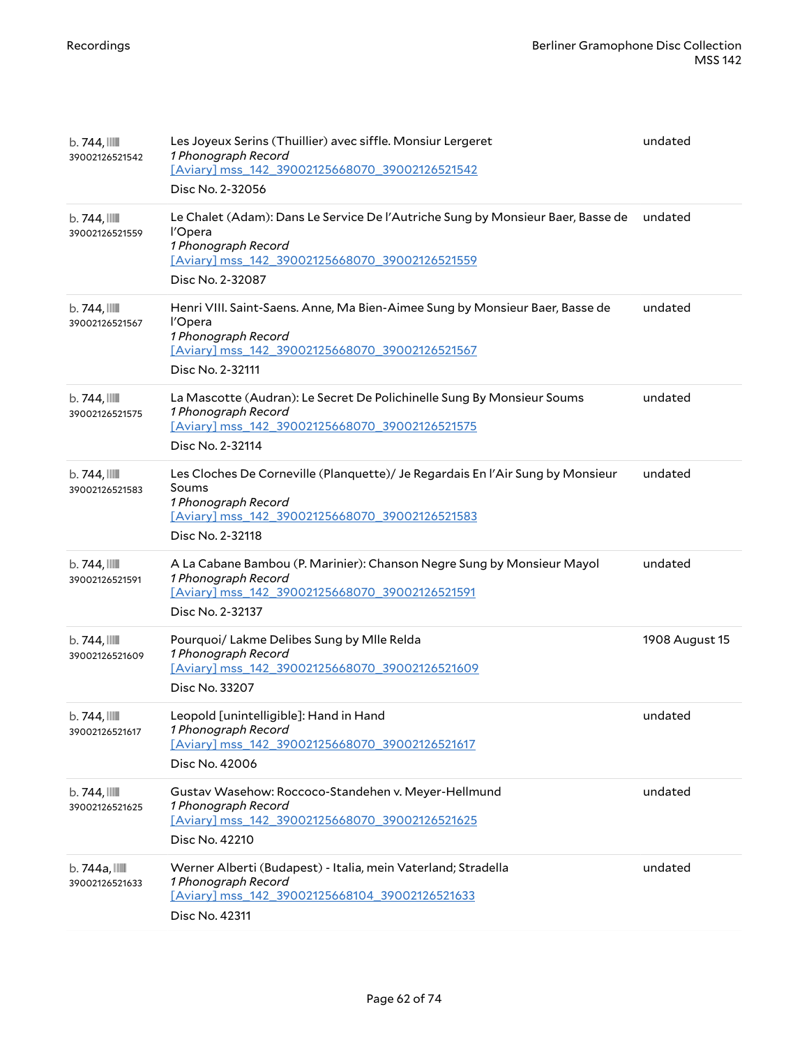| | | |
|---|---|---|
| b. 744, 39002126521542 | Les Joyeux Serins (Thuillier) avec siffle. Monsiur Lergeret<br>*1 Phonograph Record*<br>[Aviary] mss_142_39002125668070_39002126521542<br>Disc No. 2-32056 | undated |
| b. 744, 39002126521559 | Le Chalet (Adam): Dans Le Service De l'Autriche Sung by Monsieur Baer, Basse de l'Opera<br>*1 Phonograph Record*<br>[Aviary] mss_142_39002125668070_39002126521559<br>Disc No. 2-32087 | undated |
| b. 744, 39002126521567 | Henri VIII. Saint-Saens. Anne, Ma Bien-Aimee Sung by Monsieur Baer, Basse de l'Opera<br>*1 Phonograph Record*<br>[Aviary] mss_142_39002125668070_39002126521567<br>Disc No. 2-32111 | undated |
| b. 744, 39002126521575 | La Mascotte (Audran): Le Secret De Polichinelle Sung By Monsieur Soums<br>*1 Phonograph Record*<br>[Aviary] mss_142_39002125668070_39002126521575<br>Disc No. 2-32114 | undated |
| b. 744, 39002126521583 | Les Cloches De Corneville (Planquette)/ Je Regardais En l'Air Sung by Monsieur Soums<br>*1 Phonograph Record*<br>[Aviary] mss_142_39002125668070_39002126521583<br>Disc No. 2-32118 | undated |
| b. 744, 39002126521591 | A La Cabane Bambou (P. Marinier): Chanson Negre Sung by Monsieur Mayol<br>*1 Phonograph Record*<br>[Aviary] mss_142_39002125668070_39002126521591<br>Disc No. 2-32137 | undated |
| b. 744, 39002126521609 | Pourquoi/ Lakme Delibes Sung by Mlle Relda<br>*1 Phonograph Record*<br>[Aviary] mss_142_39002125668070_39002126521609<br>Disc No. 33207 | 1908 August 15 |
| b. 744, 39002126521617 | Leopold [unintelligible]: Hand in Hand<br>*1 Phonograph Record*<br>[Aviary] mss_142_39002125668070_39002126521617<br>Disc No. 42006 | undated |
| b. 744, 39002126521625 | Gustav Wasehow: Roccoco-Standehen v. Meyer-Hellmund<br>*1 Phonograph Record*<br>[Aviary] mss_142_39002125668070_39002126521625<br>Disc No. 42210 | undated |
| b. 744a, 39002126521633 | Werner Alberti (Budapest) - Italia, mein Vaterland; Stradella<br>*1 Phonograph Record*<br>[Aviary] mss_142_39002125668104_39002126521633<br>Disc No. 42311 | undated |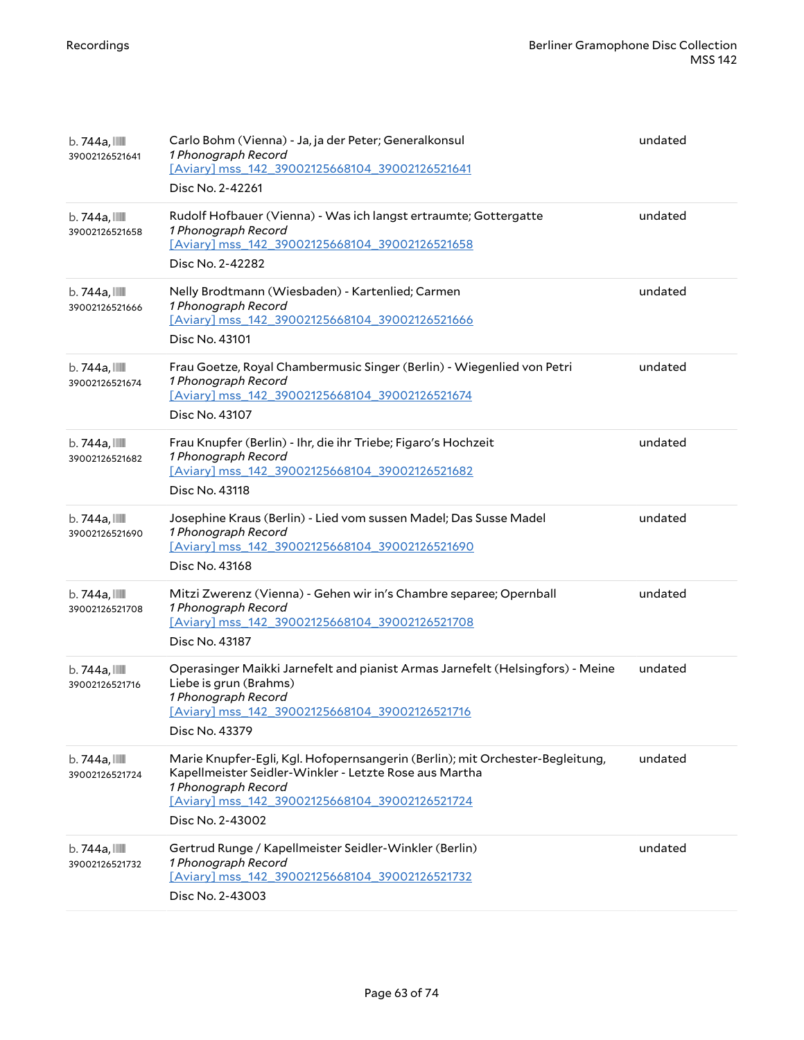| | | |
|---|---|---|
| b. 744a, 39002126521641 | Carlo Bohm (Vienna) - Ja, ja der Peter; Generalkonsul<br>*1 Phonograph Record*<br>[Aviary] mss_142_39002125668104_39002126521641<br>Disc No. 2-42261 | undated |
| b. 744a, 39002126521658 | Rudolf Hofbauer (Vienna) - Was ich langst ertraumte; Gottergatte<br>*1 Phonograph Record*<br>[Aviary] mss_142_39002125668104_39002126521658<br>Disc No. 2-42282 | undated |
| b. 744a, 39002126521666 | Nelly Brodtmann (Wiesbaden) - Kartenlied; Carmen<br>*1 Phonograph Record*<br>[Aviary] mss_142_39002125668104_39002126521666<br>Disc No. 43101 | undated |
| b. 744a, 39002126521674 | Frau Goetze, Royal Chambermusic Singer (Berlin) - Wiegenlied von Petri<br>*1 Phonograph Record*<br>[Aviary] mss_142_39002125668104_39002126521674<br>Disc No. 43107 | undated |
| b. 744a, 39002126521682 | Frau Knupfer (Berlin) - Ihr, die ihr Triebe; Figaro's Hochzeit<br>*1 Phonograph Record*<br>[Aviary] mss_142_39002125668104_39002126521682<br>Disc No. 43118 | undated |
| b. 744a, 39002126521690 | Josephine Kraus (Berlin) - Lied vom sussen Madel; Das Susse Madel<br>*1 Phonograph Record*<br>[Aviary] mss_142_39002125668104_39002126521690<br>Disc No. 43168 | undated |
| b. 744a, 39002126521708 | Mitzi Zwerenz (Vienna) - Gehen wir in's Chambre separee; Opernball<br>*1 Phonograph Record*<br>[Aviary] mss_142_39002125668104_39002126521708<br>Disc No. 43187 | undated |
| b. 744a, 39002126521716 | Operasinger Maikki Jarnefelt and pianist Armas Jarnefelt (Helsingfors) - Meine Liebe is grun (Brahms)<br>*1 Phonograph Record*<br>[Aviary] mss_142_39002125668104_39002126521716<br>Disc No. 43379 | undated |
| b. 744a, 39002126521724 | Marie Knupfer-Egli, Kgl. Hofopernsangerin (Berlin); mit Orchester-Begleitung, Kapellmeister Seidler-Winkler - Letzte Rose aus Martha<br>*1 Phonograph Record*<br>[Aviary] mss_142_39002125668104_39002126521724<br>Disc No. 2-43002 | undated |
| b. 744a, 39002126521732 | Gertrud Runge / Kapellmeister Seidler-Winkler (Berlin)<br>*1 Phonograph Record*<br>[Aviary] mss_142_39002125668104_39002126521732<br>Disc No. 2-43003 | undated |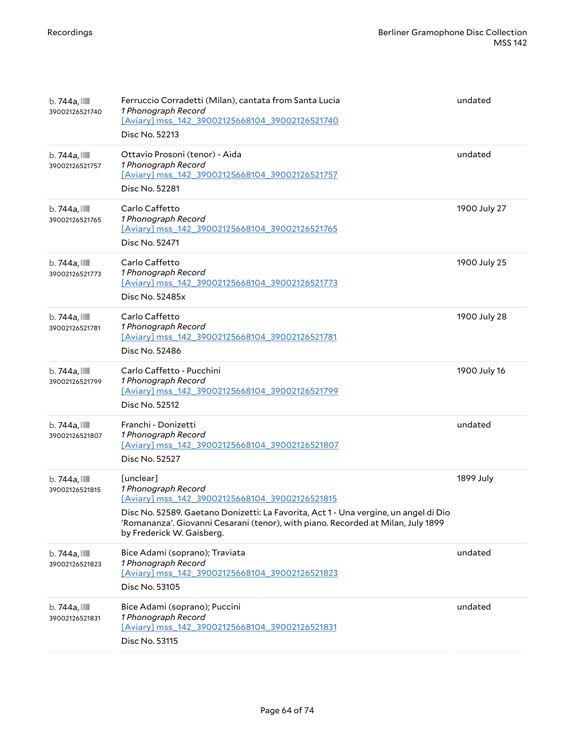| | | |
|---|---|---|
| b. 744a, 39002126521740 | Ferruccio Corradetti (Milan), cantata from Santa Lucia<br>*1 Phonograph Record*<br>[Aviary] mss_142_39002125668104_39002126521740<br>Disc No. 52213 | undated |
| b. 744a, 39002126521757 | Ottavio Prosoni (tenor) - Aida<br>*1 Phonograph Record*<br>[Aviary] mss_142_39002125668104_39002126521757<br>Disc No. 52281 | undated |
| b. 744a, 39002126521765 | Carlo Caffetto<br>*1 Phonograph Record*<br>[Aviary] mss_142_39002125668104_39002126521765<br>Disc No. 52471 | 1900 July 27 |
| b. 744a, 39002126521773 | Carlo Caffetto<br>*1 Phonograph Record*<br>[Aviary] mss_142_39002125668104_39002126521773<br>Disc No. 52485x | 1900 July 25 |
| b. 744a, 39002126521781 | Carlo Caffetto<br>*1 Phonograph Record*<br>[Aviary] mss_142_39002125668104_39002126521781<br>Disc No. 52486 | 1900 July 28 |
| b. 744a, 39002126521799 | Carlo Caffetto - Pucchini<br>*1 Phonograph Record*<br>[Aviary] mss_142_39002125668104_39002126521799<br>Disc No. 52512 | 1900 July 16 |
| b. 744a, 39002126521807 | Franchi - Donizetti<br>*1 Phonograph Record*<br>[Aviary] mss_142_39002125668104_39002126521807<br>Disc No. 52527 | undated |
| b. 744a, 39002126521815 | [unclear]<br>*1 Phonograph Record*<br>[Aviary] mss_142_39002125668104_39002126521815<br>Disc No. 52589. Gaetano Donizetti: La Favorita, Act 1 - Una vergine, un angel di Dio 'Romananza'. Giovanni Cesarani (tenor), with piano. Recorded at Milan, July 1899 by Frederick W. Gaisberg. | 1899 July |
| b. 744a, 39002126521823 | Bice Adami (soprano); Traviata<br>*1 Phonograph Record*<br>[Aviary] mss_142_39002125668104_39002126521823<br>Disc No. 53105 | undated |
| b. 744a, 39002126521831 | Bice Adami (soprano); Puccini<br>*1 Phonograph Record*<br>[Aviary] mss_142_39002125668104_39002126521831<br>Disc No. 53115 | undated |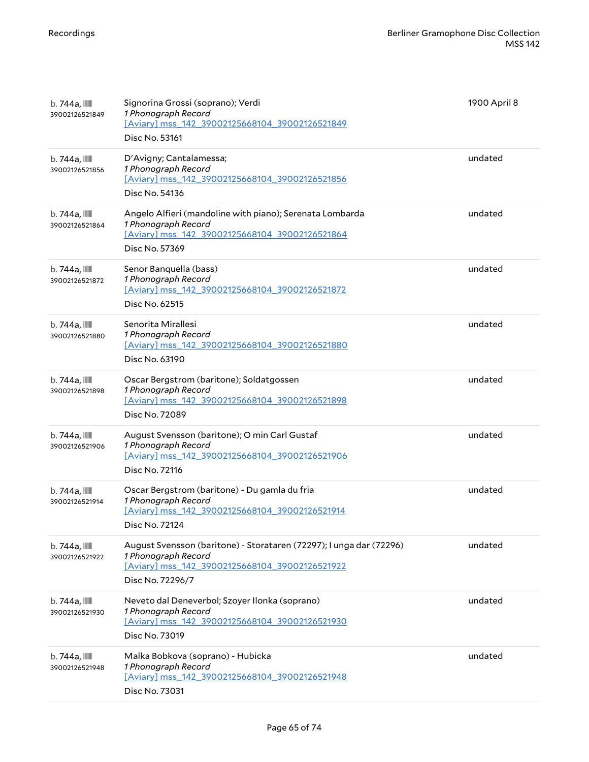| | | |
|---|---|---|
| b. 744a, 39002126521849 | Signorina Grossi (soprano); Verdi<br>*1 Phonograph Record*<br>[Aviary] mss_142_39002125668104_39002126521849<br>Disc No. 53161 | 1900 April 8 |
| b. 744a, 39002126521856 | D'Avigny; Cantalamessa;<br>*1 Phonograph Record*<br>[Aviary] mss_142_39002125668104_39002126521856<br>Disc No. 54136 | undated |
| b. 744a, 39002126521864 | Angelo Alfieri (mandoline with piano); Serenata Lombarda<br>*1 Phonograph Record*<br>[Aviary] mss_142_39002125668104_39002126521864<br>Disc No. 57369 | undated |
| b. 744a, 39002126521872 | Senor Banquella (bass)<br>*1 Phonograph Record*<br>[Aviary] mss_142_39002125668104_39002126521872<br>Disc No. 62515 | undated |
| b. 744a, 39002126521880 | Senorita Mirallesi<br>*1 Phonograph Record*<br>[Aviary] mss_142_39002125668104_39002126521880<br>Disc No. 63190 | undated |
| b. 744a, 39002126521898 | Oscar Bergstrom (baritone); Soldatgossen<br>*1 Phonograph Record*<br>[Aviary] mss_142_39002125668104_39002126521898<br>Disc No. 72089 | undated |
| b. 744a, 39002126521906 | August Svensson (baritone); O min Carl Gustaf<br>*1 Phonograph Record*<br>[Aviary] mss_142_39002125668104_39002126521906<br>Disc No. 72116 | undated |
| b. 744a, 39002126521914 | Oscar Bergstrom (baritone) - Du gamla du fria<br>*1 Phonograph Record*<br>[Aviary] mss_142_39002125668104_39002126521914<br>Disc No. 72124 | undated |
| b. 744a, 39002126521922 | August Svensson (baritone) - Storataren (72297); I unga dar (72296)<br>*1 Phonograph Record*<br>[Aviary] mss_142_39002125668104_39002126521922<br>Disc No. 72296/7 | undated |
| b. 744a, 39002126521930 | Neveto dal Deneverbol; Szoyer Ilonka (soprano)<br>*1 Phonograph Record*<br>[Aviary] mss_142_39002125668104_39002126521930<br>Disc No. 73019 | undated |
| b. 744a, 39002126521948 | Malka Bobkova (soprano) - Hubicka<br>*1 Phonograph Record*<br>[Aviary] mss_142_39002125668104_39002126521948<br>Disc No. 73031 | undated |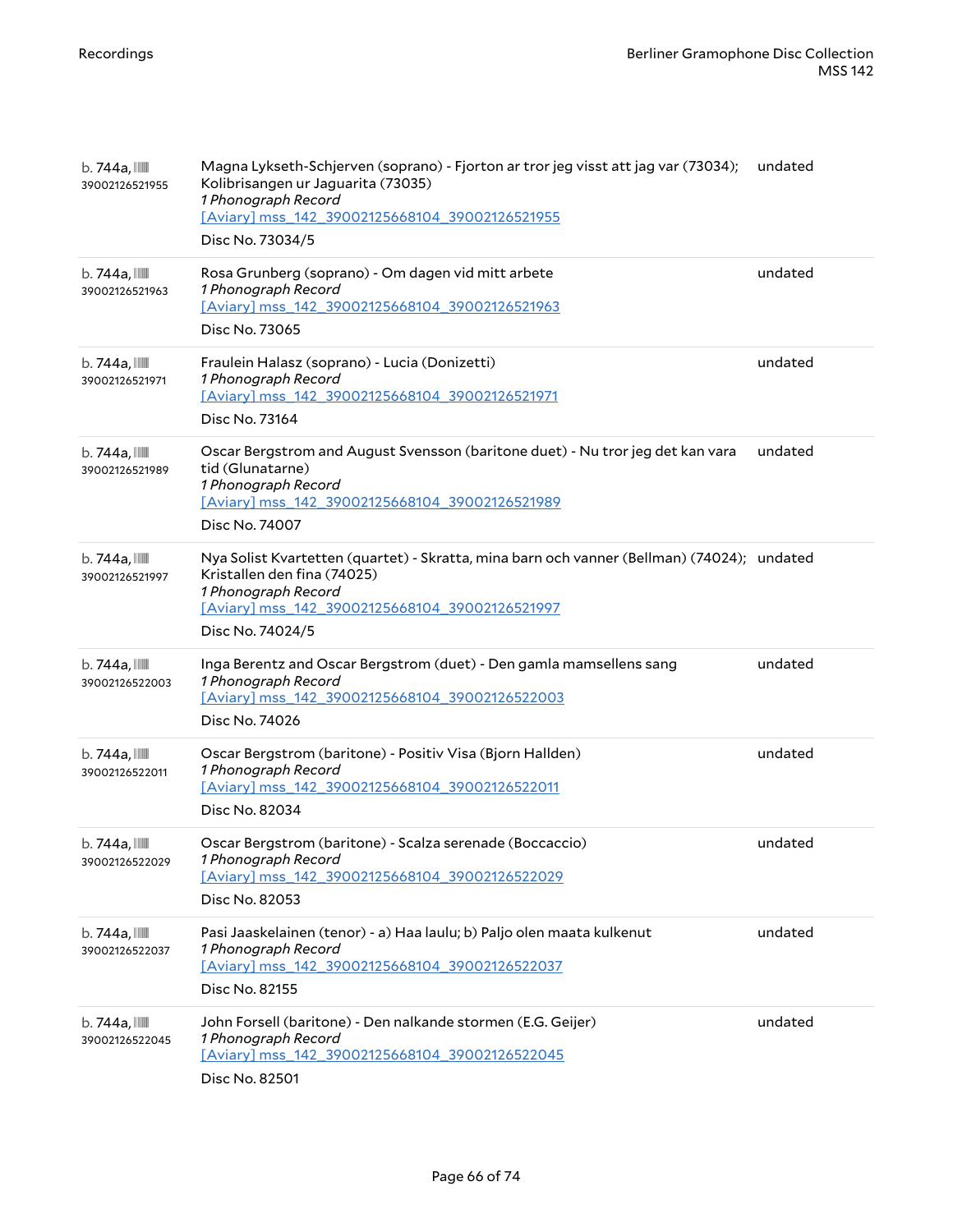| | | |
|---|---|---|
| b. 744a, 39002126521955 | Magna Lykseth-Schjerven (soprano) - Fjorton ar tror jeg visst att jag var (73034); Kolibrisangen ur Jaguarita (73035)<br>*1 Phonograph Record*<br>[Aviary] mss_142_39002125668104_39002126521955<br>Disc No. 73034/5 | undated |
| b. 744a, 39002126521963 | Rosa Grunberg (soprano) - Om dagen vid mitt arbete<br>*1 Phonograph Record*<br>[Aviary] mss_142_39002125668104_39002126521963<br>Disc No. 73065 | undated |
| b. 744a, 39002126521971 | Fraulein Halasz (soprano) - Lucia (Donizetti)<br>*1 Phonograph Record*<br>[Aviary] mss_142_39002125668104_39002126521971<br>Disc No. 73164 | undated |
| b. 744a, 39002126521989 | Oscar Bergstrom and August Svensson (baritone duet) - Nu tror jeg det kan vara tid (Glunatarne)<br>*1 Phonograph Record*<br>[Aviary] mss_142_39002125668104_39002126521989<br>Disc No. 74007 | undated |
| b. 744a, 39002126521997 | Nya Solist Kvartetten (quartet) - Skratta, mina barn och vanner (Bellman) (74024); Kristallen den fina (74025)<br>*1 Phonograph Record*<br>[Aviary] mss_142_39002125668104_39002126521997<br>Disc No. 74024/5 | undated |
| b. 744a, 39002126522003 | Inga Berentz and Oscar Bergstrom (duet) - Den gamla mamsellens sang<br>*1 Phonograph Record*<br>[Aviary] mss_142_39002125668104_39002126522003<br>Disc No. 74026 | undated |
| b. 744a, 39002126522011 | Oscar Bergstrom (baritone) - Positiv Visa (Bjorn Hallden)<br>*1 Phonograph Record*<br>[Aviary] mss_142_39002125668104_39002126522011<br>Disc No. 82034 | undated |
| b. 744a, 39002126522029 | Oscar Bergstrom (baritone) - Scalza serenade (Boccaccio)<br>*1 Phonograph Record*<br>[Aviary] mss_142_39002125668104_39002126522029<br>Disc No. 82053 | undated |
| b. 744a, 39002126522037 | Pasi Jaaskelainen (tenor) - a) Haa laulu; b) Paljo olen maata kulkenut<br>*1 Phonograph Record*<br>[Aviary] mss_142_39002125668104_39002126522037<br>Disc No. 82155 | undated |
| b. 744a, 39002126522045 | John Forsell (baritone) - Den nalkande stormen (E.G. Geijer)<br>*1 Phonograph Record*<br>[Aviary] mss_142_39002125668104_39002126522045<br>Disc No. 82501 | undated |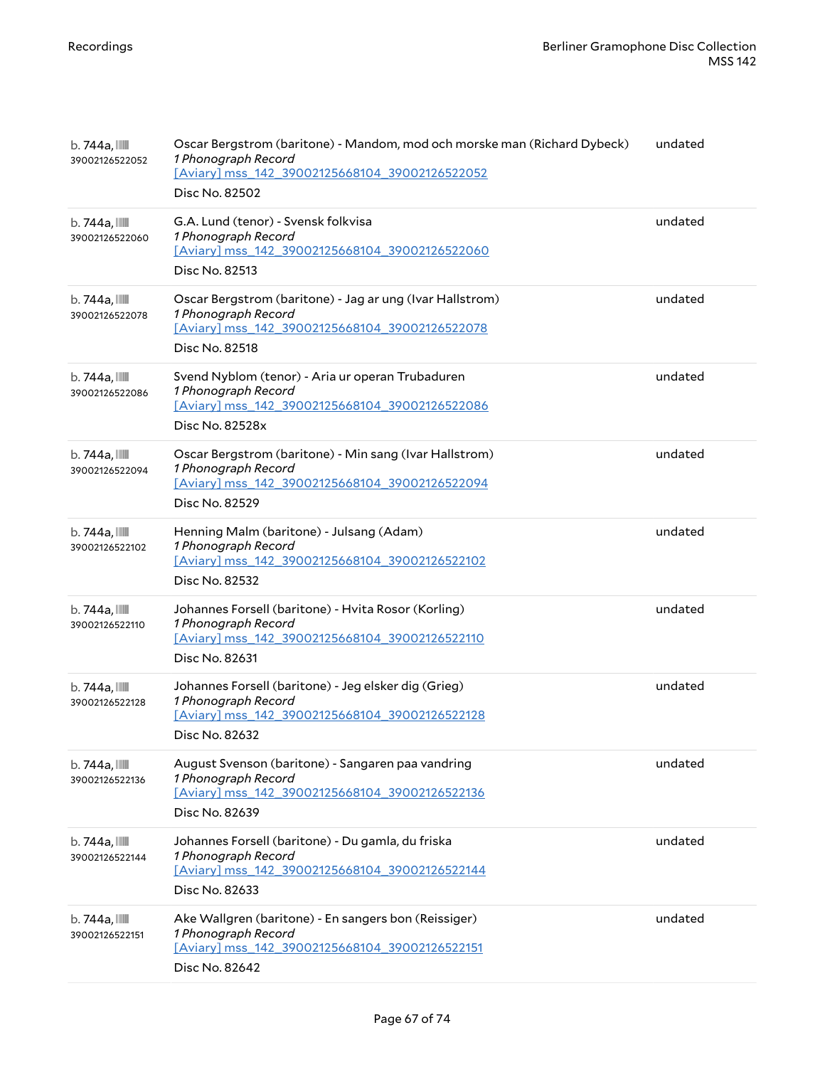| | | |
|---|---|---|
| b. 744a, 39002126522052 | Oscar Bergstrom (baritone) - Mandom, mod och morske man (Richard Dybeck)<br>*1 Phonograph Record*<br>[Aviary] mss_142_39002125668104_39002126522052<br>Disc No. 82502 | undated |
| b. 744a, 39002126522060 | G.A. Lund (tenor) - Svensk folkvisa<br>*1 Phonograph Record*<br>[Aviary] mss_142_39002125668104_39002126522060<br>Disc No. 82513 | undated |
| b. 744a, 39002126522078 | Oscar Bergstrom (baritone) - Jag ar ung (Ivar Hallstrom)<br>*1 Phonograph Record*<br>[Aviary] mss_142_39002125668104_39002126522078<br>Disc No. 82518 | undated |
| b. 744a, 39002126522086 | Svend Nyblom (tenor) - Aria ur operan Trubaduren<br>*1 Phonograph Record*<br>[Aviary] mss_142_39002125668104_39002126522086<br>Disc No. 82528x | undated |
| b. 744a, 39002126522094 | Oscar Bergstrom (baritone) - Min sang (Ivar Hallstrom)<br>*1 Phonograph Record*<br>[Aviary] mss_142_39002125668104_39002126522094<br>Disc No. 82529 | undated |
| b. 744a, 39002126522102 | Henning Malm (baritone) - Julsang (Adam)<br>*1 Phonograph Record*<br>[Aviary] mss_142_39002125668104_39002126522102<br>Disc No. 82532 | undated |
| b. 744a, 39002126522110 | Johannes Forsell (baritone) - Hvita Rosor (Korling)<br>*1 Phonograph Record*<br>[Aviary] mss_142_39002125668104_39002126522110<br>Disc No. 82631 | undated |
| b. 744a, 39002126522128 | Johannes Forsell (baritone) - Jeg elsker dig (Grieg)<br>*1 Phonograph Record*<br>[Aviary] mss_142_39002125668104_39002126522128<br>Disc No. 82632 | undated |
| b. 744a, 39002126522136 | August Svenson (baritone) - Sangaren paa vandring<br>*1 Phonograph Record*<br>[Aviary] mss_142_39002125668104_39002126522136<br>Disc No. 82639 | undated |
| b. 744a, 39002126522144 | Johannes Forsell (baritone) - Du gamla, du friska<br>*1 Phonograph Record*<br>[Aviary] mss_142_39002125668104_39002126522144<br>Disc No. 82633 | undated |
| b. 744a, 39002126522151 | Ake Wallgren (baritone) - En sangers bon (Reissiger)<br>*1 Phonograph Record*<br>[Aviary] mss_142_39002125668104_39002126522151<br>Disc No. 82642 | undated |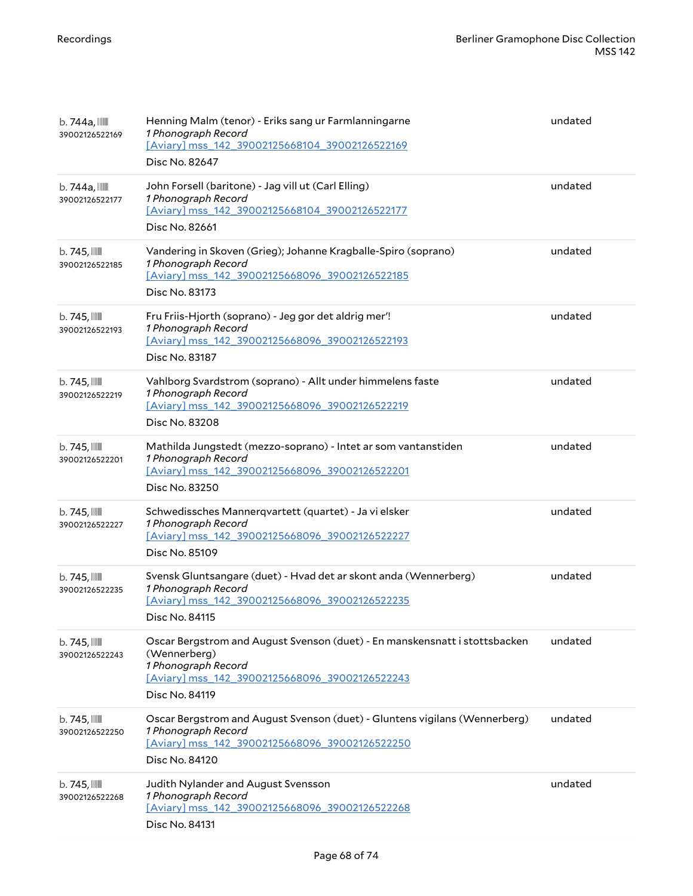| | | |
|---|---|---|
| b. 744a, 39002126522169 | Henning Malm (tenor) - Eriks sang ur Farmlanningarne<br>*1 Phonograph Record*<br>[Aviary] mss_142_39002125668104_39002126522169<br>Disc No. 82647 | undated |
| b. 744a, 39002126522177 | John Forsell (baritone) - Jag vill ut (Carl Elling)<br>*1 Phonograph Record*<br>[Aviary] mss_142_39002125668104_39002126522177<br>Disc No. 82661 | undated |
| b. 745, 39002126522185 | Vandering in Skoven (Grieg); Johanne Kragballe-Spiro (soprano)<br>*1 Phonograph Record*<br>[Aviary] mss_142_39002125668096_39002126522185<br>Disc No. 83173 | undated |
| b. 745, 39002126522193 | Fru Friis-Hjorth (soprano) - Jeg gor det aldrig mer'!<br>*1 Phonograph Record*<br>[Aviary] mss_142_39002125668096_39002126522193<br>Disc No. 83187 | undated |
| b. 745, 39002126522219 | Vahlborg Svardstrom (soprano) - Allt under himmelens faste<br>*1 Phonograph Record*<br>[Aviary] mss_142_39002125668096_39002126522219<br>Disc No. 83208 | undated |
| b. 745, 39002126522201 | Mathilda Jungstedt (mezzo-soprano) - Intet ar som vantanstiden<br>*1 Phonograph Record*<br>[Aviary] mss_142_39002125668096_39002126522201<br>Disc No. 83250 | undated |
| b. 745, 39002126522227 | Schwedissches Mannerqvartett (quartet) - Ja vi elsker<br>*1 Phonograph Record*<br>[Aviary] mss_142_39002125668096_39002126522227<br>Disc No. 85109 | undated |
| b. 745, 39002126522235 | Svensk Gluntsangare (duet) - Hvad det ar skont anda (Wennerberg)<br>*1 Phonograph Record*<br>[Aviary] mss_142_39002125668096_39002126522235<br>Disc No. 84115 | undated |
| b. 745, 39002126522243 | Oscar Bergstrom and August Svenson (duet) - En manskensnatt i stottsbacken (Wennerberg)<br>*1 Phonograph Record*<br>[Aviary] mss_142_39002125668096_39002126522243<br>Disc No. 84119 | undated |
| b. 745, 39002126522250 | Oscar Bergstrom and August Svenson (duet) - Gluntens vigilans (Wennerberg)<br>*1 Phonograph Record*<br>[Aviary] mss_142_39002125668096_39002126522250<br>Disc No. 84120 | undated |
| b. 745, 39002126522268 | Judith Nylander and August Svensson<br>*1 Phonograph Record*<br>[Aviary] mss_142_39002125668096_39002126522268<br>Disc No. 84131 | undated |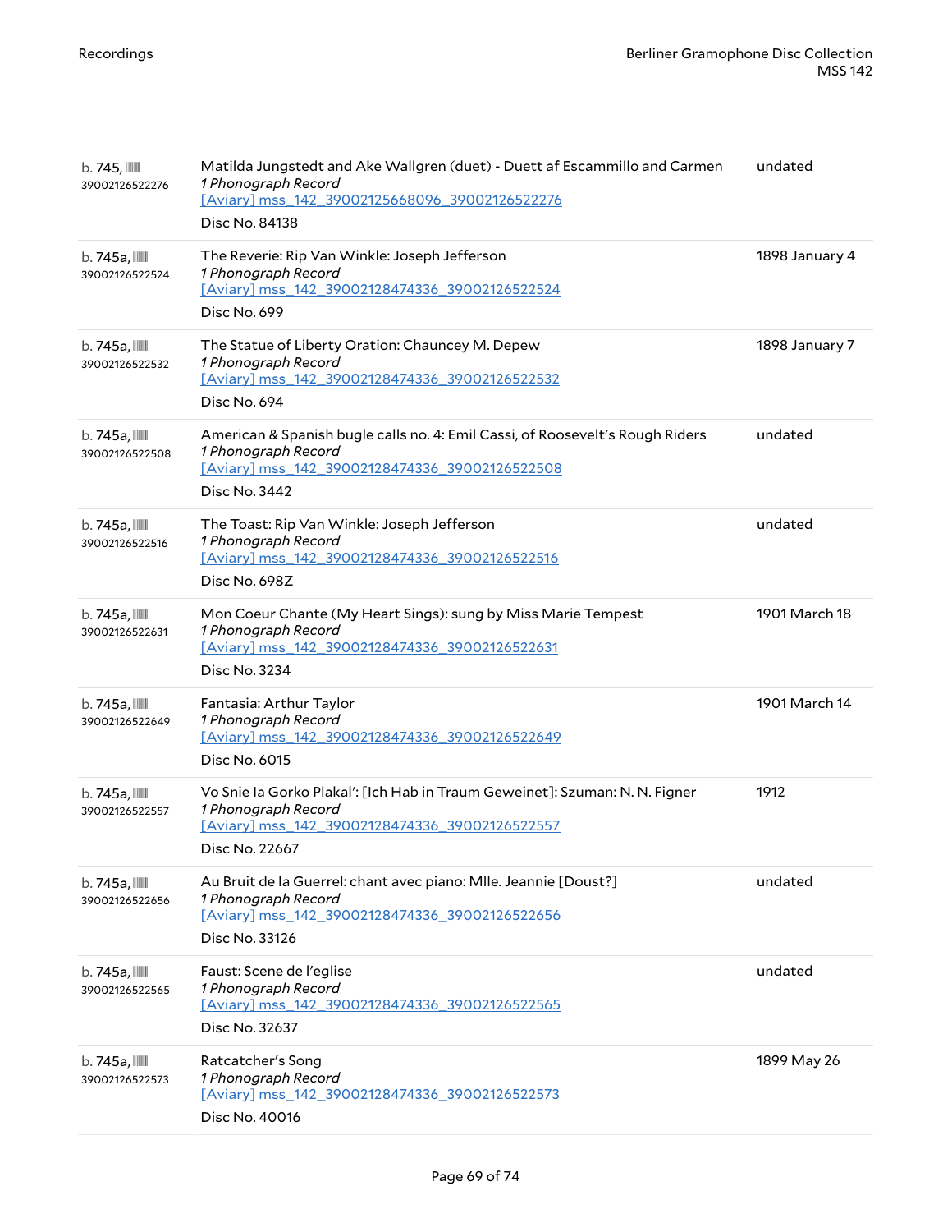| | | |
|---|---|---|
| b. 745, 39002126522276 | Matilda Jungstedt and Ake Wallgren (duet) - Duett af Escammillo and Carmen<br>*1 Phonograph Record*<br>[Aviary] mss_142_39002125668096_39002126522276<br>Disc No. 84138 | undated |
| b. 745a, 39002126522524 | The Reverie: Rip Van Winkle: Joseph Jefferson<br>*1 Phonograph Record*<br>[Aviary] mss_142_39002128474336_39002126522524<br>Disc No. 699 | 1898 January 4 |
| b. 745a, 39002126522532 | The Statue of Liberty Oration: Chauncey M. Depew<br>*1 Phonograph Record*<br>[Aviary] mss_142_39002128474336_39002126522532<br>Disc No. 694 | 1898 January 7 |
| b. 745a, 39002126522508 | American & Spanish bugle calls no. 4: Emil Cassi, of Roosevelt's Rough Riders<br>*1 Phonograph Record*<br>[Aviary] mss_142_39002128474336_39002126522508<br>Disc No. 3442 | undated |
| b. 745a, 39002126522516 | The Toast: Rip Van Winkle: Joseph Jefferson<br>*1 Phonograph Record*<br>[Aviary] mss_142_39002128474336_39002126522516<br>Disc No. 698Z | undated |
| b. 745a, 39002126522631 | Mon Coeur Chante (My Heart Sings): sung by Miss Marie Tempest<br>*1 Phonograph Record*<br>[Aviary] mss_142_39002128474336_39002126522631<br>Disc No. 3234 | 1901 March 18 |
| b. 745a, 39002126522649 | Fantasia: Arthur Taylor<br>*1 Phonograph Record*<br>[Aviary] mss_142_39002128474336_39002126522649<br>Disc No. 6015 | 1901 March 14 |
| b. 745a, 39002126522557 | Vo Snie Ia Gorko Plakal': [Ich Hab in Traum Geweinet]: Szuman: N. N. Figner<br>*1 Phonograph Record*<br>[Aviary] mss_142_39002128474336_39002126522557<br>Disc No. 22667 | 1912 |
| b. 745a, 39002126522656 | Au Bruit de la Guerrel: chant avec piano: Mlle. Jeannie [Doust?]<br>*1 Phonograph Record*<br>[Aviary] mss_142_39002128474336_39002126522656<br>Disc No. 33126 | undated |
| b. 745a, 39002126522565 | Faust: Scene de l'eglise<br>*1 Phonograph Record*<br>[Aviary] mss_142_39002128474336_39002126522565<br>Disc No. 32637 | undated |
| b. 745a, 39002126522573 | Ratcatcher's Song<br>*1 Phonograph Record*<br>[Aviary] mss_142_39002128474336_39002126522573<br>Disc No. 40016 | 1899 May 26 |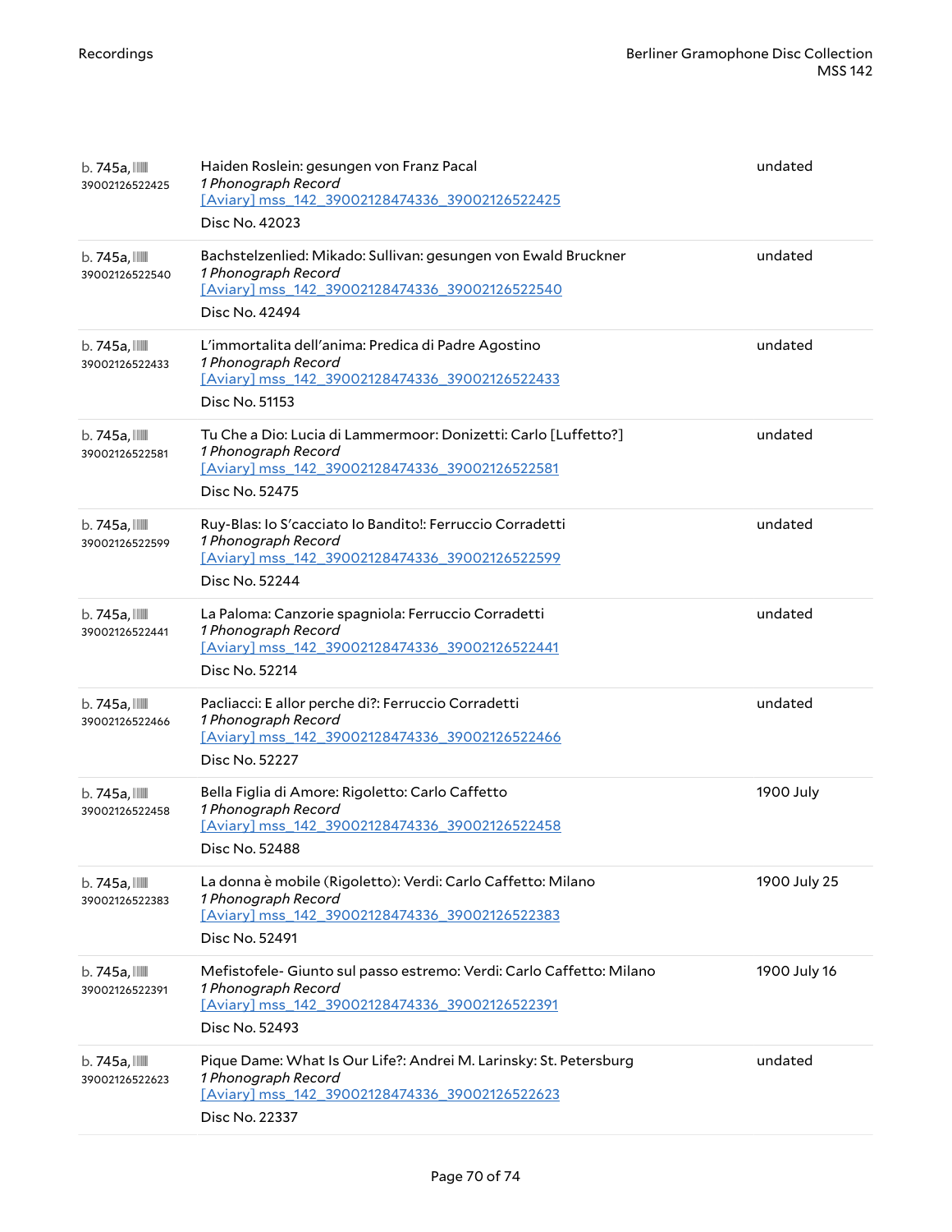| | | |
|---|---|---|
| b. 745a, 39002126522425 | Haiden Roslein: gesungen von Franz Pacal<br>*1 Phonograph Record*<br>[Aviary] mss_142_39002128474336_39002126522425<br>Disc No. 42023 | undated |
| b. 745a, 39002126522540 | Bachstelzenlied: Mikado: Sullivan: gesungen von Ewald Bruckner<br>*1 Phonograph Record*<br>[Aviary] mss_142_39002128474336_39002126522540<br>Disc No. 42494 | undated |
| b. 745a, 39002126522433 | L'immortalita dell'anima: Predica di Padre Agostino<br>*1 Phonograph Record*<br>[Aviary] mss_142_39002128474336_39002126522433<br>Disc No. 51153 | undated |
| b. 745a, 39002126522581 | Tu Che a Dio: Lucia di Lammermoor: Donizetti: Carlo [Luffetto?]<br>*1 Phonograph Record*<br>[Aviary] mss_142_39002128474336_39002126522581<br>Disc No. 52475 | undated |
| b. 745a, 39002126522599 | Ruy-Blas: Io S'cacciato Io Bandito!: Ferruccio Corradetti<br>*1 Phonograph Record*<br>[Aviary] mss_142_39002128474336_39002126522599<br>Disc No. 52244 | undated |
| b. 745a, 39002126522441 | La Paloma: Canzorie spagniola: Ferruccio Corradetti<br>*1 Phonograph Record*<br>[Aviary] mss_142_39002128474336_39002126522441<br>Disc No. 52214 | undated |
| b. 745a, 39002126522466 | Pacliacci: E allor perche di?: Ferruccio Corradetti<br>*1 Phonograph Record*<br>[Aviary] mss_142_39002128474336_39002126522466<br>Disc No. 52227 | undated |
| b. 745a, 39002126522458 | Bella Figlia di Amore: Rigoletto: Carlo Caffetto<br>*1 Phonograph Record*<br>[Aviary] mss_142_39002128474336_39002126522458<br>Disc No. 52488 | 1900 July |
| b. 745a, 39002126522383 | La donna è mobile (Rigoletto): Verdi: Carlo Caffetto: Milano<br>*1 Phonograph Record*<br>[Aviary] mss_142_39002128474336_39002126522383<br>Disc No. 52491 | 1900 July 25 |
| b. 745a, 39002126522391 | Mefistofele- Giunto sul passo estremo: Verdi: Carlo Caffetto: Milano<br>*1 Phonograph Record*<br>[Aviary] mss_142_39002128474336_39002126522391<br>Disc No. 52493 | 1900 July 16 |
| b. 745a, 39002126522623 | Pique Dame: What Is Our Life?: Andrei M. Larinsky: St. Petersburg<br>*1 Phonograph Record*<br>[Aviary] mss_142_39002128474336_39002126522623<br>Disc No. 22337 | undated |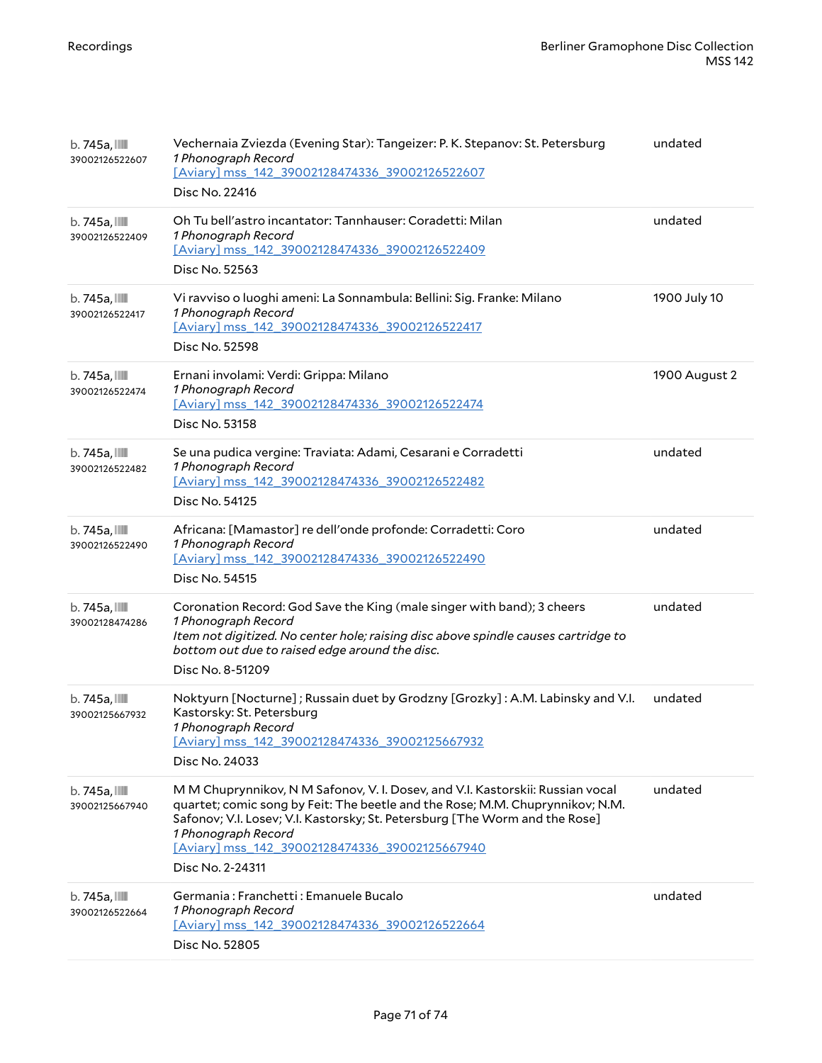| | | |
|---|---|---|
| b. 745a, 39002126522607 | Vechernaia Zviezda (Evening Star): Tangeizer: P. K. Stepanov: St. Petersburg<br>*1 Phonograph Record*<br>[Aviary] mss_142_39002128474336_39002126522607<br>Disc No. 22416 | undated |
| b. 745a, 39002126522409 | Oh Tu bell'astro incantator: Tannhauser: Coradetti: Milan<br>*1 Phonograph Record*<br>[Aviary] mss_142_39002128474336_39002126522409<br>Disc No. 52563 | undated |
| b. 745a, 39002126522417 | Vi ravviso o luoghi ameni: La Sonnambula: Bellini: Sig. Franke: Milano<br>*1 Phonograph Record*<br>[Aviary] mss_142_39002128474336_39002126522417<br>Disc No. 52598 | 1900 July 10 |
| b. 745a, 39002126522474 | Ernani involami: Verdi: Grippa: Milano<br>*1 Phonograph Record*<br>[Aviary] mss_142_39002128474336_39002126522474<br>Disc No. 53158 | 1900 August 2 |
| b. 745a, 39002126522482 | Se una pudica vergine: Traviata: Adami, Cesarani e Corradetti<br>*1 Phonograph Record*<br>[Aviary] mss_142_39002128474336_39002126522482<br>Disc No. 54125 | undated |
| b. 745a, 39002126522490 | Africana: [Mamastor] re dell'onde profonde: Corradetti: Coro<br>*1 Phonograph Record*<br>[Aviary] mss_142_39002128474336_39002126522490<br>Disc No. 54515 | undated |
| b. 745a, 39002128474286 | Coronation Record: God Save the King (male singer with band); 3 cheers<br>*1 Phonograph Record*<br>*Item not digitized. No center hole; raising disc above spindle causes cartridge to bottom out due to raised edge around the disc.*<br>Disc No. 8-51209 | undated |
| b. 745a, 39002125667932 | Noktyurn [Nocturne] ; Russain duet by Grodzny [Grozky] : A.M. Labinsky and V.I. Kastorsky: St. Petersburg<br>*1 Phonograph Record*<br>[Aviary] mss_142_39002128474336_39002125667932<br>Disc No. 24033 | undated |
| b. 745a, 39002125667940 | M M Chuprynnikov, N M Safonov, V. I. Dosev, and V.I. Kastorskii: Russian vocal quartet; comic song by Feit: The beetle and the Rose; M.M. Chuprynnikov; N.M. Safonov; V.I. Losev; V.I. Kastorsky; St. Petersburg [The Worm and the Rose]<br>*1 Phonograph Record*<br>[Aviary] mss_142_39002128474336_39002125667940<br>Disc No. 2-24311 | undated |
| b. 745a, 39002126522664 | Germania : Franchetti : Emanuele Bucalo<br>*1 Phonograph Record*<br>[Aviary] mss_142_39002128474336_39002126522664<br>Disc No. 52805 | undated |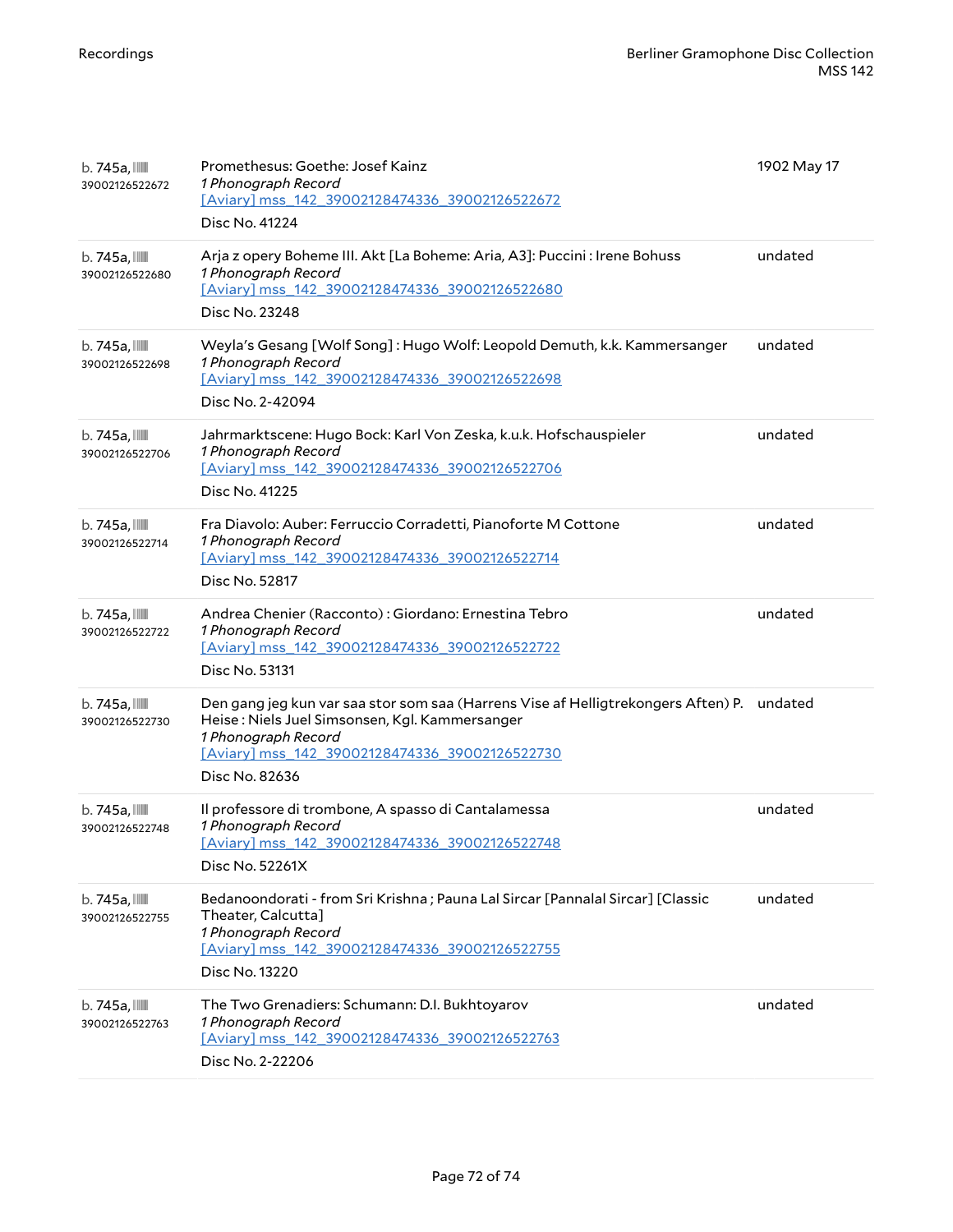| | | |
|---|---|---|
| b. 745a, 39002126522672 | Promethesus: Goethe: Josef Kainz<br>*1 Phonograph Record*<br>[Aviary] mss_142_39002128474336_39002126522672<br>Disc No. 41224 | 1902 May 17 |
| b. 745a, 39002126522680 | Arja z opery Boheme III. Akt [La Boheme: Aria, A3]: Puccini : Irene Bohuss<br>*1 Phonograph Record*<br>[Aviary] mss_142_39002128474336_39002126522680<br>Disc No. 23248 | undated |
| b. 745a, 39002126522698 | Weyla's Gesang [Wolf Song] : Hugo Wolf: Leopold Demuth, k.k. Kammersanger<br>*1 Phonograph Record*<br>[Aviary] mss_142_39002128474336_39002126522698<br>Disc No. 2-42094 | undated |
| b. 745a, 39002126522706 | Jahrmarktscene: Hugo Bock: Karl Von Zeska, k.u.k. Hofschauspieler<br>*1 Phonograph Record*<br>[Aviary] mss_142_39002128474336_39002126522706<br>Disc No. 41225 | undated |
| b. 745a, 39002126522714 | Fra Diavolo: Auber: Ferruccio Corradetti, Pianoforte M Cottone<br>*1 Phonograph Record*<br>[Aviary] mss_142_39002128474336_39002126522714<br>Disc No. 52817 | undated |
| b. 745a, 39002126522722 | Andrea Chenier (Racconto) : Giordano: Ernestina Tebro<br>*1 Phonograph Record*<br>[Aviary] mss_142_39002128474336_39002126522722<br>Disc No. 53131 | undated |
| b. 745a, 39002126522730 | Den gang jeg kun var saa stor som saa (Harrens Vise af Helligtrekongers Aften) P. Heise : Niels Juel Simsonsen, Kgl. Kammersanger<br>*1 Phonograph Record*<br>[Aviary] mss_142_39002128474336_39002126522730<br>Disc No. 82636 | undated |
| b. 745a, 39002126522748 | Il professore di trombone, A spasso di Cantalamessa<br>*1 Phonograph Record*<br>[Aviary] mss_142_39002128474336_39002126522748<br>Disc No. 52261X | undated |
| b. 745a, 39002126522755 | Bedanoondorati - from Sri Krishna ; Pauna Lal Sircar [Pannalal Sircar] [Classic Theater, Calcutta]<br>*1 Phonograph Record*<br>[Aviary] mss_142_39002128474336_39002126522755<br>Disc No. 13220 | undated |
| b. 745a, 39002126522763 | The Two Grenadiers: Schumann: D.I. Bukhtoyarov<br>*1 Phonograph Record*<br>[Aviary] mss_142_39002128474336_39002126522763<br>Disc No. 2-22206 | undated |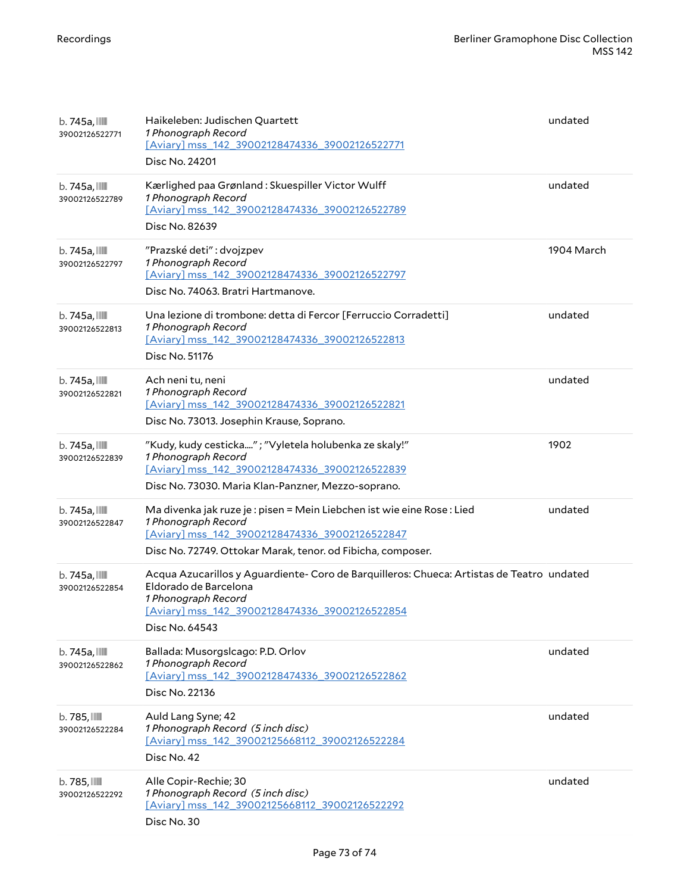| | | |
|---|---|---|
| b. 745a, 39002126522771 | Haikeleben: Judischen Quartett<br>*1 Phonograph Record*<br>[Aviary] mss_142_39002128474336_39002126522771<br>Disc No. 24201 | undated |
| b. 745a, 39002126522789 | Kærlighed paa Grønland : Skuespiller Victor Wulff<br>*1 Phonograph Record*<br>[Aviary] mss_142_39002128474336_39002126522789<br>Disc No. 82639 | undated |
| b. 745a, 39002126522797 | "Prazské deti" : dvojzpev<br>*1 Phonograph Record*<br>[Aviary] mss_142_39002128474336_39002126522797<br>Disc No. 74063. Bratri Hartmanove. | 1904 March |
| b. 745a, 39002126522813 | Una lezione di trombone: detta di Fercor [Ferruccio Corradetti]<br>*1 Phonograph Record*<br>[Aviary] mss_142_39002128474336_39002126522813<br>Disc No. 51176 | undated |
| b. 745a, 39002126522821 | Ach neni tu, neni<br>*1 Phonograph Record*<br>[Aviary] mss_142_39002128474336_39002126522821<br>Disc No. 73013. Josephin Krause, Soprano. | undated |
| b. 745a, 39002126522839 | "Kudy, kudy cesticka...." ; "Vyletela holubenka ze skaly!"<br>*1 Phonograph Record*<br>[Aviary] mss_142_39002128474336_39002126522839<br>Disc No. 73030. Maria Klan-Panzner, Mezzo-soprano. | 1902 |
| b. 745a, 39002126522847 | Ma divenka jak ruze je : pisen = Mein Liebchen ist wie eine Rose : Lied<br>*1 Phonograph Record*<br>[Aviary] mss_142_39002128474336_39002126522847<br>Disc No. 72749. Ottokar Marak, tenor. od Fibicha, composer. | undated |
| b. 745a, 39002126522854 | Acqua Azucarillos y Aguardiente- Coro de Barquilleros: Chueca: Artistas de Teatro Eldorado de Barcelona<br>*1 Phonograph Record*<br>[Aviary] mss_142_39002128474336_39002126522854<br>Disc No. 64543 | undated |
| b. 745a, 39002126522862 | Ballada: Musorgslcago: P.D. Orlov<br>*1 Phonograph Record*<br>[Aviary] mss_142_39002128474336_39002126522862<br>Disc No. 22136 | undated |
| b. 785, 39002126522284 | Auld Lang Syne; 42<br>*1 Phonograph Record (5 inch disc)*<br>[Aviary] mss_142_39002125668112_39002126522284<br>Disc No. 42 | undated |
| b. 785, 39002126522292 | Alle Copir-Rechie; 30<br>*1 Phonograph Record (5 inch disc)*<br>[Aviary] mss_142_39002125668112_39002126522292<br>Disc No. 30 | undated |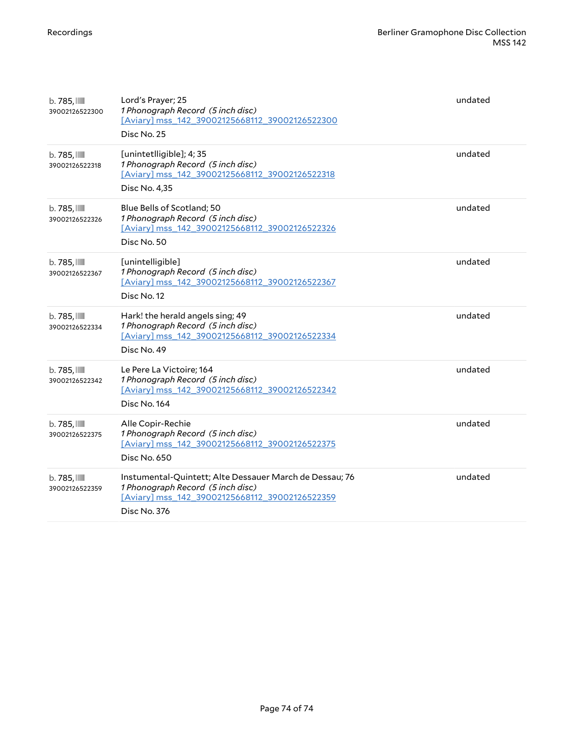| | | |
|---|---|---|
| b. 785, 39002126522300 | Lord's Prayer; 25<br>*1 Phonograph Record (5 inch disc)*<br>[Aviary] mss_142_39002125668112_39002126522300<br>Disc No. 25 | undated |
| b. 785, 39002126522318 | [unintetlligible]; 4; 35<br>*1 Phonograph Record (5 inch disc)*<br>[Aviary] mss_142_39002125668112_39002126522318<br>Disc No. 4,35 | undated |
| b. 785, 39002126522326 | Blue Bells of Scotland; 50<br>*1 Phonograph Record (5 inch disc)*<br>[Aviary] mss_142_39002125668112_39002126522326<br>Disc No. 50 | undated |
| b. 785, 39002126522367 | [unintelligible]<br>*1 Phonograph Record (5 inch disc)*<br>[Aviary] mss_142_39002125668112_39002126522367<br>Disc No. 12 | undated |
| b. 785, 39002126522334 | Hark! the herald angels sing; 49<br>*1 Phonograph Record (5 inch disc)*<br>[Aviary] mss_142_39002125668112_39002126522334<br>Disc No. 49 | undated |
| b. 785, 39002126522342 | Le Pere La Victoire; 164<br>*1 Phonograph Record (5 inch disc)*<br>[Aviary] mss_142_39002125668112_39002126522342<br>Disc No. 164 | undated |
| b. 785, 39002126522375 | Alle Copir-Rechie<br>*1 Phonograph Record (5 inch disc)*<br>[Aviary] mss_142_39002125668112_39002126522375<br>Disc No. 650 | undated |
| b. 785, 39002126522359 | Instumental-Quintett; Alte Dessauer March de Dessau; 76<br>*1 Phonograph Record (5 inch disc)*<br>[Aviary] mss_142_39002125668112_39002126522359<br>Disc No. 376 | undated |